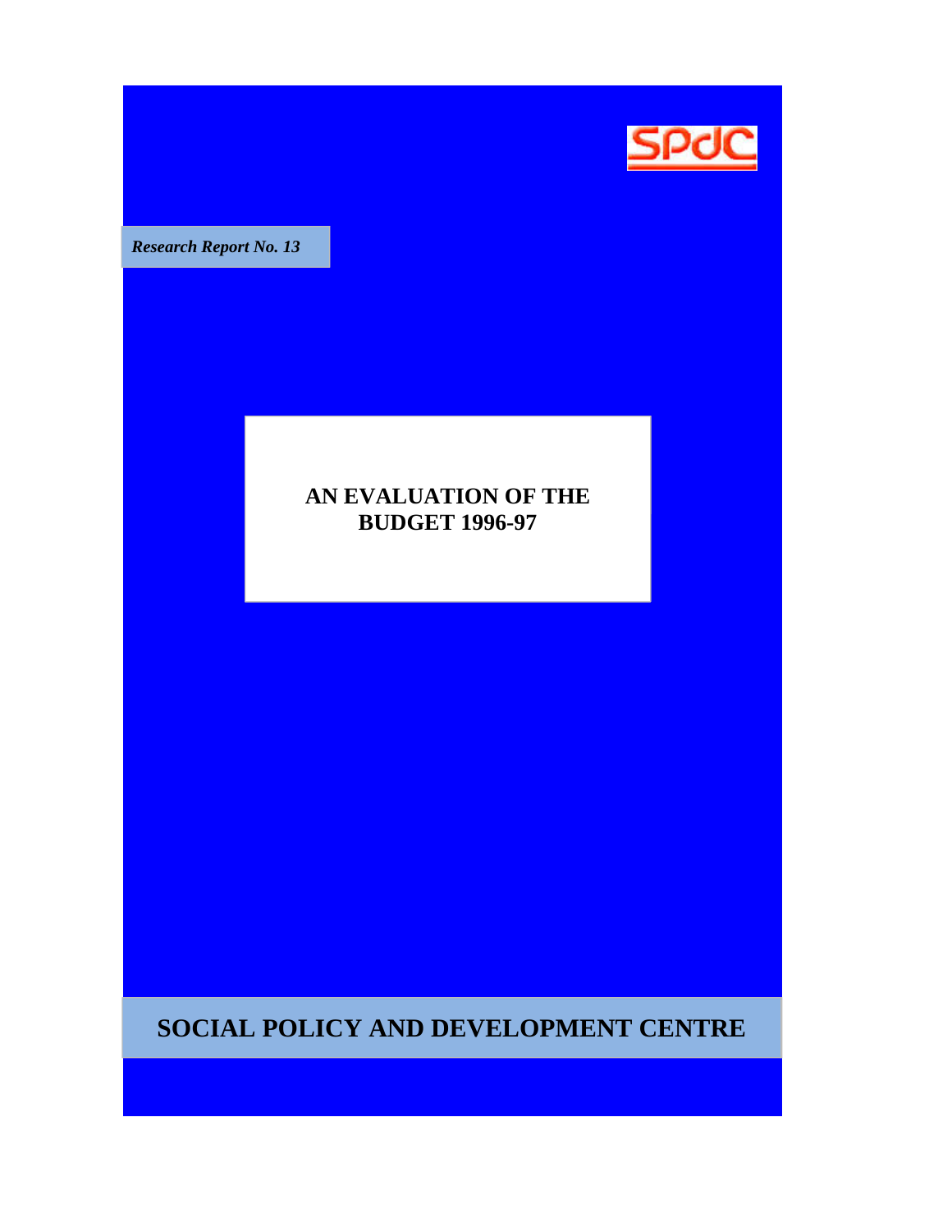SPDC

*Research Report No. 13*

# AN EVALUATION OF THE BUDGET 1996-97

**SOCIAL POLICY AND DEVELOPMENT CENTRE**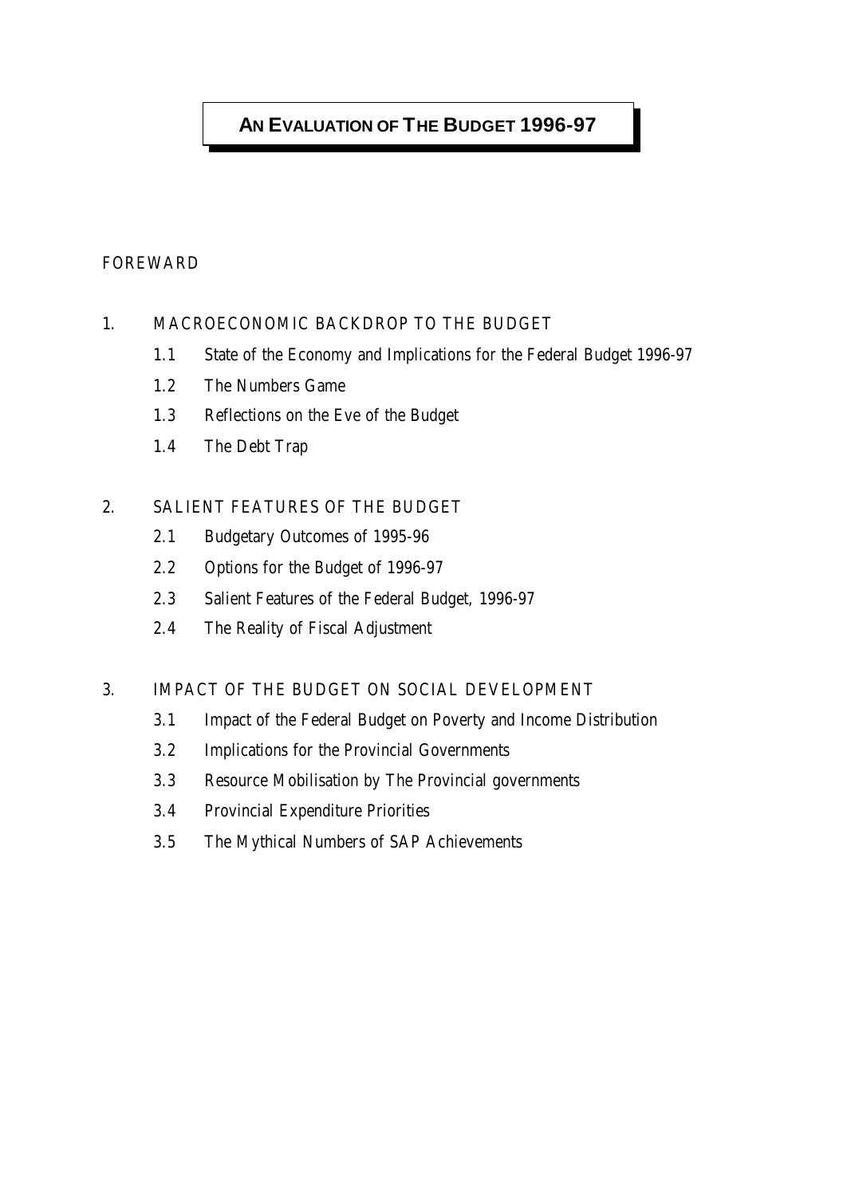# AN EVALUATION OF THE BUDGET 1996-97

FOREWARD

1. MACROECONOMIC BACKDROP TO THE BUDGET
   - 1.1 State of the Economy and Implications for the Federal Budget 1996-97
   - 1.2 The Numbers Game
   - 1.3 Reflections on the Eve of the Budget
   - 1.4 The Debt Trap

2. SALIENT FEATURES OF THE BUDGET
   - 2.1 Budgetary Outcomes of 1995-96
   - 2.2 Options for the Budget of 1996-97
   - 2.3 Salient Features of the Federal Budget, 1996-97
   - 2.4 The Reality of Fiscal Adjustment

3. IMPACT OF THE BUDGET ON SOCIAL DEVELOPMENT
   - 3.1 Impact of the Federal Budget on Poverty and Income Distribution
   - 3.2 Implications for the Provincial Governments
   - 3.3 Resource Mobilisation by The Provincial governments
   - 3.4 Provincial Expenditure Priorities
   - 3.5 The Mythical Numbers of SAP Achievements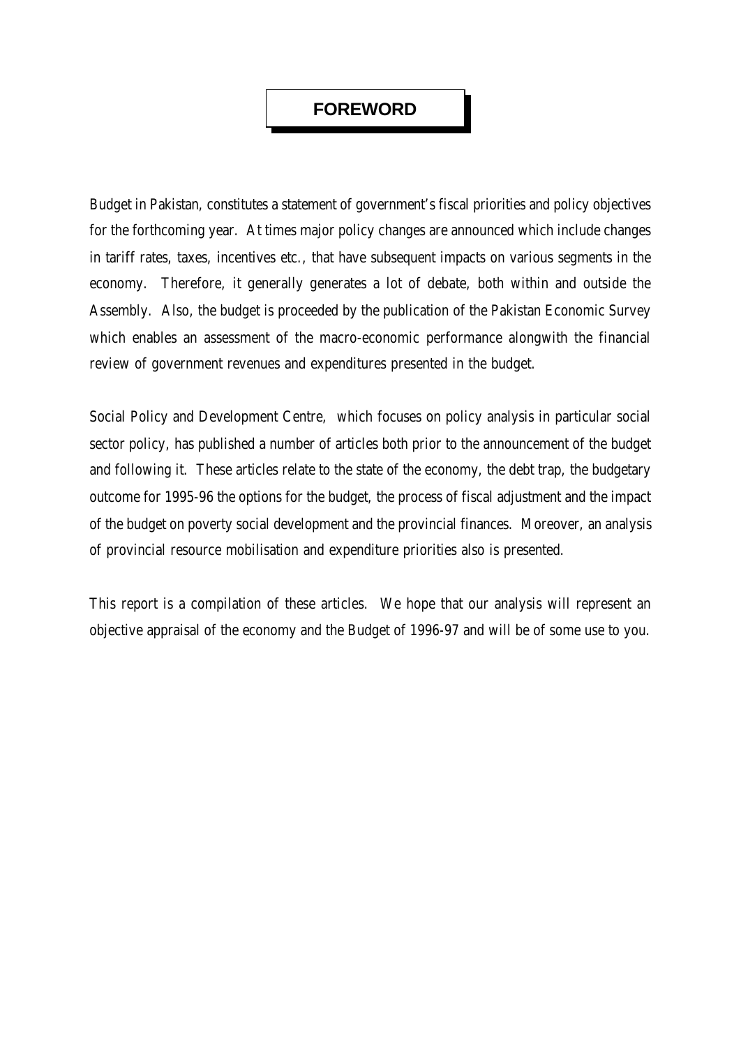# FOREWORD

Budget in Pakistan, constitutes a statement of government's fiscal priorities and policy objectives for the forthcoming year. At times major policy changes are announced which include changes in tariff rates, taxes, incentives etc., that have subsequent impacts on various segments in the economy. Therefore, it generally generates a lot of debate, both within and outside the Assembly. Also, the budget is proceeded by the publication of the Pakistan Economic Survey which enables an assessment of the macro-economic performance alongwith the financial review of government revenues and expenditures presented in the budget.

Social Policy and Development Centre, which focuses on policy analysis in particular social sector policy, has published a number of articles both prior to the announcement of the budget and following it. These articles relate to the state of the economy, the debt trap, the budgetary outcome for 1995-96 the options for the budget, the process of fiscal adjustment and the impact of the budget on poverty social development and the provincial finances. Moreover, an analysis of provincial resource mobilisation and expenditure priorities also is presented.

This report is a compilation of these articles. We hope that our analysis will represent an objective appraisal of the economy and the Budget of 1996-97 and will be of some use to you.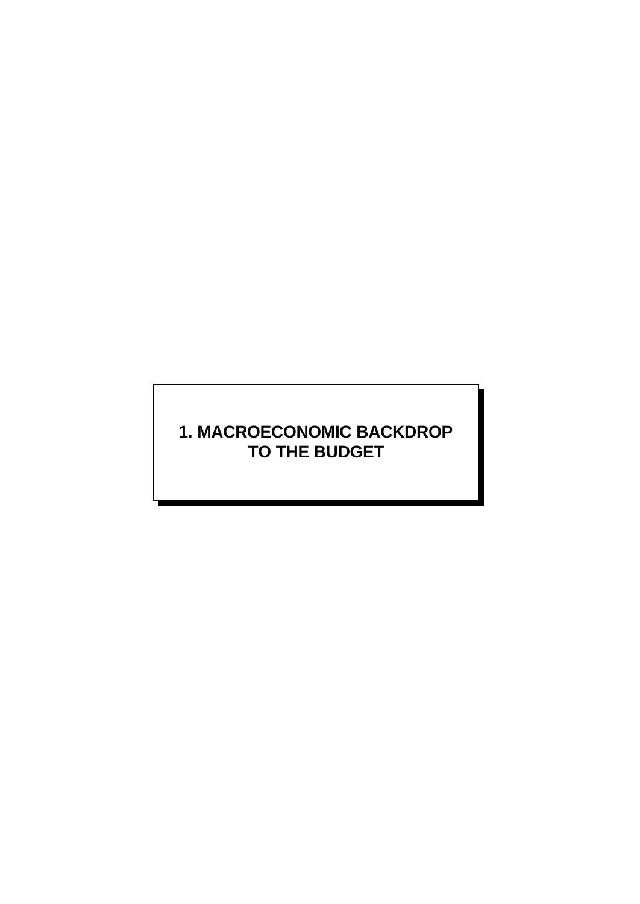# 1. MACROECONOMIC BACKDROP TO THE BUDGET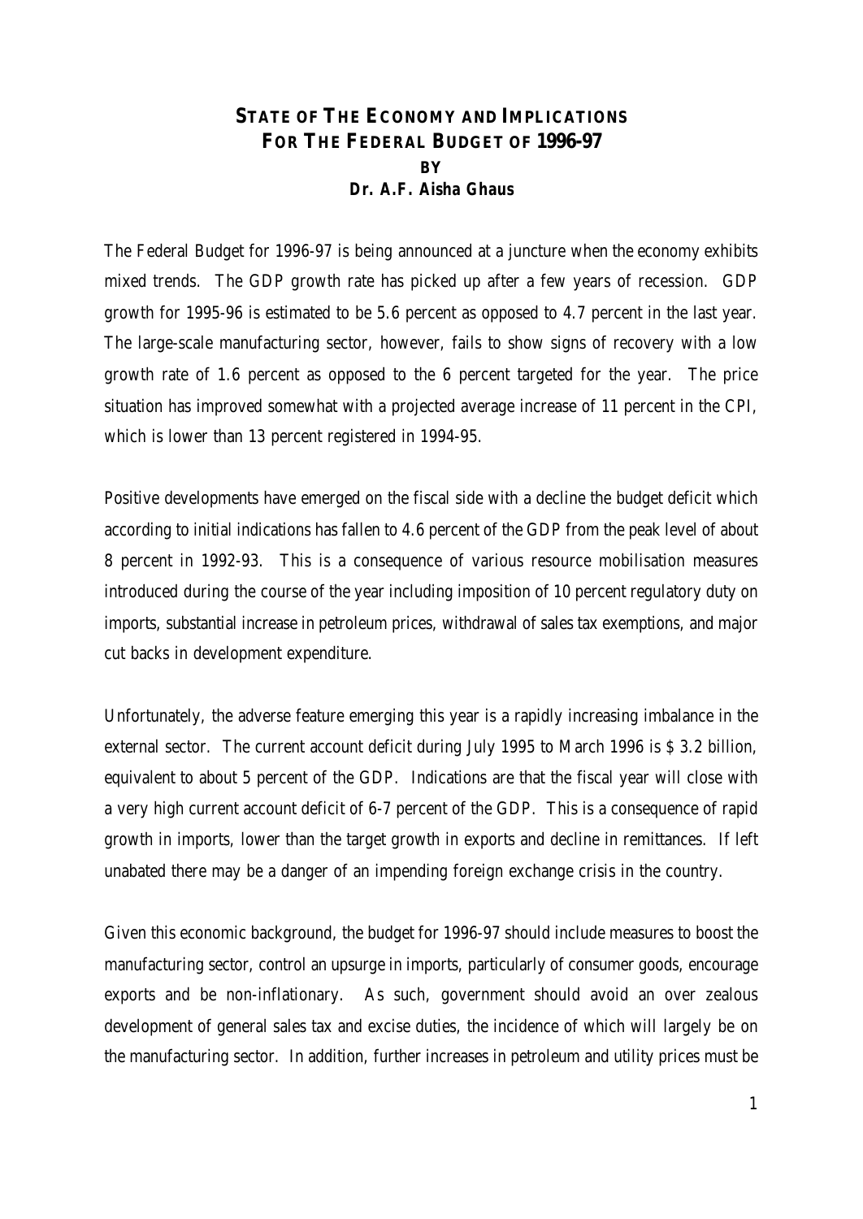# STATE OF THE ECONOMY AND IMPLICATIONS FOR THE FEDERAL BUDGET OF 1996-97

**BY**

**Dr. A.F. Aisha Ghaus**

The Federal Budget for 1996-97 is being announced at a juncture when the economy exhibits mixed trends. The GDP growth rate has picked up after a few years of recession. GDP growth for 1995-96 is estimated to be 5.6 percent as opposed to 4.7 percent in the last year. The large-scale manufacturing sector, however, fails to show signs of recovery with a low growth rate of 1.6 percent as opposed to the 6 percent targeted for the year. The price situation has improved somewhat with a projected average increase of 11 percent in the CPI, which is lower than 13 percent registered in 1994-95.

Positive developments have emerged on the fiscal side with a decline the budget deficit which according to initial indications has fallen to 4.6 percent of the GDP from the peak level of about 8 percent in 1992-93. This is a consequence of various resource mobilisation measures introduced during the course of the year including imposition of 10 percent regulatory duty on imports, substantial increase in petroleum prices, withdrawal of sales tax exemptions, and major cut backs in development expenditure.

Unfortunately, the adverse feature emerging this year is a rapidly increasing imbalance in the external sector. The current account deficit during July 1995 to March 1996 is $ 3.2 billion, equivalent to about 5 percent of the GDP. Indications are that the fiscal year will close with a very high current account deficit of 6-7 percent of the GDP. This is a consequence of rapid growth in imports, lower than the target growth in exports and decline in remittances. If left unabated there may be a danger of an impending foreign exchange crisis in the country.

Given this economic background, the budget for 1996-97 should include measures to boost the manufacturing sector, control an upsurge in imports, particularly of consumer goods, encourage exports and be non-inflationary. As such, government should avoid an over zealous development of general sales tax and excise duties, the incidence of which will largely be on the manufacturing sector. In addition, further increases in petroleum and utility prices must be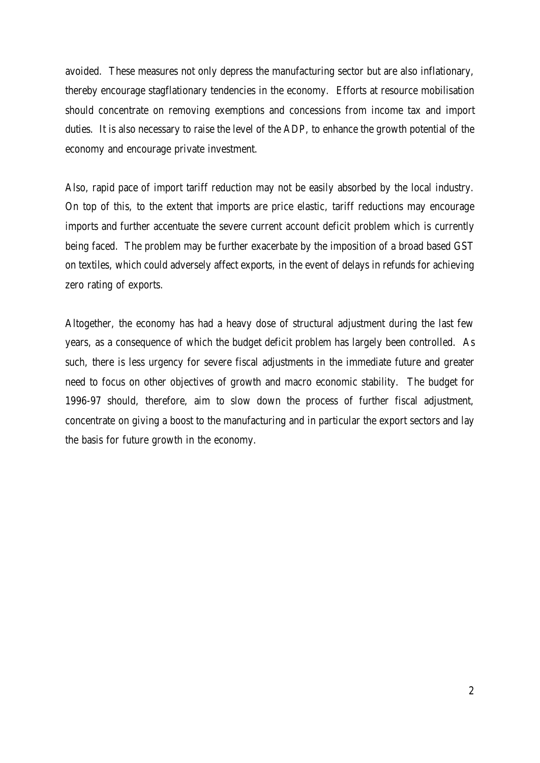avoided. These measures not only depress the manufacturing sector but are also inflationary, thereby encourage stagflationary tendencies in the economy. Efforts at resource mobilisation should concentrate on removing exemptions and concessions from income tax and import duties. It is also necessary to raise the level of the ADP, to enhance the growth potential of the economy and encourage private investment.

Also, rapid pace of import tariff reduction may not be easily absorbed by the local industry. On top of this, to the extent that imports are price elastic, tariff reductions may encourage imports and further accentuate the severe current account deficit problem which is currently being faced. The problem may be further exacerbate by the imposition of a broad based GST on textiles, which could adversely affect exports, in the event of delays in refunds for achieving zero rating of exports.

Altogether, the economy has had a heavy dose of structural adjustment during the last few years, as a consequence of which the budget deficit problem has largely been controlled. As such, there is less urgency for severe fiscal adjustments in the immediate future and greater need to focus on other objectives of growth and macro economic stability. The budget for 1996-97 should, therefore, aim to slow down the process of further fiscal adjustment, concentrate on giving a boost to the manufacturing and in particular the export sectors and lay the basis for future growth in the economy.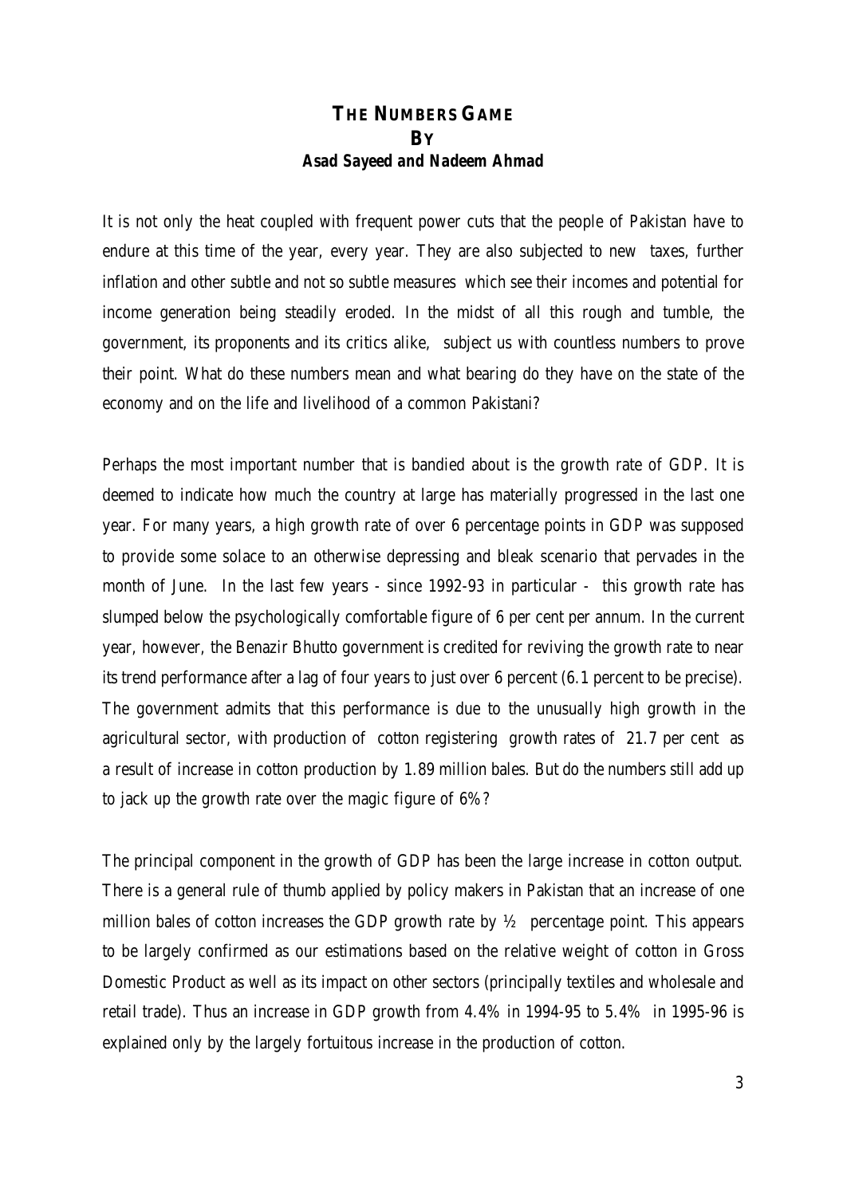# THE NUMBERS GAME

**BY**

***Asad Sayeed and Nadeem Ahmad***

It is not only the heat coupled with frequent power cuts that the people of Pakistan have to endure at this time of the year, every year. They are also subjected to new taxes, further inflation and other subtle and not so subtle measures which see their incomes and potential for income generation being steadily eroded. In the midst of all this rough and tumble, the government, its proponents and its critics alike, subject us with countless numbers to prove their point. What do these numbers mean and what bearing do they have on the state of the economy and on the life and livelihood of a common Pakistani?

Perhaps the most important number that is bandied about is the growth rate of GDP. It is deemed to indicate how much the country at large has materially progressed in the last one year. For many years, a high growth rate of over 6 percentage points in GDP was supposed to provide some solace to an otherwise depressing and bleak scenario that pervades in the month of June. In the last few years - since 1992-93 in particular - this growth rate has slumped below the psychologically comfortable figure of 6 per cent per annum. In the current year, however, the Benazir Bhutto government is credited for reviving the growth rate to near its trend performance after a lag of four years to just over 6 percent (6.1 percent to be precise). The government admits that this performance is due to the unusually high growth in the agricultural sector, with production of cotton registering growth rates of 21.7 per cent as a result of increase in cotton production by 1.89 million bales. But do the numbers still add up to jack up the growth rate over the magic figure of 6%?

The principal component in the growth of GDP has been the large increase in cotton output. There is a general rule of thumb applied by policy makers in Pakistan that an increase of one million bales of cotton increases the GDP growth rate by ½ percentage point. This appears to be largely confirmed as our estimations based on the relative weight of cotton in Gross Domestic Product as well as its impact on other sectors (principally textiles and wholesale and retail trade). Thus an increase in GDP growth from 4.4% in 1994-95 to 5.4% in 1995-96 is explained only by the largely fortuitous increase in the production of cotton.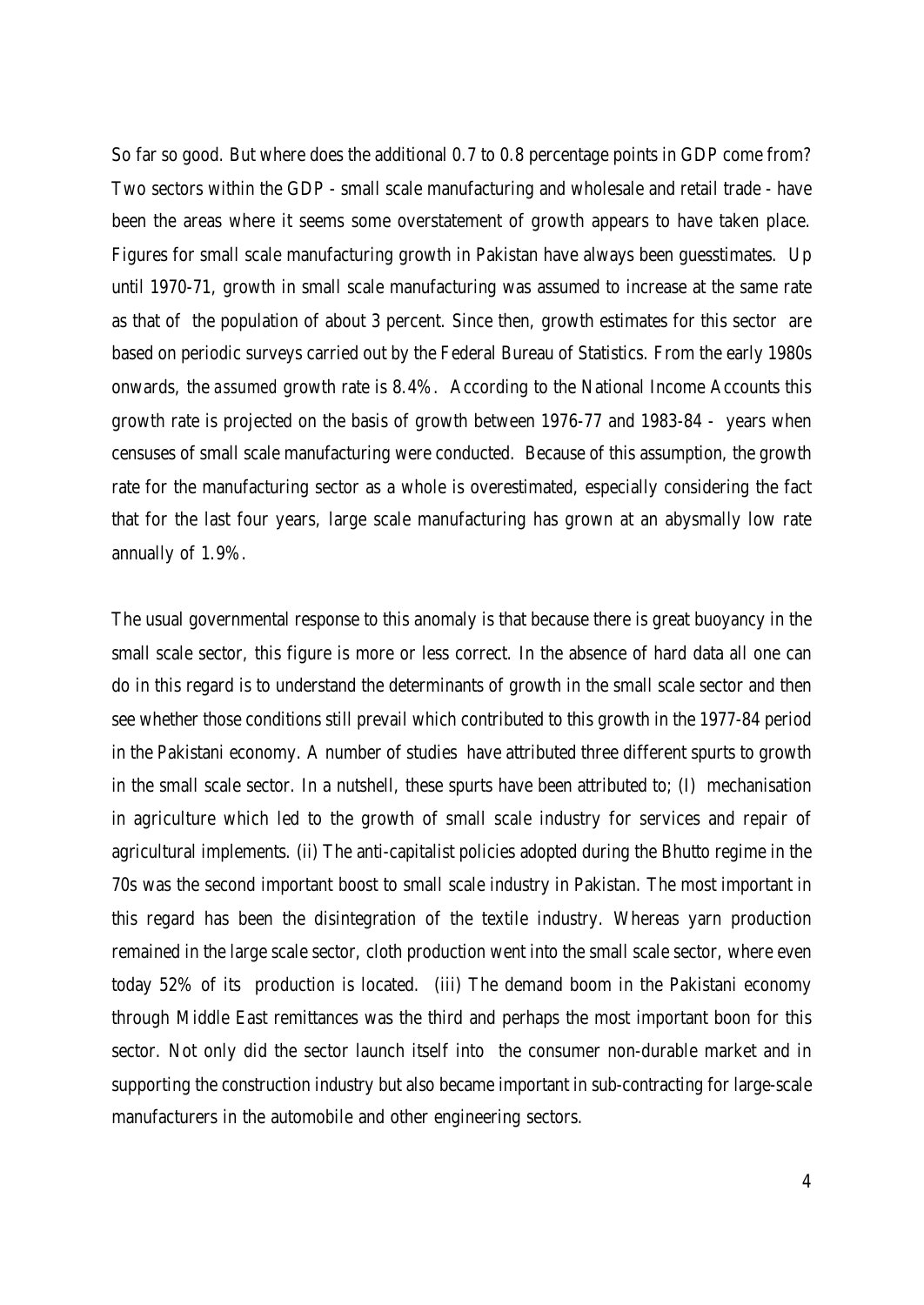So far so good. But where does the additional 0.7 to 0.8 percentage points in GDP come from? Two sectors within the GDP - small scale manufacturing and wholesale and retail trade - have been the areas where it seems some overstatement of growth appears to have taken place. Figures for small scale manufacturing growth in Pakistan have always been guesstimates. Up until 1970-71, growth in small scale manufacturing was assumed to increase at the same rate as that of the population of about 3 percent. Since then, growth estimates for this sector are based on periodic surveys carried out by the Federal Bureau of Statistics. From the early 1980s onwards, the *assumed* growth rate is 8.4%. According to the National Income Accounts this growth rate is projected on the basis of growth between 1976-77 and 1983-84 - years when censuses of small scale manufacturing were conducted. Because of this assumption, the growth rate for the manufacturing sector as a whole is overestimated, especially considering the fact that for the last four years, large scale manufacturing has grown at an abysmally low rate annually of 1.9%.

The usual governmental response to this anomaly is that because there is great buoyancy in the small scale sector, this figure is more or less correct. In the absence of hard data all one can do in this regard is to understand the determinants of growth in the small scale sector and then see whether those conditions still prevail which contributed to this growth in the 1977-84 period in the Pakistani economy. A number of studies have attributed three different spurts to growth in the small scale sector. In a nutshell, these spurts have been attributed to; (I) mechanisation in agriculture which led to the growth of small scale industry for services and repair of agricultural implements. (ii) The anti-capitalist policies adopted during the Bhutto regime in the 70s was the second important boost to small scale industry in Pakistan. The most important in this regard has been the disintegration of the textile industry. Whereas yarn production remained in the large scale sector, cloth production went into the small scale sector, where even today 52% of its production is located. (iii) The demand boom in the Pakistani economy through Middle East remittances was the third and perhaps the most important boon for this sector. Not only did the sector launch itself into the consumer non-durable market and in supporting the construction industry but also became important in sub-contracting for large-scale manufacturers in the automobile and other engineering sectors.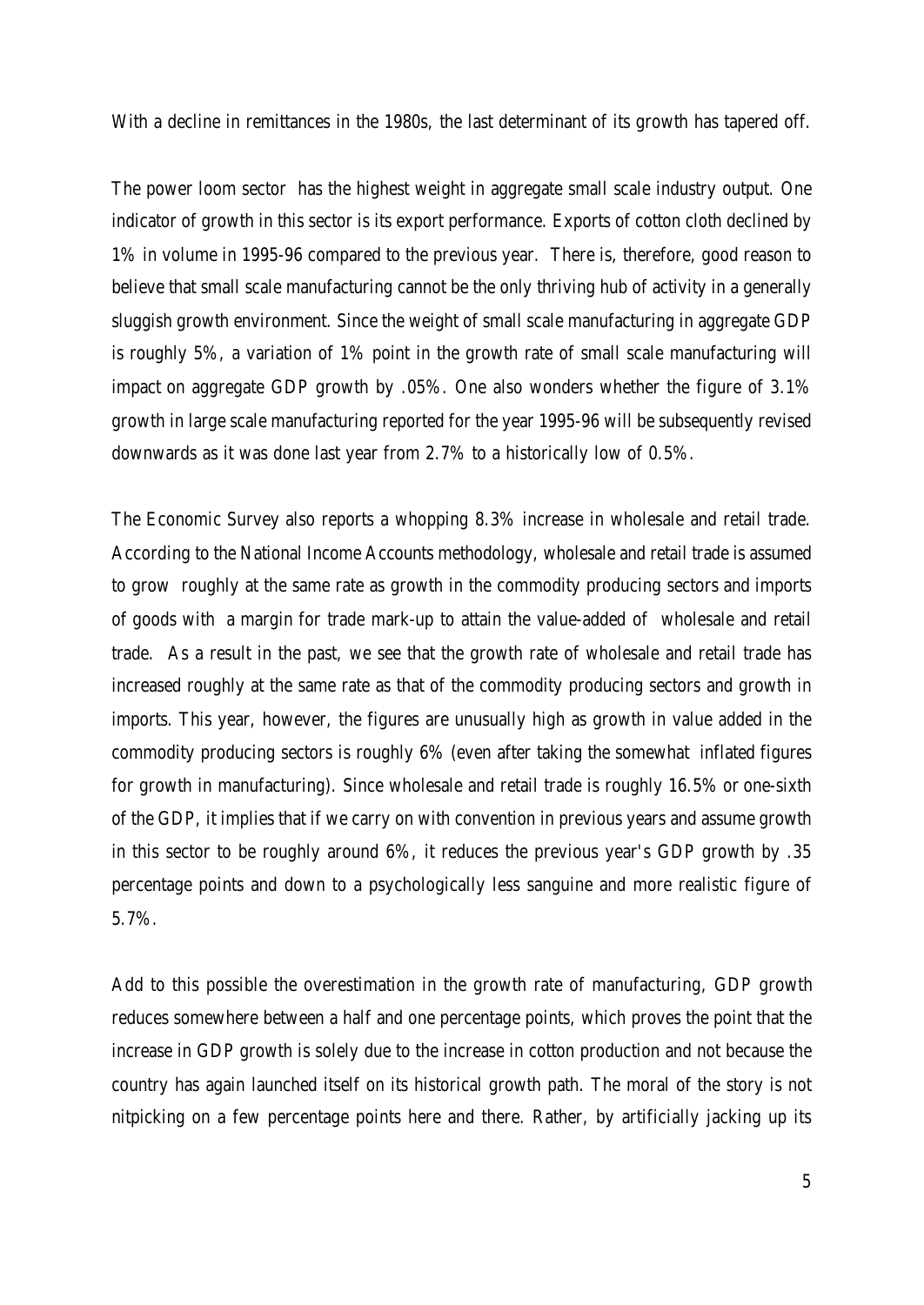With a decline in remittances in the 1980s, the last determinant of its growth has tapered off.

The power loom sector has the highest weight in aggregate small scale industry output. One indicator of growth in this sector is its export performance. Exports of cotton cloth declined by 1% in volume in 1995-96 compared to the previous year. There is, therefore, good reason to believe that small scale manufacturing cannot be the only thriving hub of activity in a generally sluggish growth environment. Since the weight of small scale manufacturing in aggregate GDP is roughly 5%, a variation of 1% point in the growth rate of small scale manufacturing will impact on aggregate GDP growth by .05%. One also wonders whether the figure of 3.1% growth in large scale manufacturing reported for the year 1995-96 will be subsequently revised downwards as it was done last year from 2.7% to a historically low of 0.5%.

The Economic Survey also reports a whopping 8.3% increase in wholesale and retail trade. According to the National Income Accounts methodology, wholesale and retail trade is assumed to grow roughly at the same rate as growth in the commodity producing sectors and imports of goods with a margin for trade mark-up to attain the value-added of wholesale and retail trade. As a result in the past, we see that the growth rate of wholesale and retail trade has increased roughly at the same rate as that of the commodity producing sectors and growth in imports. This year, however, the figures are unusually high as growth in value added in the commodity producing sectors is roughly 6% (even after taking the somewhat inflated figures for growth in manufacturing). Since wholesale and retail trade is roughly 16.5% or one-sixth of the GDP, it implies that if we carry on with convention in previous years and assume growth in this sector to be roughly around 6%, it reduces the previous year's GDP growth by .35 percentage points and down to a psychologically less sanguine and more realistic figure of 5.7%.

Add to this possible the overestimation in the growth rate of manufacturing, GDP growth reduces somewhere between a half and one percentage points, which proves the point that the increase in GDP growth is solely due to the increase in cotton production and not because the country has again launched itself on its historical growth path. The moral of the story is not nitpicking on a few percentage points here and there. Rather, by artificially jacking up its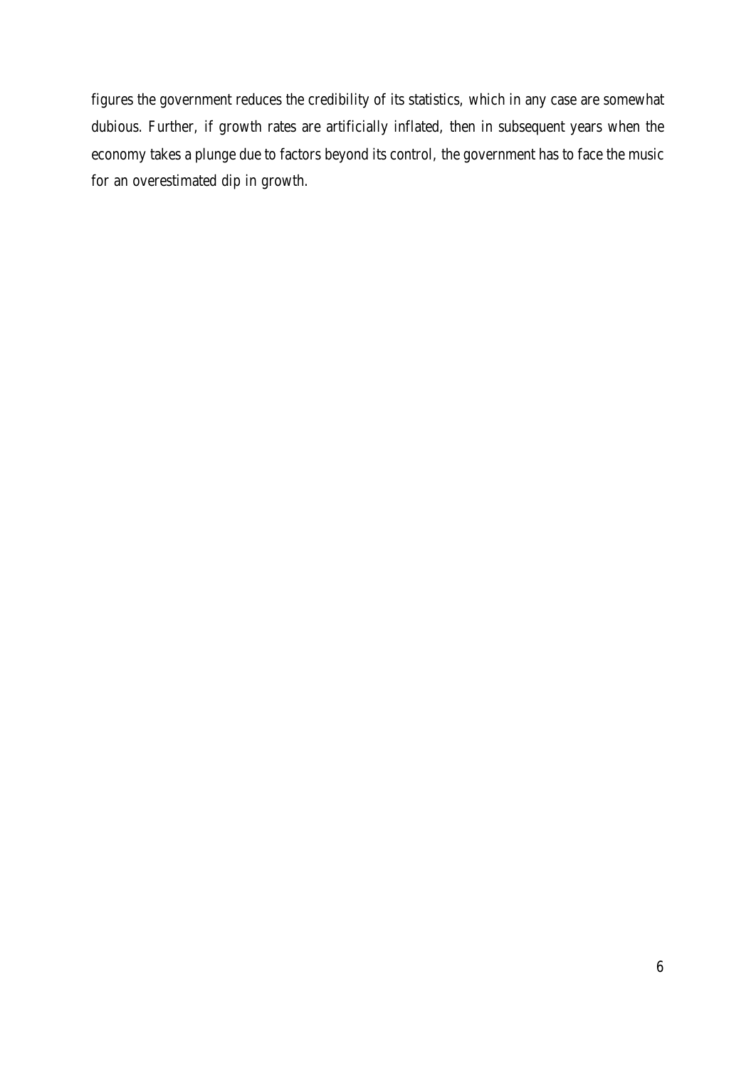figures the government reduces the credibility of its statistics, which in any case are somewhat dubious. Further, if growth rates are artificially inflated, then in subsequent years when the economy takes a plunge due to factors beyond its control, the government has to face the music for an overestimated dip in growth.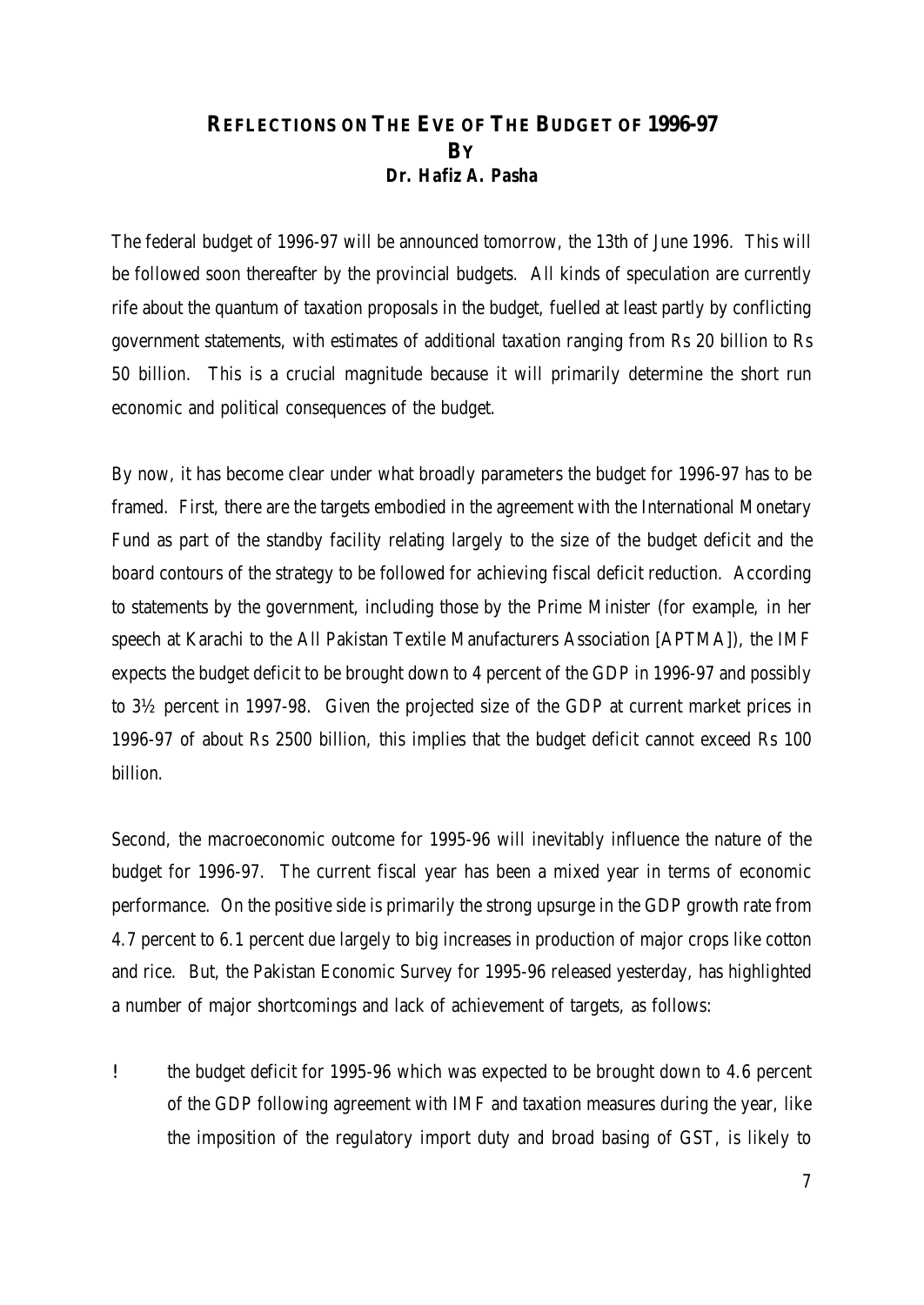# REFLECTIONS ON THE EVE OF THE BUDGET OF 1996-97
**BY**
**Dr. Hafiz A. Pasha**

The federal budget of 1996-97 will be announced tomorrow, the 13th of June 1996. This will be followed soon thereafter by the provincial budgets. All kinds of speculation are currently rife about the quantum of taxation proposals in the budget, fuelled at least partly by conflicting government statements, with estimates of additional taxation ranging from Rs 20 billion to Rs 50 billion. This is a crucial magnitude because it will primarily determine the short run economic and political consequences of the budget.

By now, it has become clear under what broadly parameters the budget for 1996-97 has to be framed. First, there are the targets embodied in the agreement with the International Monetary Fund as part of the standby facility relating largely to the size of the budget deficit and the board contours of the strategy to be followed for achieving fiscal deficit reduction. According to statements by the government, including those by the Prime Minister (for example, in her speech at Karachi to the All Pakistan Textile Manufacturers Association [APTMA]), the IMF expects the budget deficit to be brought down to 4 percent of the GDP in 1996-97 and possibly to 3½ percent in 1997-98. Given the projected size of the GDP at current market prices in 1996-97 of about Rs 2500 billion, this implies that the budget deficit cannot exceed Rs 100 billion.

Second, the macroeconomic outcome for 1995-96 will inevitably influence the nature of the budget for 1996-97. The current fiscal year has been a mixed year in terms of economic performance. On the positive side is primarily the strong upsurge in the GDP growth rate from 4.7 percent to 6.1 percent due largely to big increases in production of major crops like cotton and rice. But, the Pakistan Economic Survey for 1995-96 released yesterday, has highlighted a number of major shortcomings and lack of achievement of targets, as follows:

- the budget deficit for 1995-96 which was expected to be brought down to 4.6 percent of the GDP following agreement with IMF and taxation measures during the year, like the imposition of the regulatory import duty and broad basing of GST, is likely to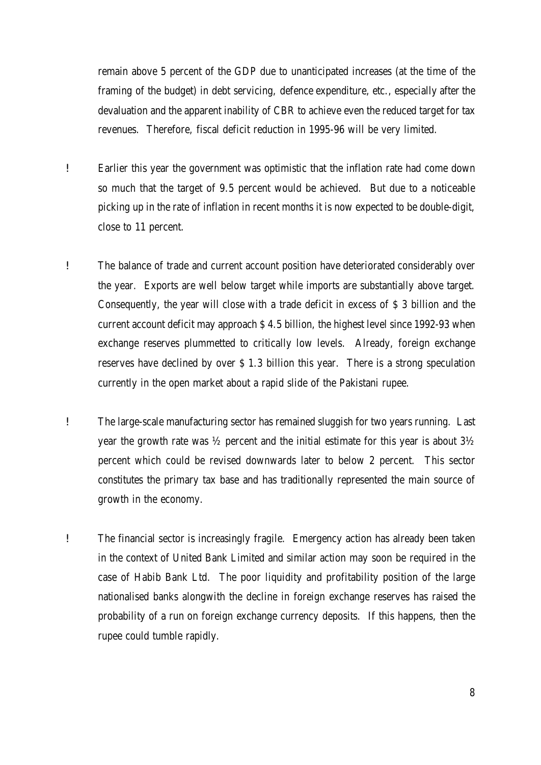remain above 5 percent of the GDP due to unanticipated increases (at the time of the framing of the budget) in debt servicing, defence expenditure, etc., especially after the devaluation and the apparent inability of CBR to achieve even the reduced target for tax revenues. Therefore, fiscal deficit reduction in 1995-96 will be very limited.

- Earlier this year the government was optimistic that the inflation rate had come down so much that the target of 9.5 percent would be achieved. But due to a noticeable picking up in the rate of inflation in recent months it is now expected to be double-digit, close to 11 percent.

- The balance of trade and current account position have deteriorated considerably over the year. Exports are well below target while imports are substantially above target. Consequently, the year will close with a trade deficit in excess of $ 3 billion and the current account deficit may approach $ 4.5 billion, the highest level since 1992-93 when exchange reserves plummetted to critically low levels. Already, foreign exchange reserves have declined by over $ 1.3 billion this year. There is a strong speculation currently in the open market about a rapid slide of the Pakistani rupee.

- The large-scale manufacturing sector has remained sluggish for two years running. Last year the growth rate was ½ percent and the initial estimate for this year is about 3½ percent which could be revised downwards later to below 2 percent. This sector constitutes the primary tax base and has traditionally represented the main source of growth in the economy.

- The financial sector is increasingly fragile. Emergency action has already been taken in the context of United Bank Limited and similar action may soon be required in the case of Habib Bank Ltd. The poor liquidity and profitability position of the large nationalised banks alongwith the decline in foreign exchange reserves has raised the probability of a run on foreign exchange currency deposits. If this happens, then the rupee could tumble rapidly.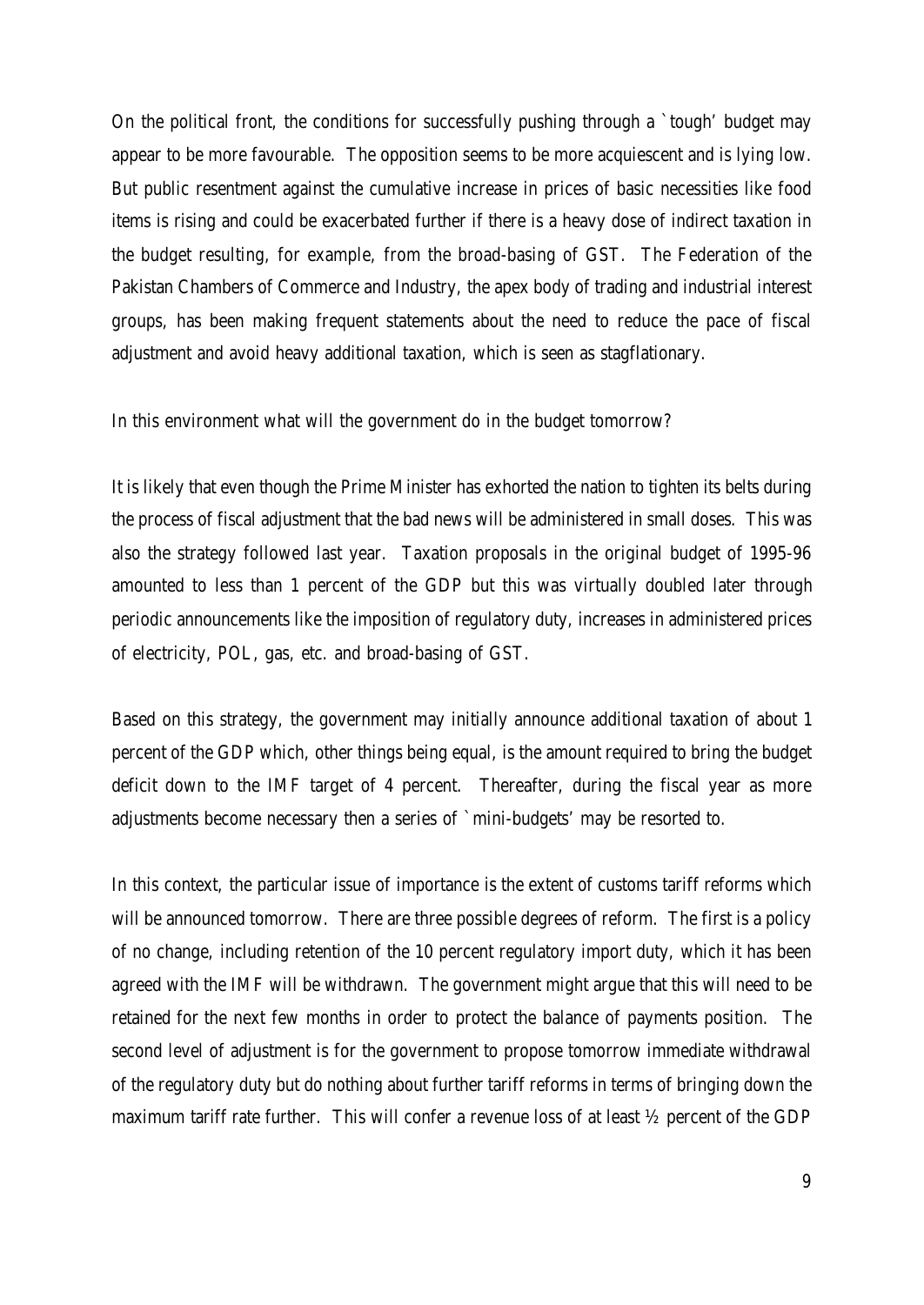On the political front, the conditions for successfully pushing through a `tough' budget may appear to be more favourable. The opposition seems to be more acquiescent and is lying low. But public resentment against the cumulative increase in prices of basic necessities like food items is rising and could be exacerbated further if there is a heavy dose of indirect taxation in the budget resulting, for example, from the broad-basing of GST. The Federation of the Pakistan Chambers of Commerce and Industry, the apex body of trading and industrial interest groups, has been making frequent statements about the need to reduce the pace of fiscal adjustment and avoid heavy additional taxation, which is seen as stagflationary.

In this environment what will the government do in the budget tomorrow?

It is likely that even though the Prime Minister has exhorted the nation to tighten its belts during the process of fiscal adjustment that the bad news will be administered in small doses. This was also the strategy followed last year. Taxation proposals in the original budget of 1995-96 amounted to less than 1 percent of the GDP but this was virtually doubled later through periodic announcements like the imposition of regulatory duty, increases in administered prices of electricity, POL, gas, etc. and broad-basing of GST.

Based on this strategy, the government may initially announce additional taxation of about 1 percent of the GDP which, other things being equal, is the amount required to bring the budget deficit down to the IMF target of 4 percent. Thereafter, during the fiscal year as more adjustments become necessary then a series of `mini-budgets' may be resorted to.

In this context, the particular issue of importance is the extent of customs tariff reforms which will be announced tomorrow. There are three possible degrees of reform. The first is a policy of no change, including retention of the 10 percent regulatory import duty, which it has been agreed with the IMF will be withdrawn. The government might argue that this will need to be retained for the next few months in order to protect the balance of payments position. The second level of adjustment is for the government to propose tomorrow immediate withdrawal of the regulatory duty but do nothing about further tariff reforms in terms of bringing down the maximum tariff rate further. This will confer a revenue loss of at least ½ percent of the GDP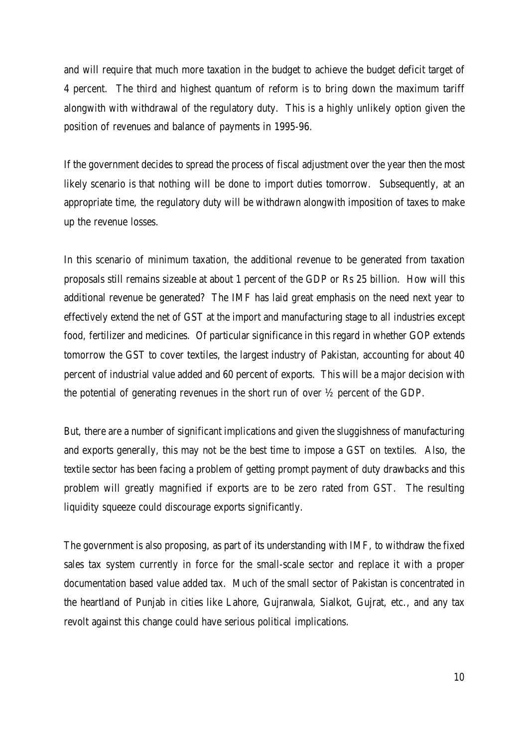and will require that much more taxation in the budget to achieve the budget deficit target of 4 percent. The third and highest quantum of reform is to bring down the maximum tariff alongwith with withdrawal of the regulatory duty. This is a highly unlikely option given the position of revenues and balance of payments in 1995-96.

If the government decides to spread the process of fiscal adjustment over the year then the most likely scenario is that nothing will be done to import duties tomorrow. Subsequently, at an appropriate time, the regulatory duty will be withdrawn alongwith imposition of taxes to make up the revenue losses.

In this scenario of minimum taxation, the additional revenue to be generated from taxation proposals still remains sizeable at about 1 percent of the GDP or Rs 25 billion. How will this additional revenue be generated? The IMF has laid great emphasis on the need next year to effectively extend the net of GST at the import and manufacturing stage to all industries except food, fertilizer and medicines. Of particular significance in this regard in whether GOP extends tomorrow the GST to cover textiles, the largest industry of Pakistan, accounting for about 40 percent of industrial value added and 60 percent of exports. This will be a major decision with the potential of generating revenues in the short run of over ½ percent of the GDP.

But, there are a number of significant implications and given the sluggishness of manufacturing and exports generally, this may not be the best time to impose a GST on textiles. Also, the textile sector has been facing a problem of getting prompt payment of duty drawbacks and this problem will greatly magnified if exports are to be zero rated from GST. The resulting liquidity squeeze could discourage exports significantly.

The government is also proposing, as part of its understanding with IMF, to withdraw the fixed sales tax system currently in force for the small-scale sector and replace it with a proper documentation based value added tax. Much of the small sector of Pakistan is concentrated in the heartland of Punjab in cities like Lahore, Gujranwala, Sialkot, Gujrat, etc., and any tax revolt against this change could have serious political implications.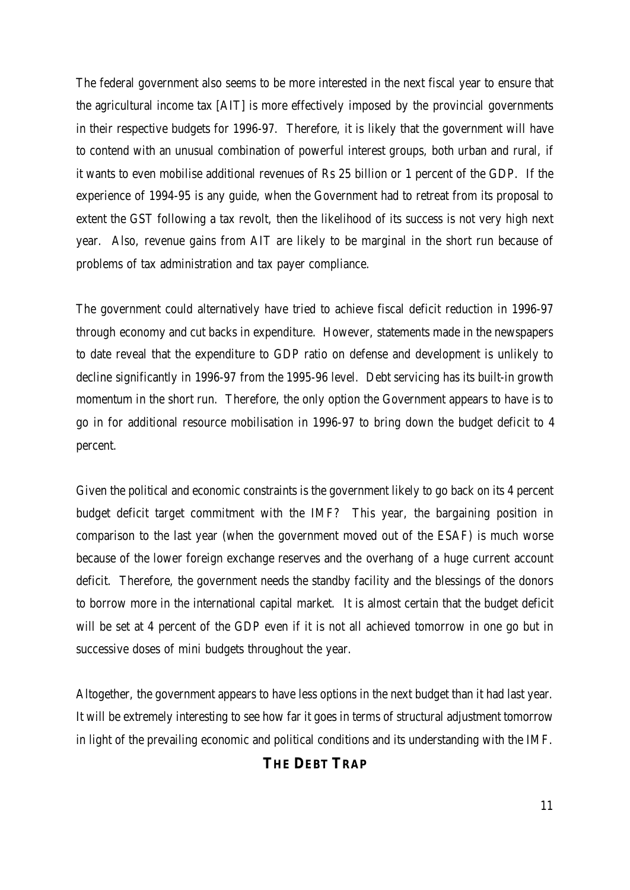The federal government also seems to be more interested in the next fiscal year to ensure that the agricultural income tax [AIT] is more effectively imposed by the provincial governments in their respective budgets for 1996-97. Therefore, it is likely that the government will have to contend with an unusual combination of powerful interest groups, both urban and rural, if it wants to even mobilise additional revenues of Rs 25 billion or 1 percent of the GDP. If the experience of 1994-95 is any guide, when the Government had to retreat from its proposal to extent the GST following a tax revolt, then the likelihood of its success is not very high next year. Also, revenue gains from AIT are likely to be marginal in the short run because of problems of tax administration and tax payer compliance.

The government could alternatively have tried to achieve fiscal deficit reduction in 1996-97 through economy and cut backs in expenditure. However, statements made in the newspapers to date reveal that the expenditure to GDP ratio on defense and development is unlikely to decline significantly in 1996-97 from the 1995-96 level. Debt servicing has its built-in growth momentum in the short run. Therefore, the only option the Government appears to have is to go in for additional resource mobilisation in 1996-97 to bring down the budget deficit to 4 percent.

Given the political and economic constraints is the government likely to go back on its 4 percent budget deficit target commitment with the IMF? This year, the bargaining position in comparison to the last year (when the government moved out of the ESAF) is much worse because of the lower foreign exchange reserves and the overhang of a huge current account deficit. Therefore, the government needs the standby facility and the blessings of the donors to borrow more in the international capital market. It is almost certain that the budget deficit will be set at 4 percent of the GDP even if it is not all achieved tomorrow in one go but in successive doses of mini budgets throughout the year.

Altogether, the government appears to have less options in the next budget than it had last year. It will be extremely interesting to see how far it goes in terms of structural adjustment tomorrow in light of the prevailing economic and political conditions and its understanding with the IMF.

## THE DEBT TRAP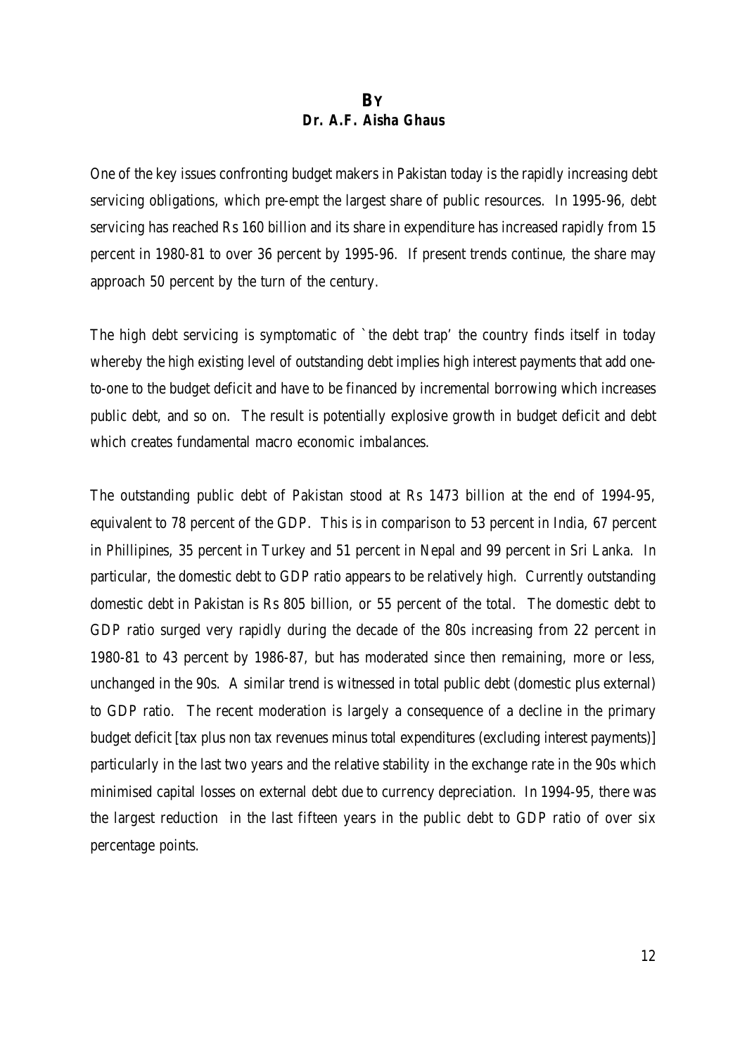**BY**
**Dr. A.F. Aisha Ghaus**

One of the key issues confronting budget makers in Pakistan today is the rapidly increasing debt servicing obligations, which pre-empt the largest share of public resources. In 1995-96, debt servicing has reached Rs 160 billion and its share in expenditure has increased rapidly from 15 percent in 1980-81 to over 36 percent by 1995-96. If present trends continue, the share may approach 50 percent by the turn of the century.

The high debt servicing is symptomatic of `the debt trap' the country finds itself in today whereby the high existing level of outstanding debt implies high interest payments that add one-to-one to the budget deficit and have to be financed by incremental borrowing which increases public debt, and so on. The result is potentially explosive growth in budget deficit and debt which creates fundamental macro economic imbalances.

The outstanding public debt of Pakistan stood at Rs 1473 billion at the end of 1994-95, equivalent to 78 percent of the GDP. This is in comparison to 53 percent in India, 67 percent in Phillipines, 35 percent in Turkey and 51 percent in Nepal and 99 percent in Sri Lanka. In particular, the domestic debt to GDP ratio appears to be relatively high. Currently outstanding domestic debt in Pakistan is Rs 805 billion, or 55 percent of the total. The domestic debt to GDP ratio surged very rapidly during the decade of the 80s increasing from 22 percent in 1980-81 to 43 percent by 1986-87, but has moderated since then remaining, more or less, unchanged in the 90s. A similar trend is witnessed in total public debt (domestic plus external) to GDP ratio. The recent moderation is largely a consequence of a decline in the primary budget deficit [tax plus non tax revenues minus total expenditures (excluding interest payments)] particularly in the last two years and the relative stability in the exchange rate in the 90s which minimised capital losses on external debt due to currency depreciation. In 1994-95, there was the largest reduction in the last fifteen years in the public debt to GDP ratio of over six percentage points.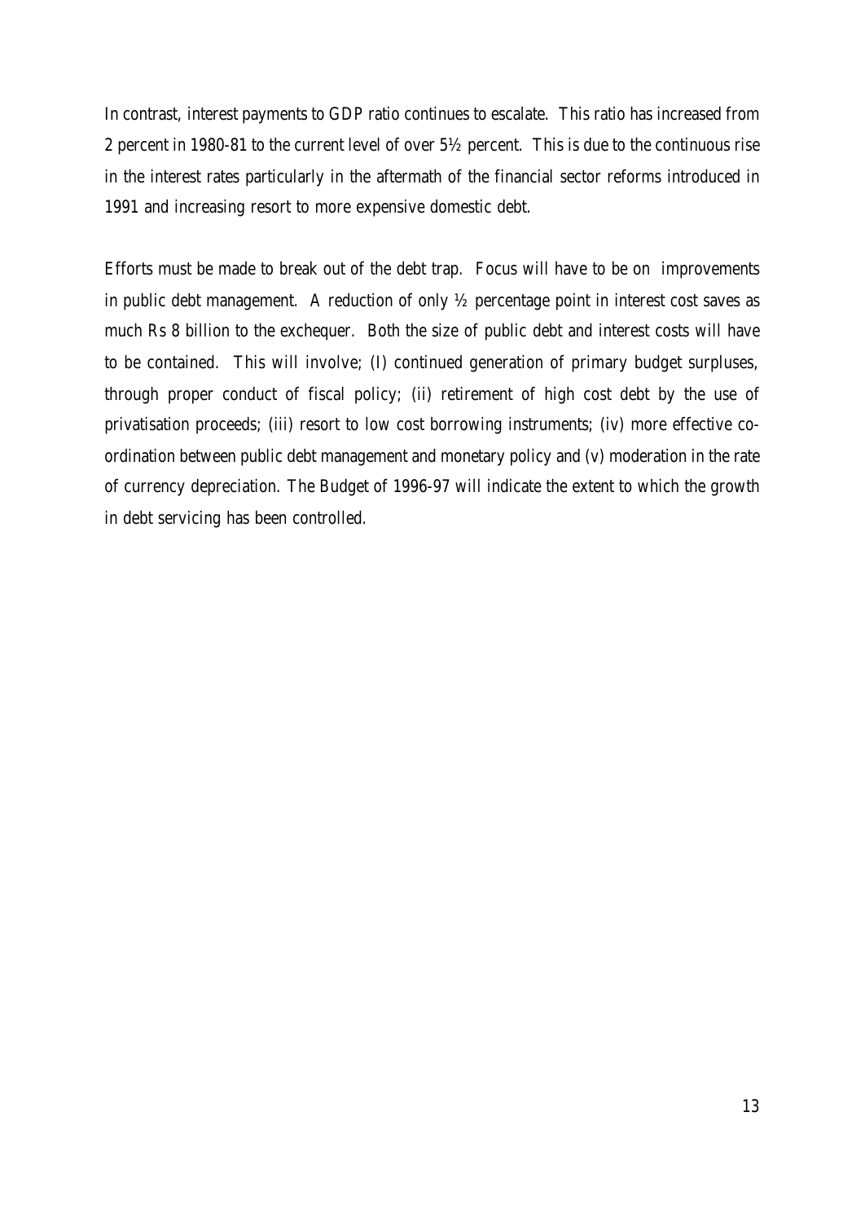In contrast, interest payments to GDP ratio continues to escalate. This ratio has increased from 2 percent in 1980-81 to the current level of over 5½ percent. This is due to the continuous rise in the interest rates particularly in the aftermath of the financial sector reforms introduced in 1991 and increasing resort to more expensive domestic debt.

Efforts must be made to break out of the debt trap. Focus will have to be on improvements in public debt management. A reduction of only ½ percentage point in interest cost saves as much Rs 8 billion to the exchequer. Both the size of public debt and interest costs will have to be contained. This will involve; (I) continued generation of primary budget surpluses, through proper conduct of fiscal policy; (ii) retirement of high cost debt by the use of privatisation proceeds; (iii) resort to low cost borrowing instruments; (iv) more effective co-ordination between public debt management and monetary policy and (v) moderation in the rate of currency depreciation. The Budget of 1996-97 will indicate the extent to which the growth in debt servicing has been controlled.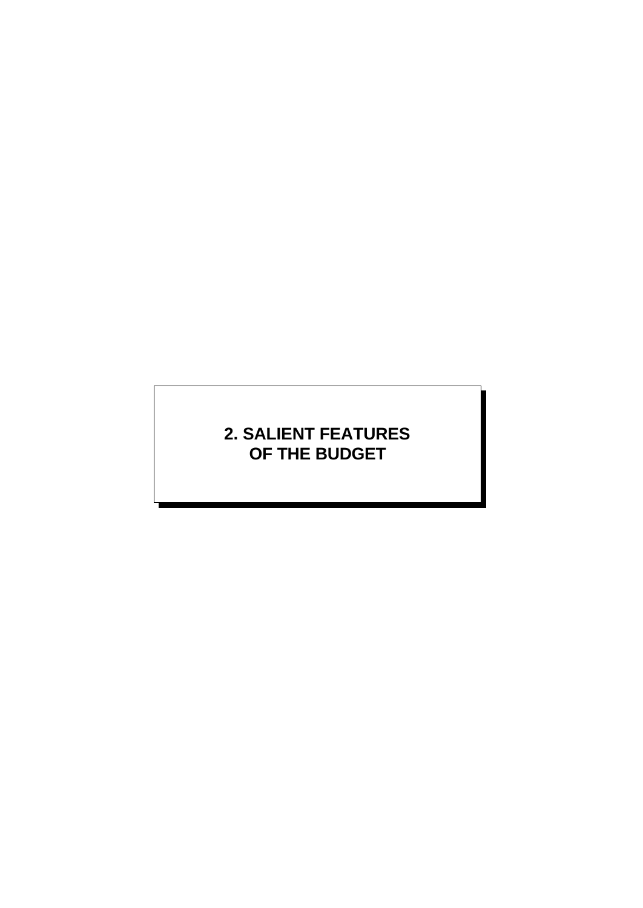# 2. SALIENT FEATURES OF THE BUDGET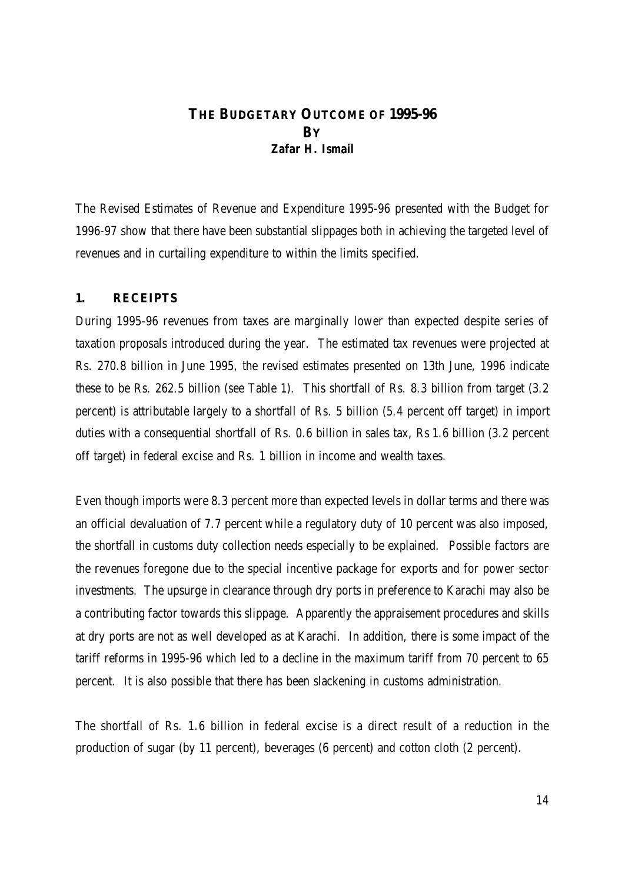# THE BUDGETARY OUTCOME OF 1995-96

**BY**

**Zafar H. Ismail**

The Revised Estimates of Revenue and Expenditure 1995-96 presented with the Budget for 1996-97 show that there have been substantial slippages both in achieving the targeted level of revenues and in curtailing expenditure to within the limits specified.

## 1. RECEIPTS

During 1995-96 revenues from taxes are marginally lower than expected despite series of taxation proposals introduced during the year. The estimated tax revenues were projected at Rs. 270.8 billion in June 1995, the revised estimates presented on 13th June, 1996 indicate these to be Rs. 262.5 billion (see Table 1). This shortfall of Rs. 8.3 billion from target (3.2 percent) is attributable largely to a shortfall of Rs. 5 billion (5.4 percent off target) in import duties with a consequential shortfall of Rs. 0.6 billion in sales tax, Rs 1.6 billion (3.2 percent off target) in federal excise and Rs. 1 billion in income and wealth taxes.

Even though imports were 8.3 percent more than expected levels in dollar terms and there was an official devaluation of 7.7 percent while a regulatory duty of 10 percent was also imposed, the shortfall in customs duty collection needs especially to be explained. Possible factors are the revenues foregone due to the special incentive package for exports and for power sector investments. The upsurge in clearance through dry ports in preference to Karachi may also be a contributing factor towards this slippage. Apparently the appraisement procedures and skills at dry ports are not as well developed as at Karachi. In addition, there is some impact of the tariff reforms in 1995-96 which led to a decline in the maximum tariff from 70 percent to 65 percent. It is also possible that there has been slackening in customs administration.

The shortfall of Rs. 1.6 billion in federal excise is a direct result of a reduction in the production of sugar (by 11 percent), beverages (6 percent) and cotton cloth (2 percent).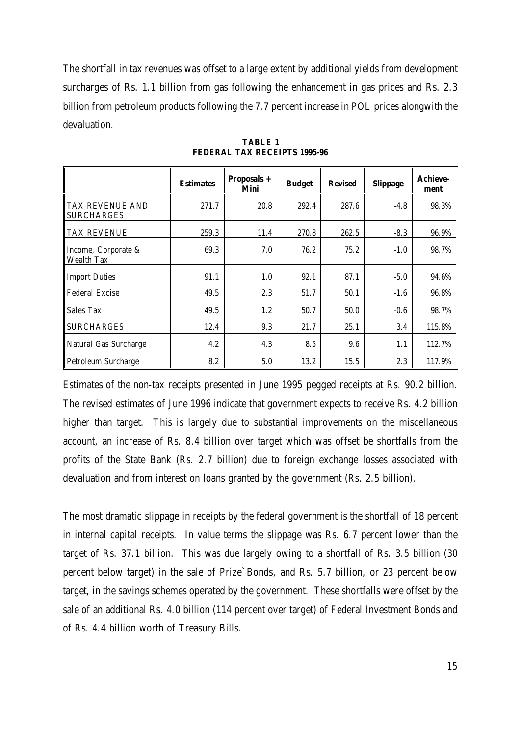The shortfall in tax revenues was offset to a large extent by additional yields from development surcharges of Rs. 1.1 billion from gas following the enhancement in gas prices and Rs. 2.3 billion from petroleum products following the 7.7 percent increase in POL prices alongwith the devaluation.

**TABLE 1**
**FEDERAL TAX RECEIPTS 1995-96**

| | Estimates | Proposals + Mini | Budget | Revised | Slippage | Achieve-ment |
|---|---|---|---|---|---|---|
| TAX REVENUE AND SURCHARGES | 271.7 | 20.8 | 292.4 | 287.6 | -4.8 | 98.3% |
| TAX REVENUE | 259.3 | 11.4 | 270.8 | 262.5 | -8.3 | 96.9% |
| Income, Corporate & Wealth Tax | 69.3 | 7.0 | 76.2 | 75.2 | -1.0 | 98.7% |
| Import Duties | 91.1 | 1.0 | 92.1 | 87.1 | -5.0 | 94.6% |
| Federal Excise | 49.5 | 2.3 | 51.7 | 50.1 | -1.6 | 96.8% |
| Sales Tax | 49.5 | 1.2 | 50.7 | 50.0 | -0.6 | 98.7% |
| SURCHARGES | 12.4 | 9.3 | 21.7 | 25.1 | 3.4 | 115.8% |
| Natural Gas Surcharge | 4.2 | 4.3 | 8.5 | 9.6 | 1.1 | 112.7% |
| Petroleum Surcharge | 8.2 | 5.0 | 13.2 | 15.5 | 2.3 | 117.9% |

Estimates of the non-tax receipts presented in June 1995 pegged receipts at Rs. 90.2 billion. The revised estimates of June 1996 indicate that government expects to receive Rs. 4.2 billion higher than target. This is largely due to substantial improvements on the miscellaneous account, an increase of Rs. 8.4 billion over target which was offset be shortfalls from the profits of the State Bank (Rs. 2.7 billion) due to foreign exchange losses associated with devaluation and from interest on loans granted by the government (Rs. 2.5 billion).

The most dramatic slippage in receipts by the federal government is the shortfall of 18 percent in internal capital receipts. In value terms the slippage was Rs. 6.7 percent lower than the target of Rs. 37.1 billion. This was due largely owing to a shortfall of Rs. 3.5 billion (30 percent below target) in the sale of Prize`Bonds, and Rs. 5.7 billion, or 23 percent below target, in the savings schemes operated by the government. These shortfalls were offset by the sale of an additional Rs. 4.0 billion (114 percent over target) of Federal Investment Bonds and of Rs. 4.4 billion worth of Treasury Bills.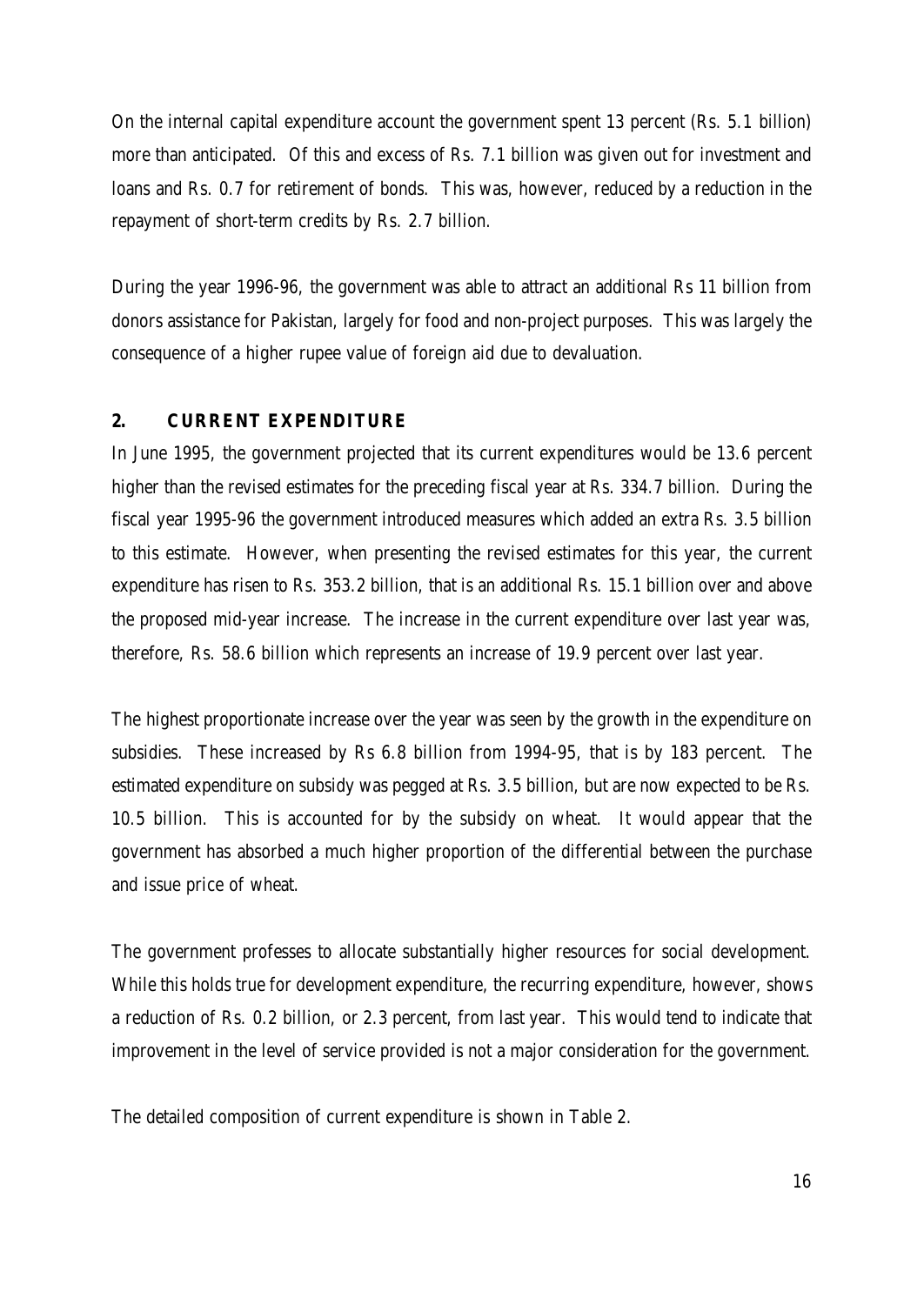On the internal capital expenditure account the government spent 13 percent (Rs. 5.1 billion) more than anticipated. Of this and excess of Rs. 7.1 billion was given out for investment and loans and Rs. 0.7 for retirement of bonds. This was, however, reduced by a reduction in the repayment of short-term credits by Rs. 2.7 billion.

During the year 1996-96, the government was able to attract an additional Rs 11 billion from donors assistance for Pakistan, largely for food and non-project purposes. This was largely the consequence of a higher rupee value of foreign aid due to devaluation.

## 2. CURRENT EXPENDITURE

In June 1995, the government projected that its current expenditures would be 13.6 percent higher than the revised estimates for the preceding fiscal year at Rs. 334.7 billion. During the fiscal year 1995-96 the government introduced measures which added an extra Rs. 3.5 billion to this estimate. However, when presenting the revised estimates for this year, the current expenditure has risen to Rs. 353.2 billion, that is an additional Rs. 15.1 billion over and above the proposed mid-year increase. The increase in the current expenditure over last year was, therefore, Rs. 58.6 billion which represents an increase of 19.9 percent over last year.

The highest proportionate increase over the year was seen by the growth in the expenditure on subsidies. These increased by Rs 6.8 billion from 1994-95, that is by 183 percent. The estimated expenditure on subsidy was pegged at Rs. 3.5 billion, but are now expected to be Rs. 10.5 billion. This is accounted for by the subsidy on wheat. It would appear that the government has absorbed a much higher proportion of the differential between the purchase and issue price of wheat.

The government professes to allocate substantially higher resources for social development. While this holds true for development expenditure, the recurring expenditure, however, shows a reduction of Rs. 0.2 billion, or 2.3 percent, from last year. This would tend to indicate that improvement in the level of service provided is not a major consideration for the government.

The detailed composition of current expenditure is shown in Table 2.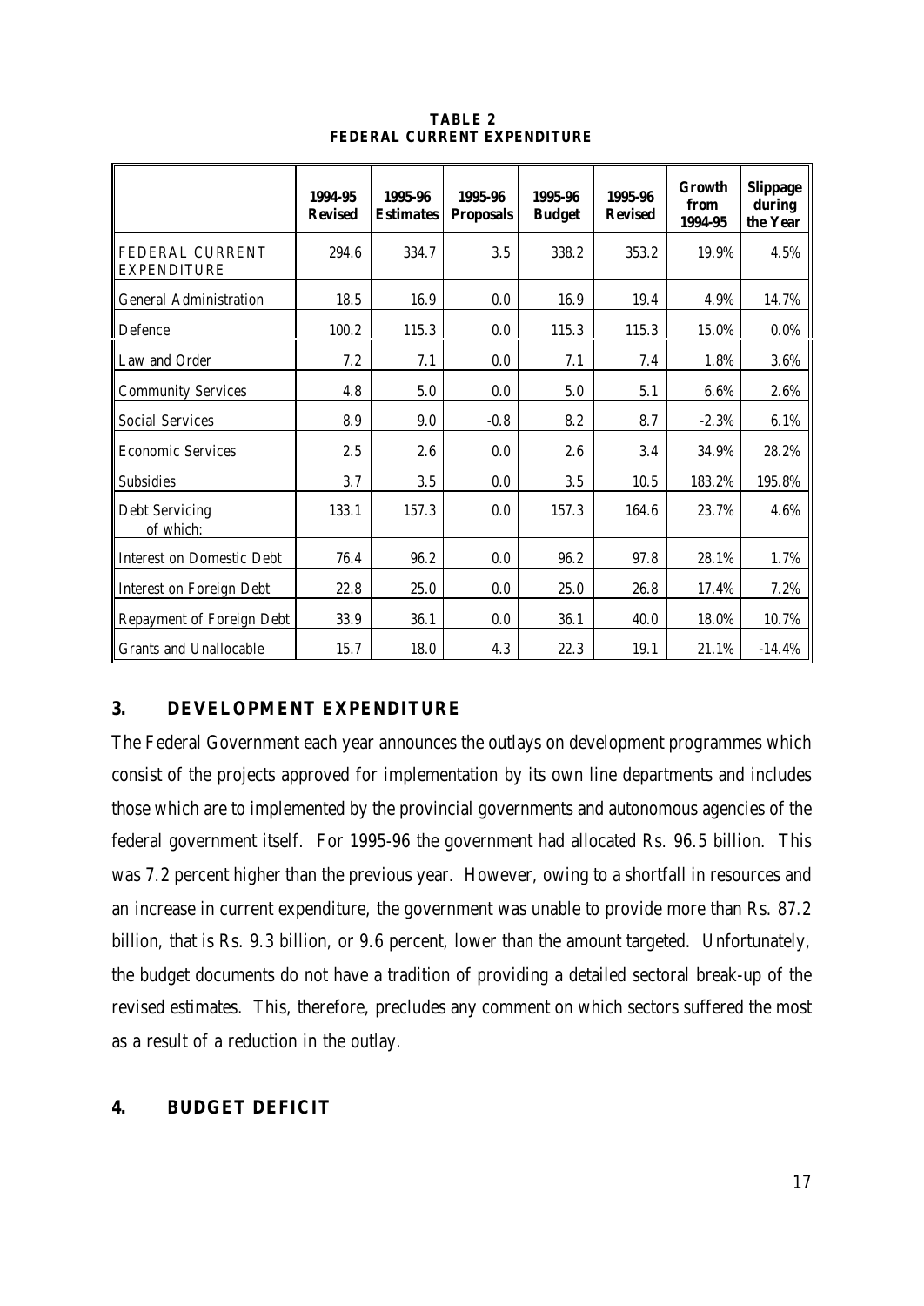**TABLE 2**
**FEDERAL CURRENT EXPENDITURE**

| | 1994-95 Revised | 1995-96 Estimates | 1995-96 Proposals | 1995-96 Budget | 1995-96 Revised | Growth from 1994-95 | Slippage during the Year |
|---|---|---|---|---|---|---|---|
| FEDERAL CURRENT EXPENDITURE | 294.6 | 334.7 | 3.5 | 338.2 | 353.2 | 19.9% | 4.5% |
| General Administration | 18.5 | 16.9 | 0.0 | 16.9 | 19.4 | 4.9% | 14.7% |
| Defence | 100.2 | 115.3 | 0.0 | 115.3 | 115.3 | 15.0% | 0.0% |
| Law and Order | 7.2 | 7.1 | 0.0 | 7.1 | 7.4 | 1.8% | 3.6% |
| Community Services | 4.8 | 5.0 | 0.0 | 5.0 | 5.1 | 6.6% | 2.6% |
| Social Services | 8.9 | 9.0 | -0.8 | 8.2 | 8.7 | -2.3% | 6.1% |
| Economic Services | 2.5 | 2.6 | 0.0 | 2.6 | 3.4 | 34.9% | 28.2% |
| Subsidies | 3.7 | 3.5 | 0.0 | 3.5 | 10.5 | 183.2% | 195.8% |
| Debt Servicing of which: | 133.1 | 157.3 | 0.0 | 157.3 | 164.6 | 23.7% | 4.6% |
| Interest on Domestic Debt | 76.4 | 96.2 | 0.0 | 96.2 | 97.8 | 28.1% | 1.7% |
| Interest on Foreign Debt | 22.8 | 25.0 | 0.0 | 25.0 | 26.8 | 17.4% | 7.2% |
| Repayment of Foreign Debt | 33.9 | 36.1 | 0.0 | 36.1 | 40.0 | 18.0% | 10.7% |
| Grants and Unallocable | 15.7 | 18.0 | 4.3 | 22.3 | 19.1 | 21.1% | -14.4% |

## 3. DEVELOPMENT EXPENDITURE

The Federal Government each year announces the outlays on development programmes which consist of the projects approved for implementation by its own line departments and includes those which are to implemented by the provincial governments and autonomous agencies of the federal government itself. For 1995-96 the government had allocated Rs. 96.5 billion. This was 7.2 percent higher than the previous year. However, owing to a shortfall in resources and an increase in current expenditure, the government was unable to provide more than Rs. 87.2 billion, that is Rs. 9.3 billion, or 9.6 percent, lower than the amount targeted. Unfortunately, the budget documents do not have a tradition of providing a detailed sectoral break-up of the revised estimates. This, therefore, precludes any comment on which sectors suffered the most as a result of a reduction in the outlay.

## 4. BUDGET DEFICIT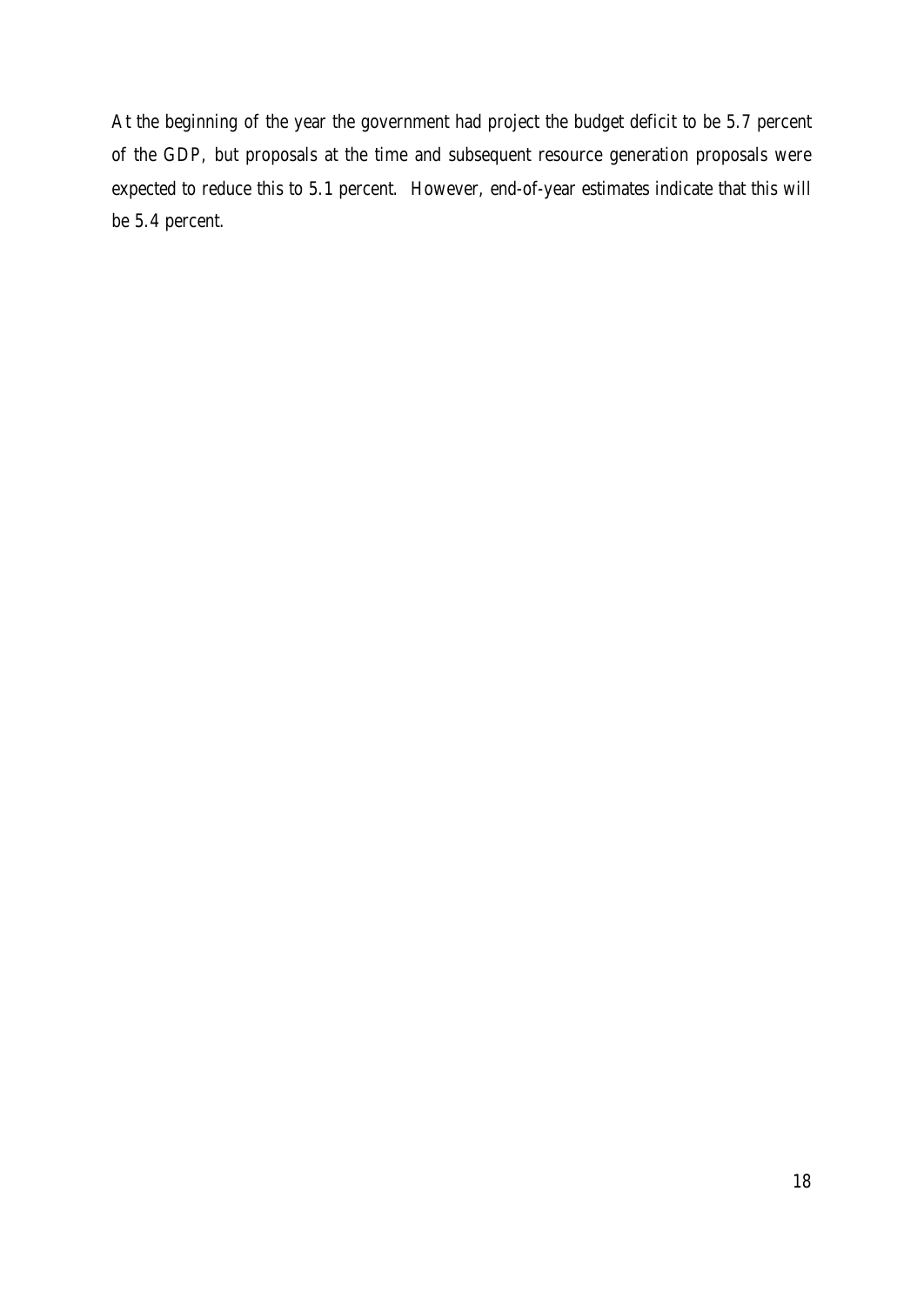At the beginning of the year the government had project the budget deficit to be 5.7 percent of the GDP, but proposals at the time and subsequent resource generation proposals were expected to reduce this to 5.1 percent. However, end-of-year estimates indicate that this will be 5.4 percent.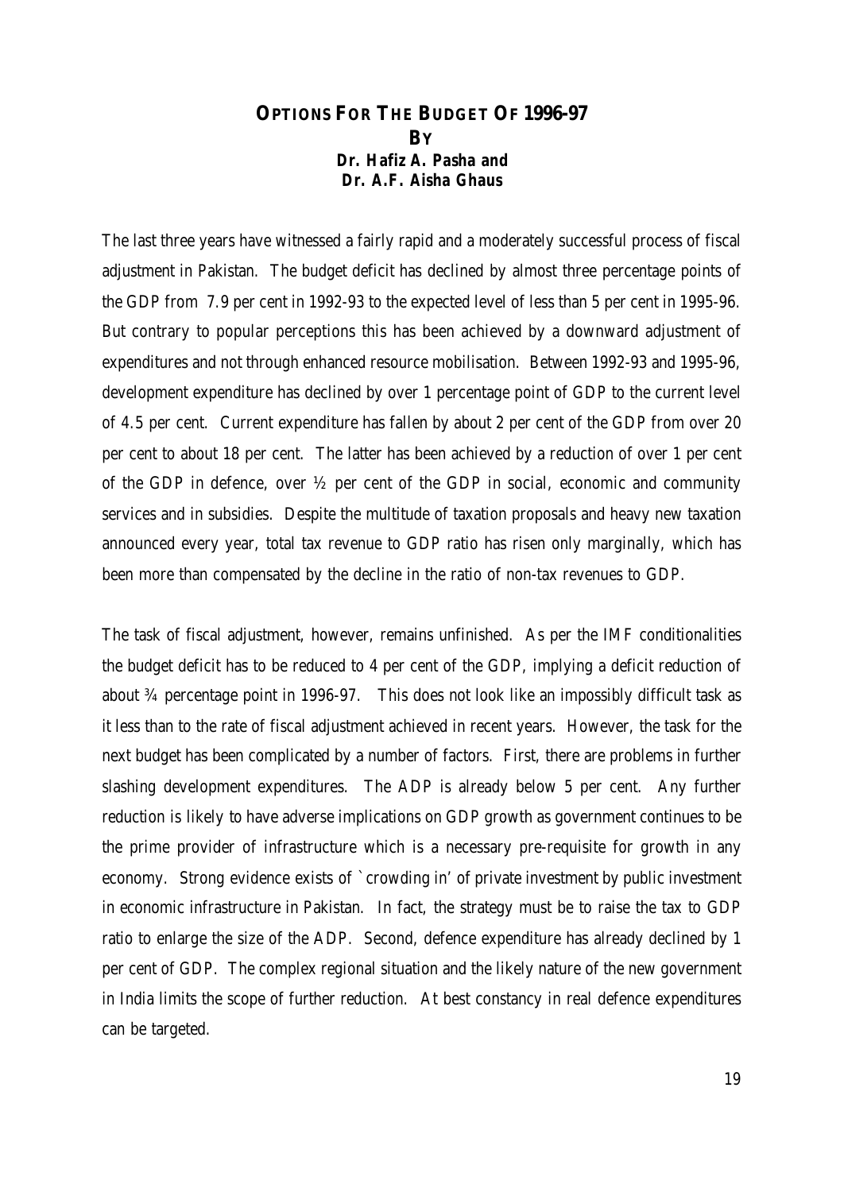# OPTIONS FOR THE BUDGET OF 1996-97

**BY**

**Dr. Hafiz A. Pasha and**
**Dr. A.F. Aisha Ghaus**

The last three years have witnessed a fairly rapid and a moderately successful process of fiscal adjustment in Pakistan. The budget deficit has declined by almost three percentage points of the GDP from 7.9 per cent in 1992-93 to the expected level of less than 5 per cent in 1995-96. But contrary to popular perceptions this has been achieved by a downward adjustment of expenditures and not through enhanced resource mobilisation. Between 1992-93 and 1995-96, development expenditure has declined by over 1 percentage point of GDP to the current level of 4.5 per cent. Current expenditure has fallen by about 2 per cent of the GDP from over 20 per cent to about 18 per cent. The latter has been achieved by a reduction of over 1 per cent of the GDP in defence, over ½ per cent of the GDP in social, economic and community services and in subsidies. Despite the multitude of taxation proposals and heavy new taxation announced every year, total tax revenue to GDP ratio has risen only marginally, which has been more than compensated by the decline in the ratio of non-tax revenues to GDP.

The task of fiscal adjustment, however, remains unfinished. As per the IMF conditionalities the budget deficit has to be reduced to 4 per cent of the GDP, implying a deficit reduction of about ¾ percentage point in 1996-97. This does not look like an impossibly difficult task as it less than to the rate of fiscal adjustment achieved in recent years. However, the task for the next budget has been complicated by a number of factors. First, there are problems in further slashing development expenditures. The ADP is already below 5 per cent. Any further reduction is likely to have adverse implications on GDP growth as government continues to be the prime provider of infrastructure which is a necessary pre-requisite for growth in any economy. Strong evidence exists of `crowding in' of private investment by public investment in economic infrastructure in Pakistan. In fact, the strategy must be to raise the tax to GDP ratio to enlarge the size of the ADP. Second, defence expenditure has already declined by 1 per cent of GDP. The complex regional situation and the likely nature of the new government in India limits the scope of further reduction. At best constancy in real defence expenditures can be targeted.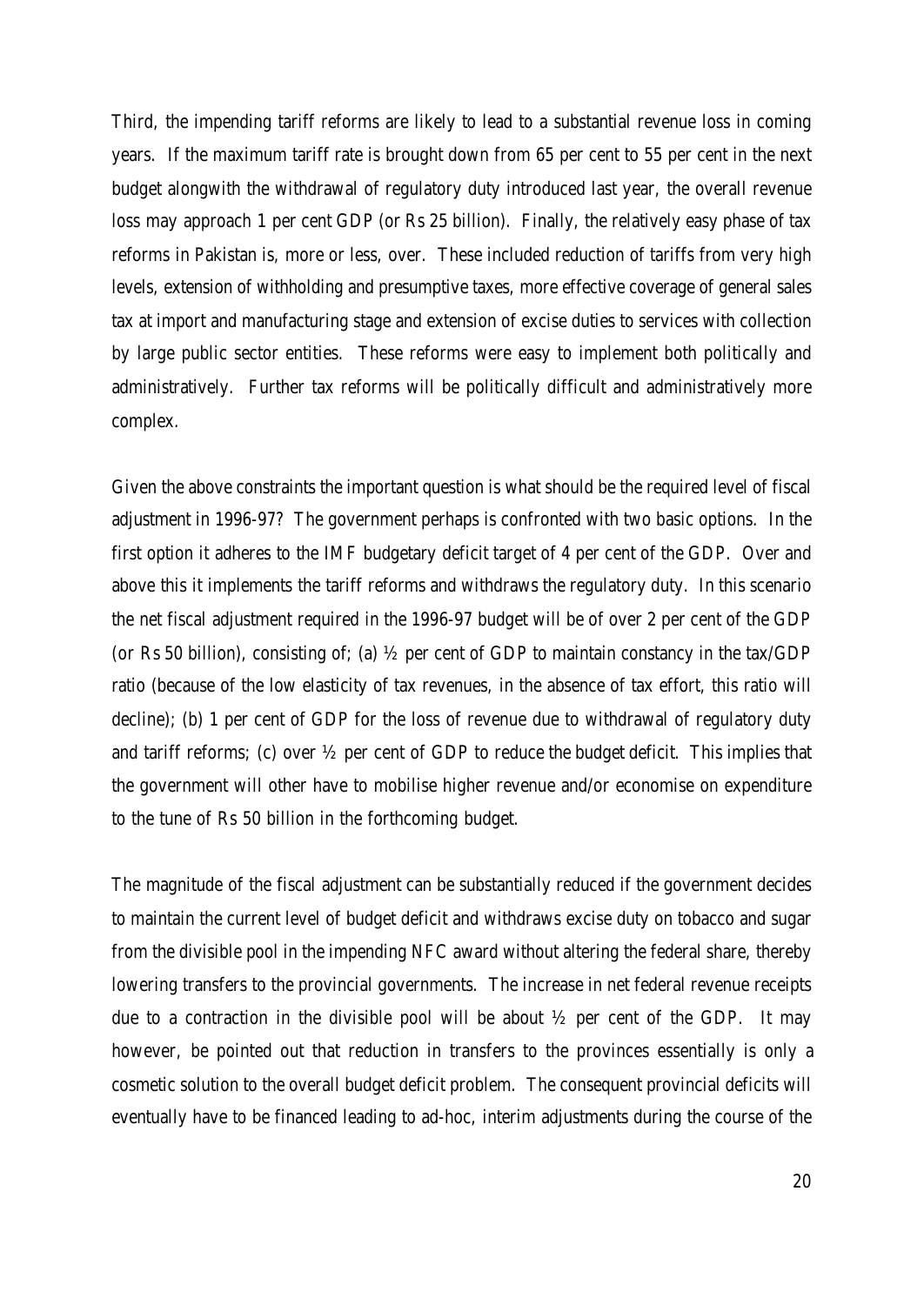Third, the impending tariff reforms are likely to lead to a substantial revenue loss in coming years. If the maximum tariff rate is brought down from 65 per cent to 55 per cent in the next budget alongwith the withdrawal of regulatory duty introduced last year, the overall revenue loss may approach 1 per cent GDP (or Rs 25 billion). Finally, the relatively easy phase of tax reforms in Pakistan is, more or less, over. These included reduction of tariffs from very high levels, extension of withholding and presumptive taxes, more effective coverage of general sales tax at import and manufacturing stage and extension of excise duties to services with collection by large public sector entities. These reforms were easy to implement both politically and administratively. Further tax reforms will be politically difficult and administratively more complex.

Given the above constraints the important question is what should be the required level of fiscal adjustment in 1996-97? The government perhaps is confronted with two basic options. In the first option it adheres to the IMF budgetary deficit target of 4 per cent of the GDP. Over and above this it implements the tariff reforms and withdraws the regulatory duty. In this scenario the net fiscal adjustment required in the 1996-97 budget will be of over 2 per cent of the GDP (or Rs 50 billion), consisting of; (a) ½ per cent of GDP to maintain constancy in the tax/GDP ratio (because of the low elasticity of tax revenues, in the absence of tax effort, this ratio will decline); (b) 1 per cent of GDP for the loss of revenue due to withdrawal of regulatory duty and tariff reforms; (c) over ½ per cent of GDP to reduce the budget deficit. This implies that the government will other have to mobilise higher revenue and/or economise on expenditure to the tune of Rs 50 billion in the forthcoming budget.

The magnitude of the fiscal adjustment can be substantially reduced if the government decides to maintain the current level of budget deficit and withdraws excise duty on tobacco and sugar from the divisible pool in the impending NFC award without altering the federal share, thereby lowering transfers to the provincial governments. The increase in net federal revenue receipts due to a contraction in the divisible pool will be about ½ per cent of the GDP. It may however, be pointed out that reduction in transfers to the provinces essentially is only a cosmetic solution to the overall budget deficit problem. The consequent provincial deficits will eventually have to be financed leading to ad-hoc, interim adjustments during the course of the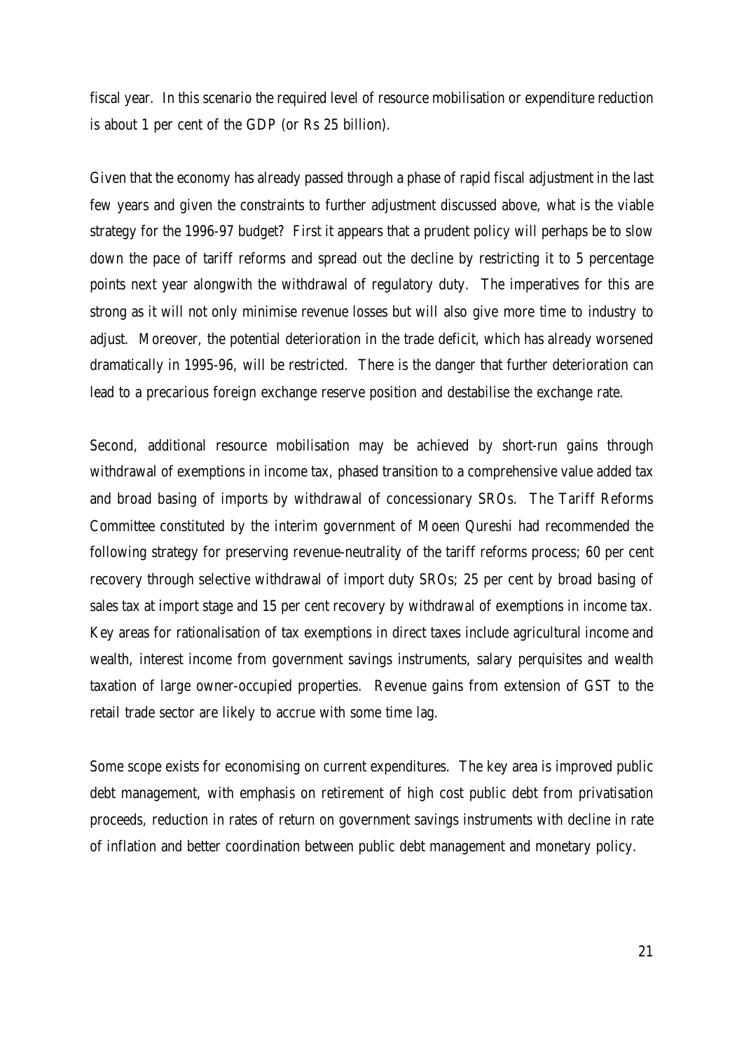fiscal year. In this scenario the required level of resource mobilisation or expenditure reduction is about 1 per cent of the GDP (or Rs 25 billion).

Given that the economy has already passed through a phase of rapid fiscal adjustment in the last few years and given the constraints to further adjustment discussed above, what is the viable strategy for the 1996-97 budget? First it appears that a prudent policy will perhaps be to slow down the pace of tariff reforms and spread out the decline by restricting it to 5 percentage points next year alongwith the withdrawal of regulatory duty. The imperatives for this are strong as it will not only minimise revenue losses but will also give more time to industry to adjust. Moreover, the potential deterioration in the trade deficit, which has already worsened dramatically in 1995-96, will be restricted. There is the danger that further deterioration can lead to a precarious foreign exchange reserve position and destabilise the exchange rate.

Second, additional resource mobilisation may be achieved by short-run gains through withdrawal of exemptions in income tax, phased transition to a comprehensive value added tax and broad basing of imports by withdrawal of concessionary SROs. The Tariff Reforms Committee constituted by the interim government of Moeen Qureshi had recommended the following strategy for preserving revenue-neutrality of the tariff reforms process; 60 per cent recovery through selective withdrawal of import duty SROs; 25 per cent by broad basing of sales tax at import stage and 15 per cent recovery by withdrawal of exemptions in income tax. Key areas for rationalisation of tax exemptions in direct taxes include agricultural income and wealth, interest income from government savings instruments, salary perquisites and wealth taxation of large owner-occupied properties. Revenue gains from extension of GST to the retail trade sector are likely to accrue with some time lag.

Some scope exists for economising on current expenditures. The key area is improved public debt management, with emphasis on retirement of high cost public debt from privatisation proceeds, reduction in rates of return on government savings instruments with decline in rate of inflation and better coordination between public debt management and monetary policy.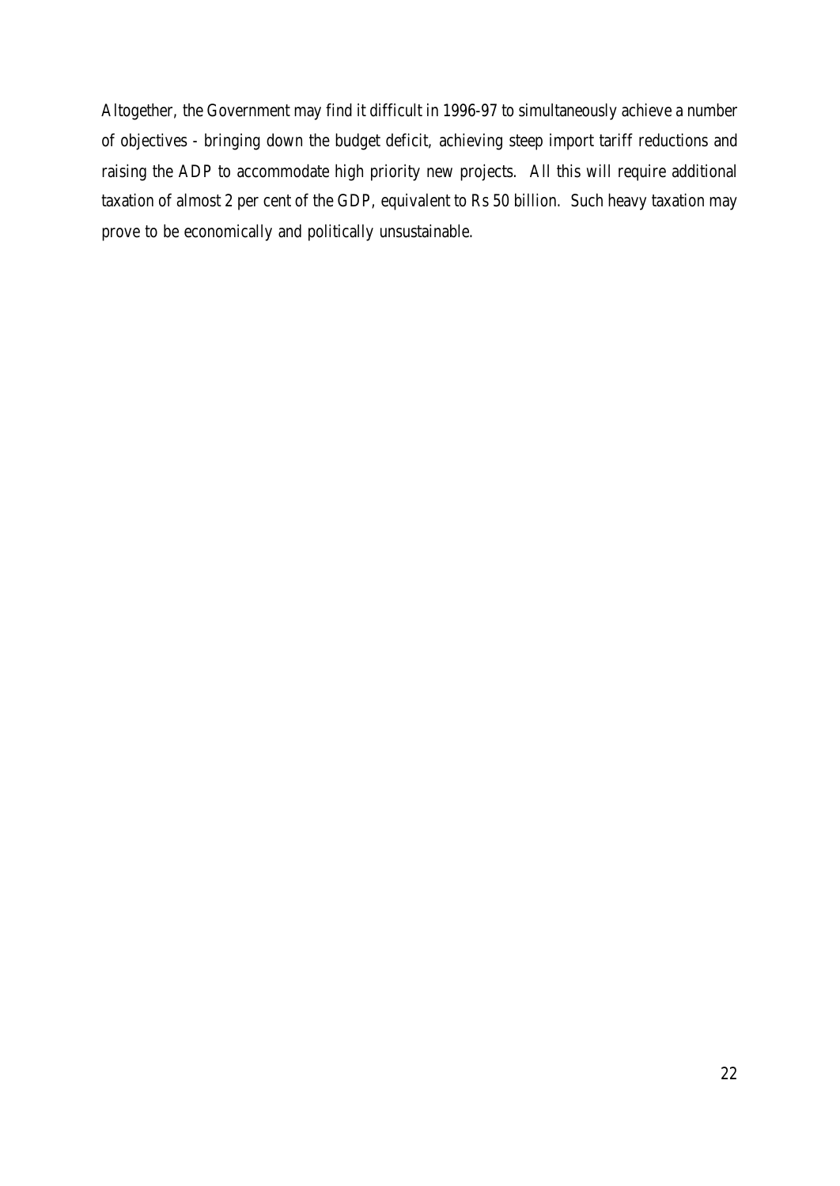Altogether, the Government may find it difficult in 1996-97 to simultaneously achieve a number of objectives - bringing down the budget deficit, achieving steep import tariff reductions and raising the ADP to accommodate high priority new projects. All this will require additional taxation of almost 2 per cent of the GDP, equivalent to Rs 50 billion. Such heavy taxation may prove to be economically and politically unsustainable.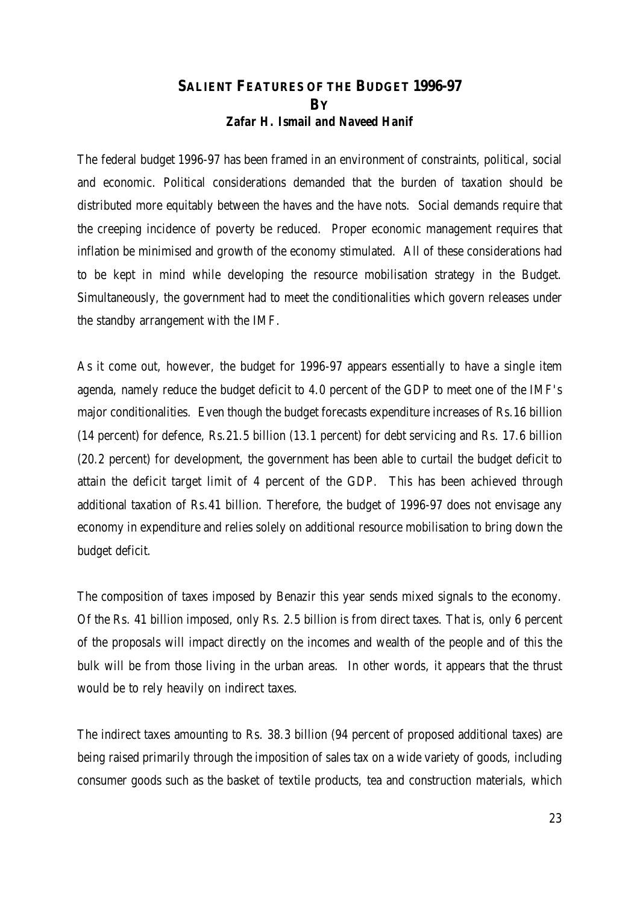## SALIENT FEATURES OF THE BUDGET 1996-97

**BY**

***Zafar H. Ismail and Naveed Hanif***

The federal budget 1996-97 has been framed in an environment of constraints, political, social and economic. Political considerations demanded that the burden of taxation should be distributed more equitably between the haves and the have nots. Social demands require that the creeping incidence of poverty be reduced. Proper economic management requires that inflation be minimised and growth of the economy stimulated. All of these considerations had to be kept in mind while developing the resource mobilisation strategy in the Budget. Simultaneously, the government had to meet the conditionalities which govern releases under the standby arrangement with the IMF.

As it come out, however, the budget for 1996-97 appears essentially to have a single item agenda, namely reduce the budget deficit to 4.0 percent of the GDP to meet one of the IMF's major conditionalities. Even though the budget forecasts expenditure increases of Rs.16 billion (14 percent) for defence, Rs.21.5 billion (13.1 percent) for debt servicing and Rs. 17.6 billion (20.2 percent) for development, the government has been able to curtail the budget deficit to attain the deficit target limit of 4 percent of the GDP. This has been achieved through additional taxation of Rs.41 billion. Therefore, the budget of 1996-97 does not envisage any economy in expenditure and relies solely on additional resource mobilisation to bring down the budget deficit.

The composition of taxes imposed by Benazir this year sends mixed signals to the economy. Of the Rs. 41 billion imposed, only Rs. 2.5 billion is from direct taxes. That is, only 6 percent of the proposals will impact directly on the incomes and wealth of the people and of this the bulk will be from those living in the urban areas. In other words, it appears that the thrust would be to rely heavily on indirect taxes.

The indirect taxes amounting to Rs. 38.3 billion (94 percent of proposed additional taxes) are being raised primarily through the imposition of sales tax on a wide variety of goods, including consumer goods such as the basket of textile products, tea and construction materials, which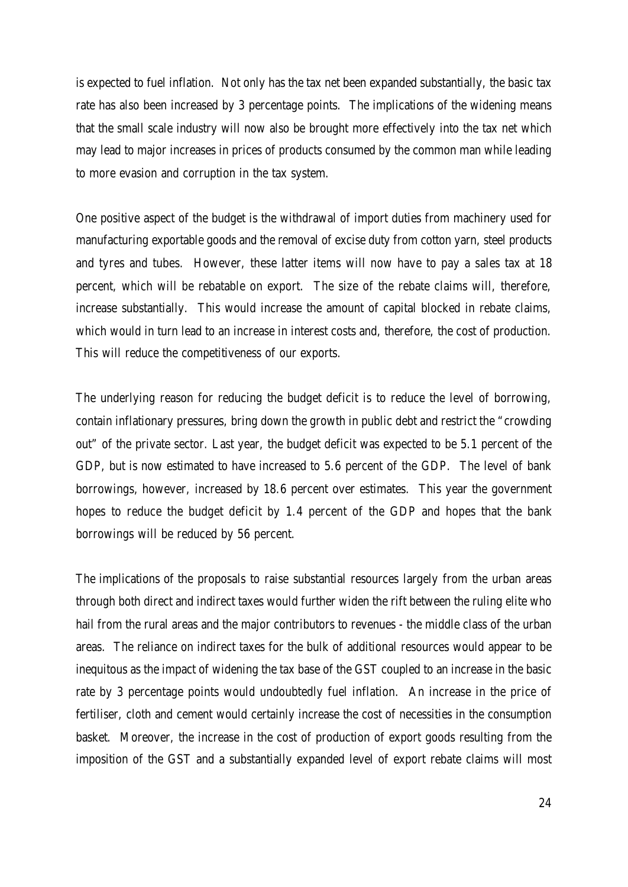is expected to fuel inflation. Not only has the tax net been expanded substantially, the basic tax rate has also been increased by 3 percentage points. The implications of the widening means that the small scale industry will now also be brought more effectively into the tax net which may lead to major increases in prices of products consumed by the common man while leading to more evasion and corruption in the tax system.

One positive aspect of the budget is the withdrawal of import duties from machinery used for manufacturing exportable goods and the removal of excise duty from cotton yarn, steel products and tyres and tubes. However, these latter items will now have to pay a sales tax at 18 percent, which will be rebatable on export. The size of the rebate claims will, therefore, increase substantially. This would increase the amount of capital blocked in rebate claims, which would in turn lead to an increase in interest costs and, therefore, the cost of production. This will reduce the competitiveness of our exports.

The underlying reason for reducing the budget deficit is to reduce the level of borrowing, contain inflationary pressures, bring down the growth in public debt and restrict the "crowding out" of the private sector. Last year, the budget deficit was expected to be 5.1 percent of the GDP, but is now estimated to have increased to 5.6 percent of the GDP. The level of bank borrowings, however, increased by 18.6 percent over estimates. This year the government hopes to reduce the budget deficit by 1.4 percent of the GDP and hopes that the bank borrowings will be reduced by 56 percent.

The implications of the proposals to raise substantial resources largely from the urban areas through both direct and indirect taxes would further widen the rift between the ruling elite who hail from the rural areas and the major contributors to revenues - the middle class of the urban areas. The reliance on indirect taxes for the bulk of additional resources would appear to be inequitous as the impact of widening the tax base of the GST coupled to an increase in the basic rate by 3 percentage points would undoubtedly fuel inflation. An increase in the price of fertiliser, cloth and cement would certainly increase the cost of necessities in the consumption basket. Moreover, the increase in the cost of production of export goods resulting from the imposition of the GST and a substantially expanded level of export rebate claims will most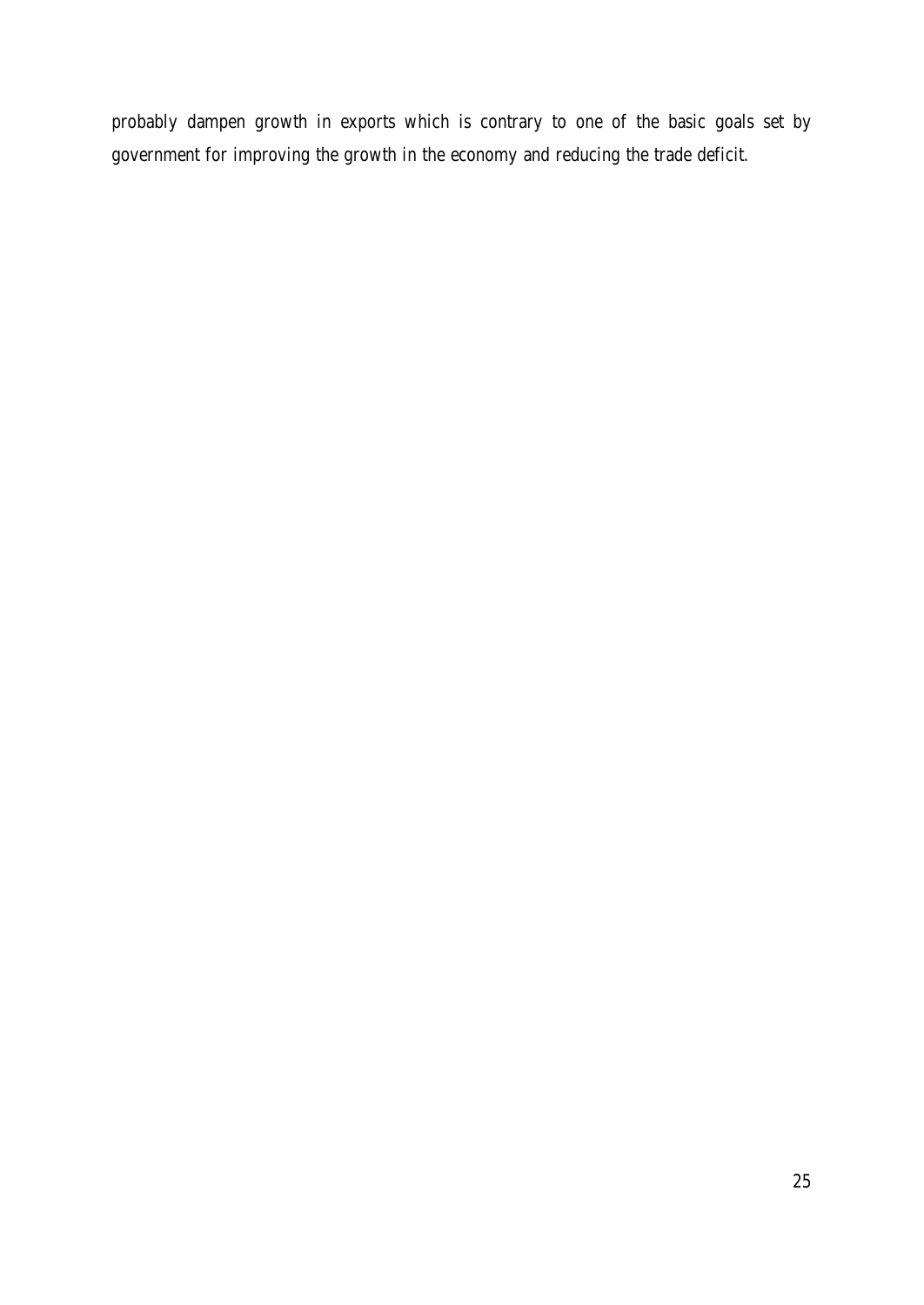probably dampen growth in exports which is contrary to one of the basic goals set by government for improving the growth in the economy and reducing the trade deficit.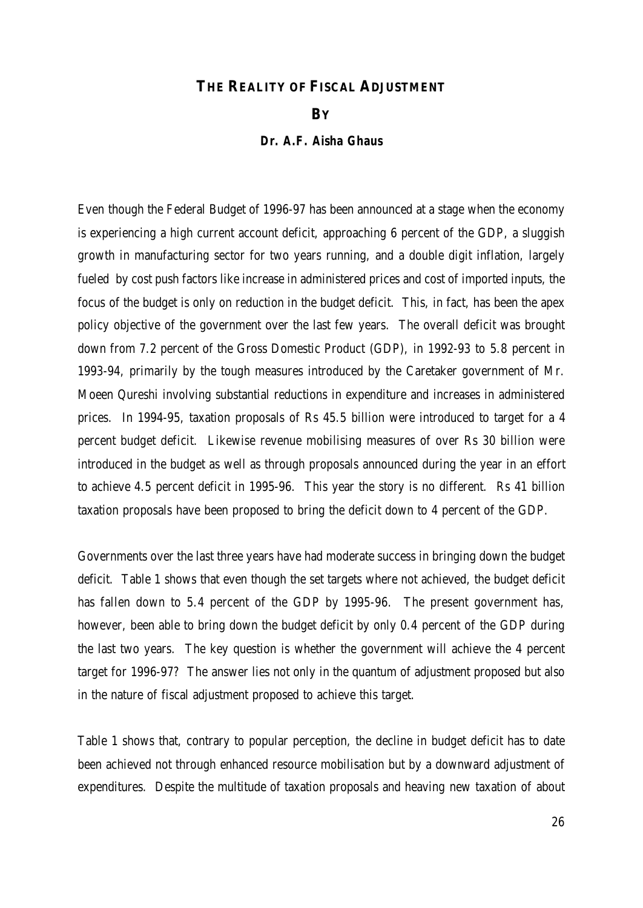# THE REALITY OF FISCAL ADJUSTMENT

**BY**

**Dr. A.F. Aisha Ghaus**

Even though the Federal Budget of 1996-97 has been announced at a stage when the economy is experiencing a high current account deficit, approaching 6 percent of the GDP, a sluggish growth in manufacturing sector for two years running, and a double digit inflation, largely fueled by cost push factors like increase in administered prices and cost of imported inputs, the focus of the budget is only on reduction in the budget deficit. This, in fact, has been the apex policy objective of the government over the last few years. The overall deficit was brought down from 7.2 percent of the Gross Domestic Product (GDP), in 1992-93 to 5.8 percent in 1993-94, primarily by the tough measures introduced by the Caretaker government of Mr. Moeen Qureshi involving substantial reductions in expenditure and increases in administered prices. In 1994-95, taxation proposals of Rs 45.5 billion were introduced to target for a 4 percent budget deficit. Likewise revenue mobilising measures of over Rs 30 billion were introduced in the budget as well as through proposals announced during the year in an effort to achieve 4.5 percent deficit in 1995-96. This year the story is no different. Rs 41 billion taxation proposals have been proposed to bring the deficit down to 4 percent of the GDP.

Governments over the last three years have had moderate success in bringing down the budget deficit. Table 1 shows that even though the set targets where not achieved, the budget deficit has fallen down to 5.4 percent of the GDP by 1995-96. The present government has, however, been able to bring down the budget deficit by only 0.4 percent of the GDP during the last two years. The key question is whether the government will achieve the 4 percent target for 1996-97? The answer lies not only in the quantum of adjustment proposed but also in the nature of fiscal adjustment proposed to achieve this target.

Table 1 shows that, contrary to popular perception, the decline in budget deficit has to date been achieved not through enhanced resource mobilisation but by a downward adjustment of expenditures. Despite the multitude of taxation proposals and heaving new taxation of about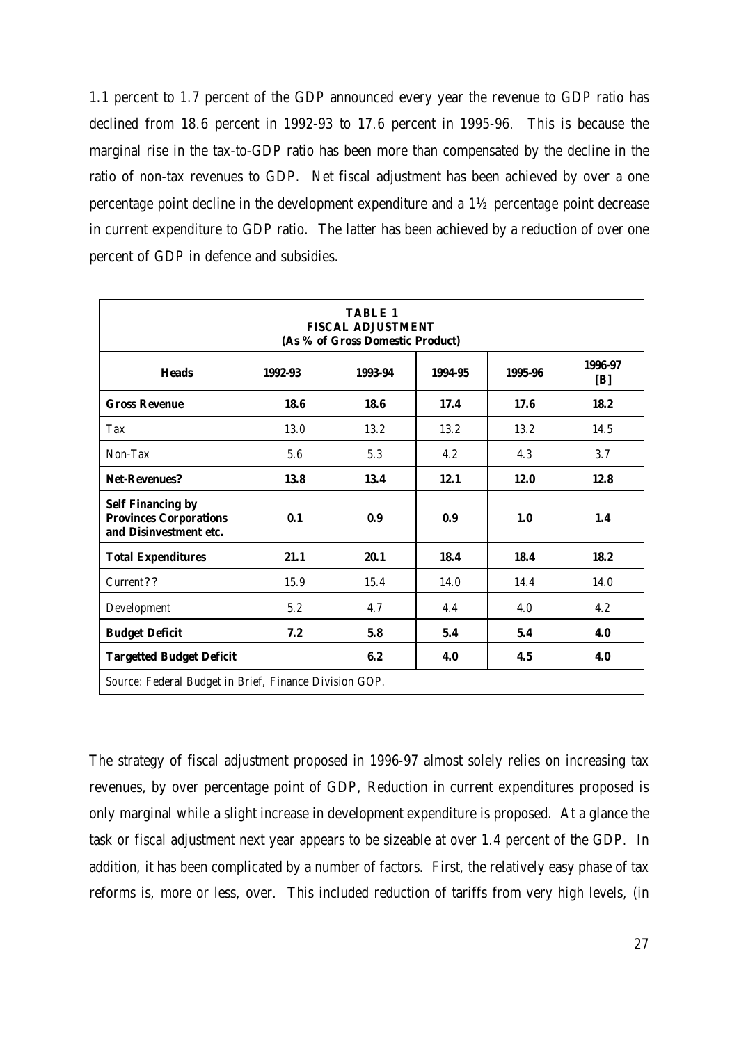1.1 percent to 1.7 percent of the GDP announced every year the revenue to GDP ratio has declined from 18.6 percent in 1992-93 to 17.6 percent in 1995-96. This is because the marginal rise in the tax-to-GDP ratio has been more than compensated by the decline in the ratio of non-tax revenues to GDP. Net fiscal adjustment has been achieved by over a one percentage point decline in the development expenditure and a 1½ percentage point decrease in current expenditure to GDP ratio. The latter has been achieved by a reduction of over one percent of GDP in defence and subsidies.

**TABLE 1**
**FISCAL ADJUSTMENT**
**(As % of Gross Domestic Product)**

| Heads | 1992-93 | 1993-94 | 1994-95 | 1995-96 | 1996-97 [B] |
|---|---|---|---|---|---|
| **Gross Revenue** | **18.6** | **18.6** | **17.4** | **17.6** | **18.2** |
| Tax | 13.0 | 13.2 | 13.2 | 13.2 | 14.5 |
| Non-Tax | 5.6 | 5.3 | 4.2 | 4.3 | 3.7 |
| **Net-Revenues?** | **13.8** | **13.4** | **12.1** | **12.0** | **12.8** |
| **Self Financing by Provinces Corporations and Disinvestment etc.** | **0.1** | **0.9** | **0.9** | **1.0** | **1.4** |
| **Total Expenditures** | **21.1** | **20.1** | **18.4** | **18.4** | **18.2** |
| Current?? | 15.9 | 15.4 | 14.0 | 14.4 | 14.0 |
| Development | 5.2 | 4.7 | 4.4 | 4.0 | 4.2 |
| **Budget Deficit** | **7.2** | **5.8** | **5.4** | **5.4** | **4.0** |
| **Targetted Budget Deficit** | | **6.2** | **4.0** | **4.5** | **4.0** |

*Source: Federal Budget in Brief, Finance Division GOP.*

The strategy of fiscal adjustment proposed in 1996-97 almost solely relies on increasing tax revenues, by over percentage point of GDP, Reduction in current expenditures proposed is only marginal while a slight increase in development expenditure is proposed. At a glance the task or fiscal adjustment next year appears to be sizeable at over 1.4 percent of the GDP. In addition, it has been complicated by a number of factors. First, the relatively easy phase of tax reforms is, more or less, over. This included reduction of tariffs from very high levels, (in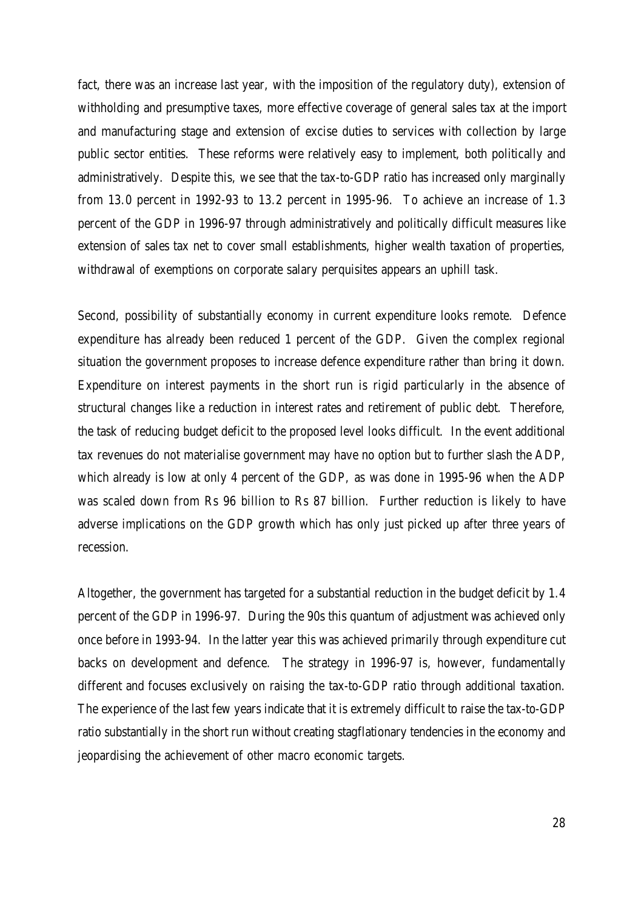fact, there was an increase last year, with the imposition of the regulatory duty), extension of withholding and presumptive taxes, more effective coverage of general sales tax at the import and manufacturing stage and extension of excise duties to services with collection by large public sector entities. These reforms were relatively easy to implement, both politically and administratively. Despite this, we see that the tax-to-GDP ratio has increased only marginally from 13.0 percent in 1992-93 to 13.2 percent in 1995-96. To achieve an increase of 1.3 percent of the GDP in 1996-97 through administratively and politically difficult measures like extension of sales tax net to cover small establishments, higher wealth taxation of properties, withdrawal of exemptions on corporate salary perquisites appears an uphill task.

Second, possibility of substantially economy in current expenditure looks remote. Defence expenditure has already been reduced 1 percent of the GDP. Given the complex regional situation the government proposes to increase defence expenditure rather than bring it down. Expenditure on interest payments in the short run is rigid particularly in the absence of structural changes like a reduction in interest rates and retirement of public debt. Therefore, the task of reducing budget deficit to the proposed level looks difficult. In the event additional tax revenues do not materialise government may have no option but to further slash the ADP, which already is low at only 4 percent of the GDP, as was done in 1995-96 when the ADP was scaled down from Rs 96 billion to Rs 87 billion. Further reduction is likely to have adverse implications on the GDP growth which has only just picked up after three years of recession.

Altogether, the government has targeted for a substantial reduction in the budget deficit by 1.4 percent of the GDP in 1996-97. During the 90s this quantum of adjustment was achieved only once before in 1993-94. In the latter year this was achieved primarily through expenditure cut backs on development and defence. The strategy in 1996-97 is, however, fundamentally different and focuses exclusively on raising the tax-to-GDP ratio through additional taxation. The experience of the last few years indicate that it is extremely difficult to raise the tax-to-GDP ratio substantially in the short run without creating stagflationary tendencies in the economy and jeopardising the achievement of other macro economic targets.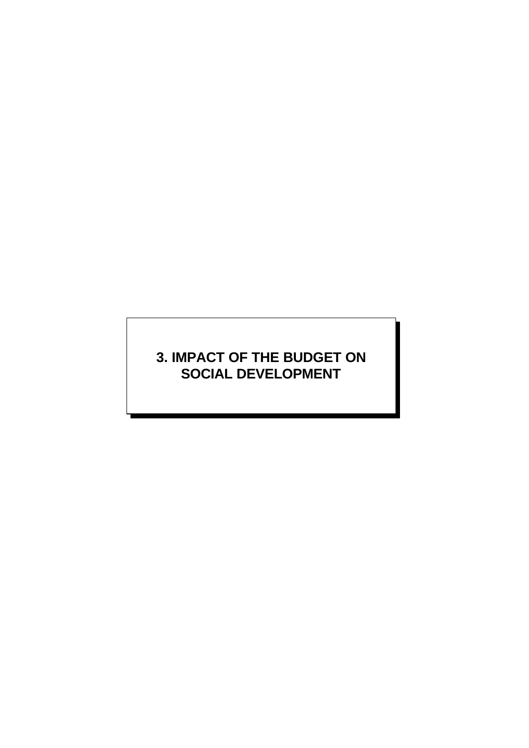# 3. IMPACT OF THE BUDGET ON SOCIAL DEVELOPMENT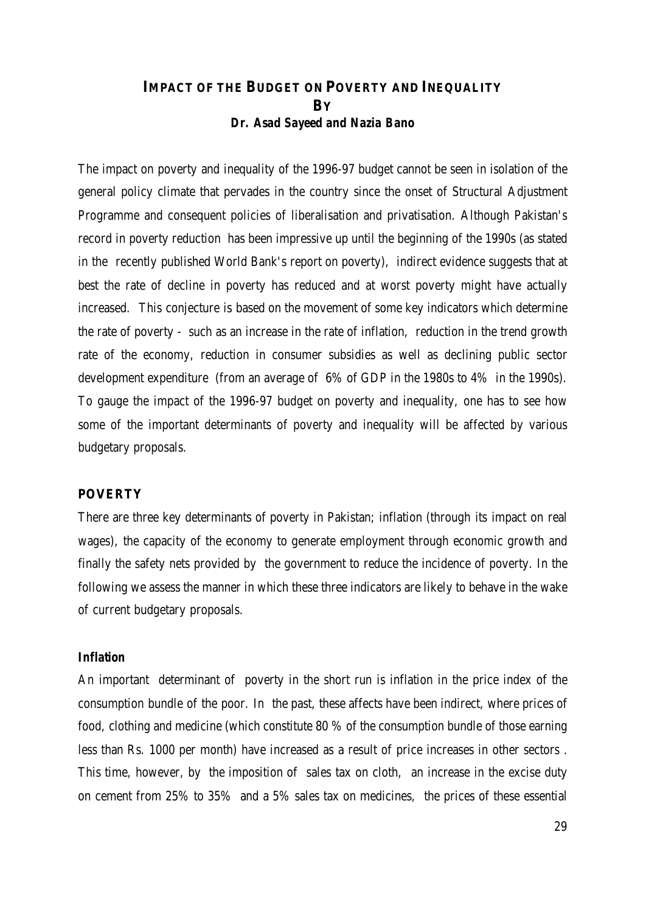# IMPACT OF THE BUDGET ON POVERTY AND INEQUALITY

**BY**

**Dr. Asad Sayeed and Nazia Bano**

The impact on poverty and inequality of the 1996-97 budget cannot be seen in isolation of the general policy climate that pervades in the country since the onset of Structural Adjustment Programme and consequent policies of liberalisation and privatisation. Although Pakistan's record in poverty reduction has been impressive up until the beginning of the 1990s (as stated in the recently published World Bank's report on poverty), indirect evidence suggests that at best the rate of decline in poverty has reduced and at worst poverty might have actually increased. This conjecture is based on the movement of some key indicators which determine the rate of poverty - such as an increase in the rate of inflation, reduction in the trend growth rate of the economy, reduction in consumer subsidies as well as declining public sector development expenditure (from an average of 6% of GDP in the 1980s to 4% in the 1990s). To gauge the impact of the 1996-97 budget on poverty and inequality, one has to see how some of the important determinants of poverty and inequality will be affected by various budgetary proposals.

## POVERTY

There are three key determinants of poverty in Pakistan; inflation (through its impact on real wages), the capacity of the economy to generate employment through economic growth and finally the safety nets provided by the government to reduce the incidence of poverty. In the following we assess the manner in which these three indicators are likely to behave in the wake of current budgetary proposals.

### Inflation

An important determinant of poverty in the short run is inflation in the price index of the consumption bundle of the poor. In the past, these affects have been indirect, where prices of food, clothing and medicine (which constitute 80 % of the consumption bundle of those earning less than Rs. 1000 per month) have increased as a result of price increases in other sectors . This time, however, by the imposition of sales tax on cloth, an increase in the excise duty on cement from 25% to 35% and a 5% sales tax on medicines, the prices of these essential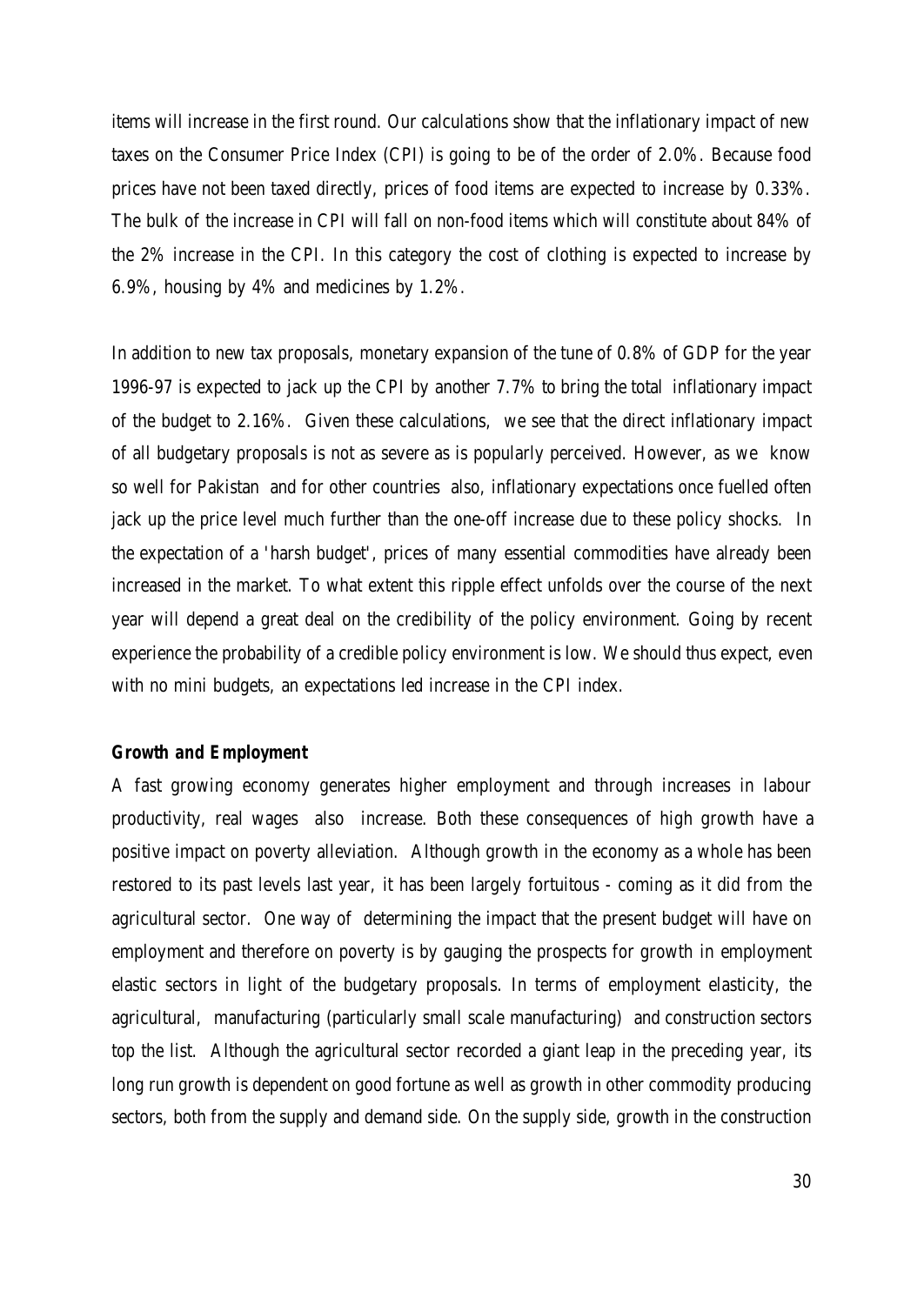items will increase in the first round. Our calculations show that the inflationary impact of new taxes on the Consumer Price Index (CPI) is going to be of the order of 2.0%. Because food prices have not been taxed directly, prices of food items are expected to increase by 0.33%. The bulk of the increase in CPI will fall on non-food items which will constitute about 84% of the 2% increase in the CPI. In this category the cost of clothing is expected to increase by 6.9%, housing by 4% and medicines by 1.2%.

In addition to new tax proposals, monetary expansion of the tune of 0.8% of GDP for the year 1996-97 is expected to jack up the CPI by another 7.7% to bring the total inflationary impact of the budget to 2.16%. Given these calculations, we see that the direct inflationary impact of all budgetary proposals is not as severe as is popularly perceived. However, as we know so well for Pakistan and for other countries also, inflationary expectations once fuelled often jack up the price level much further than the one-off increase due to these policy shocks. In the expectation of a 'harsh budget', prices of many essential commodities have already been increased in the market. To what extent this ripple effect unfolds over the course of the next year will depend a great deal on the credibility of the policy environment. Going by recent experience the probability of a credible policy environment is low. We should thus expect, even with no mini budgets, an expectations led increase in the CPI index.

**Growth and Employment**

A fast growing economy generates higher employment and through increases in labour productivity, real wages also increase. Both these consequences of high growth have a positive impact on poverty alleviation. Although growth in the economy as a whole has been restored to its past levels last year, it has been largely fortuitous - coming as it did from the agricultural sector. One way of determining the impact that the present budget will have on employment and therefore on poverty is by gauging the prospects for growth in employment elastic sectors in light of the budgetary proposals. In terms of employment elasticity, the agricultural, manufacturing (particularly small scale manufacturing) and construction sectors top the list. Although the agricultural sector recorded a giant leap in the preceding year, its long run growth is dependent on good fortune as well as growth in other commodity producing sectors, both from the supply and demand side. On the supply side, growth in the construction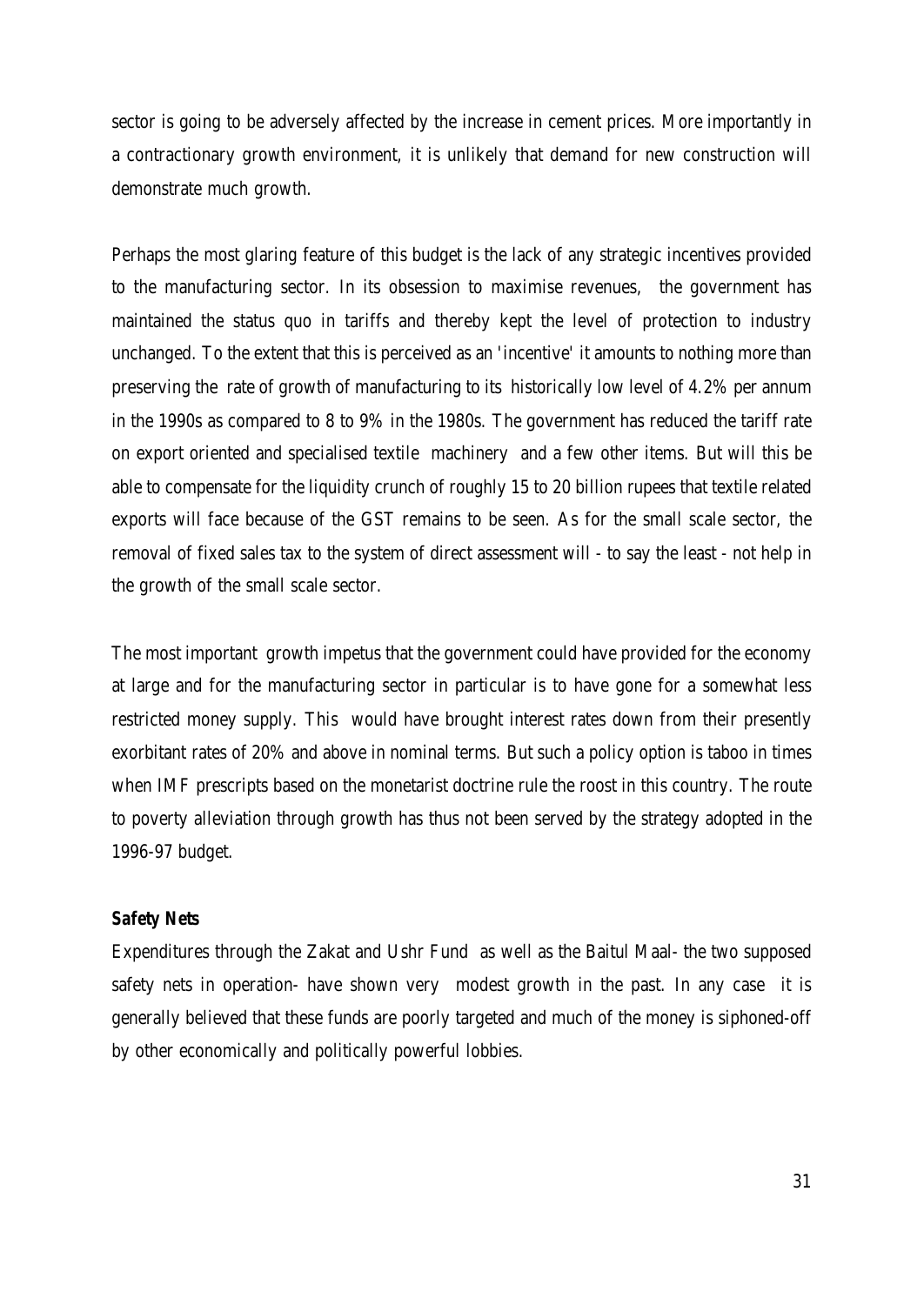sector is going to be adversely affected by the increase in cement prices. More importantly in a contractionary growth environment, it is unlikely that demand for new construction will demonstrate much growth.

Perhaps the most glaring feature of this budget is the lack of any strategic incentives provided to the manufacturing sector. In its obsession to maximise revenues, the government has maintained the status quo in tariffs and thereby kept the level of protection to industry unchanged. To the extent that this is perceived as an 'incentive' it amounts to nothing more than preserving the rate of growth of manufacturing to its historically low level of 4.2% per annum in the 1990s as compared to 8 to 9% in the 1980s. The government has reduced the tariff rate on export oriented and specialised textile machinery and a few other items. But will this be able to compensate for the liquidity crunch of roughly 15 to 20 billion rupees that textile related exports will face because of the GST remains to be seen. As for the small scale sector, the removal of fixed sales tax to the system of direct assessment will - to say the least - not help in the growth of the small scale sector.

The most important growth impetus that the government could have provided for the economy at large and for the manufacturing sector in particular is to have gone for a somewhat less restricted money supply. This would have brought interest rates down from their presently exorbitant rates of 20% and above in nominal terms. But such a policy option is taboo in times when IMF prescripts based on the monetarist doctrine rule the roost in this country. The route to poverty alleviation through growth has thus not been served by the strategy adopted in the 1996-97 budget.

**Safety Nets**

Expenditures through the Zakat and Ushr Fund as well as the Baitul Maal- the two supposed safety nets in operation- have shown very modest growth in the past. In any case it is generally believed that these funds are poorly targeted and much of the money is siphoned-off by other economically and politically powerful lobbies.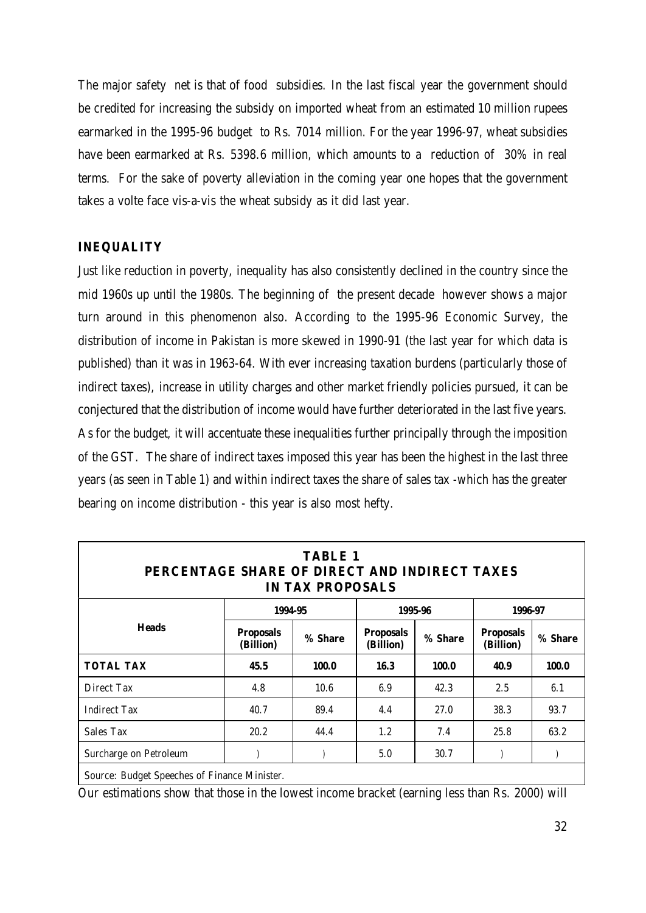The major safety net is that of food subsidies. In the last fiscal year the government should be credited for increasing the subsidy on imported wheat from an estimated 10 million rupees earmarked in the 1995-96 budget to Rs. 7014 million. For the year 1996-97, wheat subsidies have been earmarked at Rs. 5398.6 million, which amounts to a reduction of 30% in real terms. For the sake of poverty alleviation in the coming year one hopes that the government takes a volte face vis-a-vis the wheat subsidy as it did last year.

## INEQUALITY

Just like reduction in poverty, inequality has also consistently declined in the country since the mid 1960s up until the 1980s. The beginning of the present decade however shows a major turn around in this phenomenon also. According to the 1995-96 Economic Survey, the distribution of income in Pakistan is more skewed in 1990-91 (the last year for which data is published) than it was in 1963-64. With ever increasing taxation burdens (particularly those of indirect taxes), increase in utility charges and other market friendly policies pursued, it can be conjectured that the distribution of income would have further deteriorated in the last five years. As for the budget, it will accentuate these inequalities further principally through the imposition of the GST. The share of indirect taxes imposed this year has been the highest in the last three years (as seen in Table 1) and within indirect taxes the share of sales tax -which has the greater bearing on income distribution - this year is also most hefty.

**TABLE 1**
**PERCENTAGE SHARE OF DIRECT AND INDIRECT TAXES IN TAX PROPOSALS**

| Heads | 1994-95 | | 1995-96 | | 1996-97 | |
|---|---|---|---|---|---|---|
| | Proposals (Billion) | % Share | Proposals (Billion) | % Share | Proposals (Billion) | % Share |
| **TOTAL TAX** | **45.5** | **100.0** | **16.3** | **100.0** | **40.9** | **100.0** |
| Direct Tax | 4.8 | 10.6 | 6.9 | 42.3 | 2.5 | 6.1 |
| Indirect Tax | 40.7 | 89.4 | 4.4 | 27.0 | 38.3 | 93.7 |
| Sales Tax | 20.2 | 44.4 | 1.2 | 7.4 | 25.8 | 63.2 |
| Surcharge on Petroleum | ) | ) | 5.0 | 30.7 | ) | ) |

Source: Budget Speeches of Finance Minister.

Our estimations show that those in the lowest income bracket (earning less than Rs. 2000) will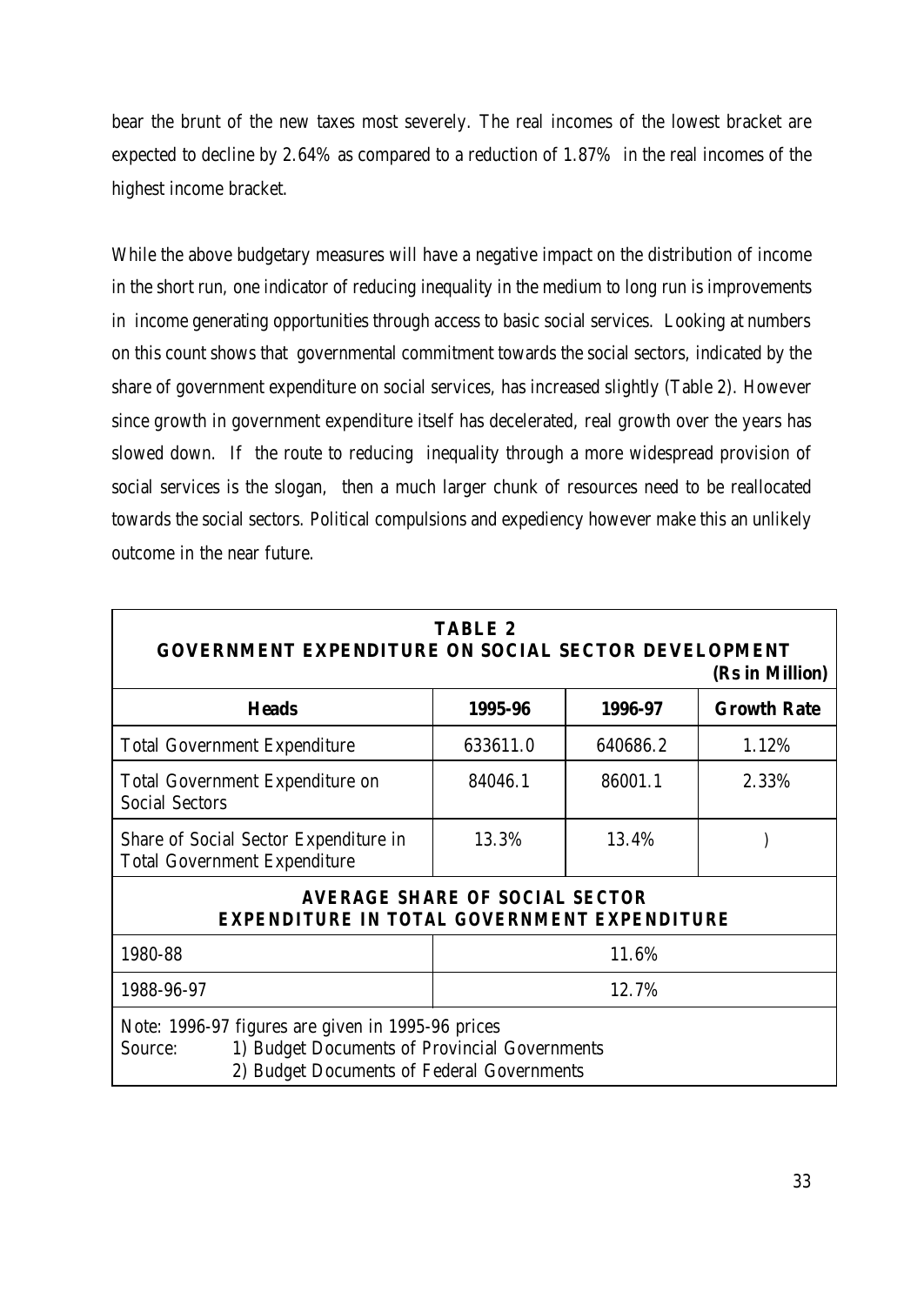bear the brunt of the new taxes most severely. The real incomes of the lowest bracket are expected to decline by 2.64% as compared to a reduction of 1.87% in the real incomes of the highest income bracket.

While the above budgetary measures will have a negative impact on the distribution of income in the short run, one indicator of reducing inequality in the medium to long run is improvements in income generating opportunities through access to basic social services. Looking at numbers on this count shows that governmental commitment towards the social sectors, indicated by the share of government expenditure on social services, has increased slightly (Table 2). However since growth in government expenditure itself has decelerated, real growth over the years has slowed down. If the route to reducing inequality through a more widespread provision of social services is the slogan, then a much larger chunk of resources need to be reallocated towards the social sectors. Political compulsions and expediency however make this an unlikely outcome in the near future.

**TABLE 2**
**GOVERNMENT EXPENDITURE ON SOCIAL SECTOR DEVELOPMENT**
**(Rs in Million)**

| Heads | 1995-96 | 1996-97 | Growth Rate |
|---|---|---|---|
| Total Government Expenditure | 633611.0 | 640686.2 | 1.12% |
| Total Government Expenditure on Social Sectors | 84046.1 | 86001.1 | 2.33% |
| Share of Social Sector Expenditure in Total Government Expenditure | 13.3% | 13.4% | ) |
| **AVERAGE SHARE OF SOCIAL SECTOR EXPENDITURE IN TOTAL GOVERNMENT EXPENDITURE** | | | |
| 1980-88 | 11.6% | | |
| 1988-96-97 | 12.7% | | |

Note: 1996-97 figures are given in 1995-96 prices
Source: 1) Budget Documents of Provincial Governments
2) Budget Documents of Federal Governments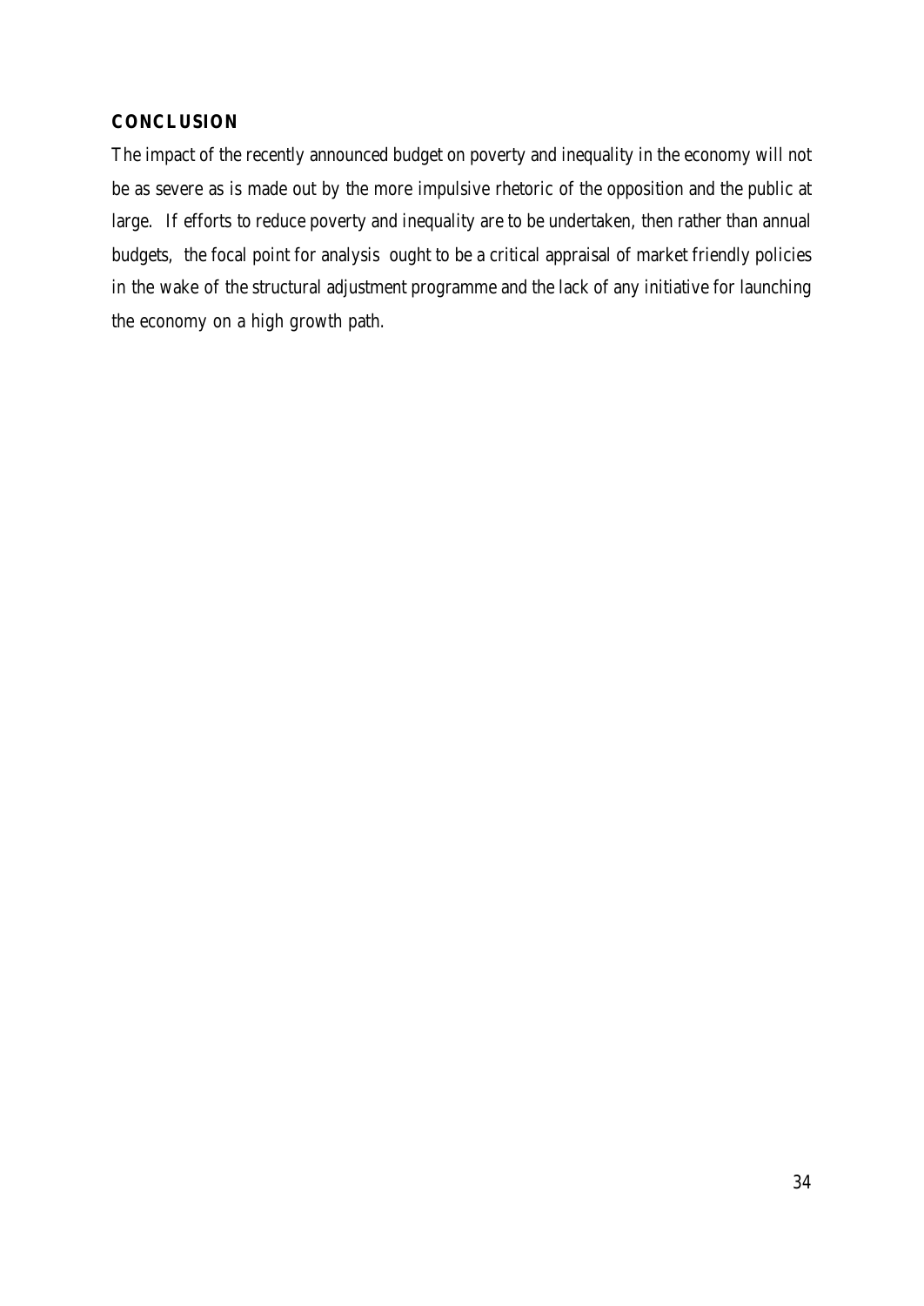## CONCLUSION

The impact of the recently announced budget on poverty and inequality in the economy will not be as severe as is made out by the more impulsive rhetoric of the opposition and the public at large. If efforts to reduce poverty and inequality are to be undertaken, then rather than annual budgets, the focal point for analysis ought to be a critical appraisal of market friendly policies in the wake of the structural adjustment programme and the lack of any initiative for launching the economy on a high growth path.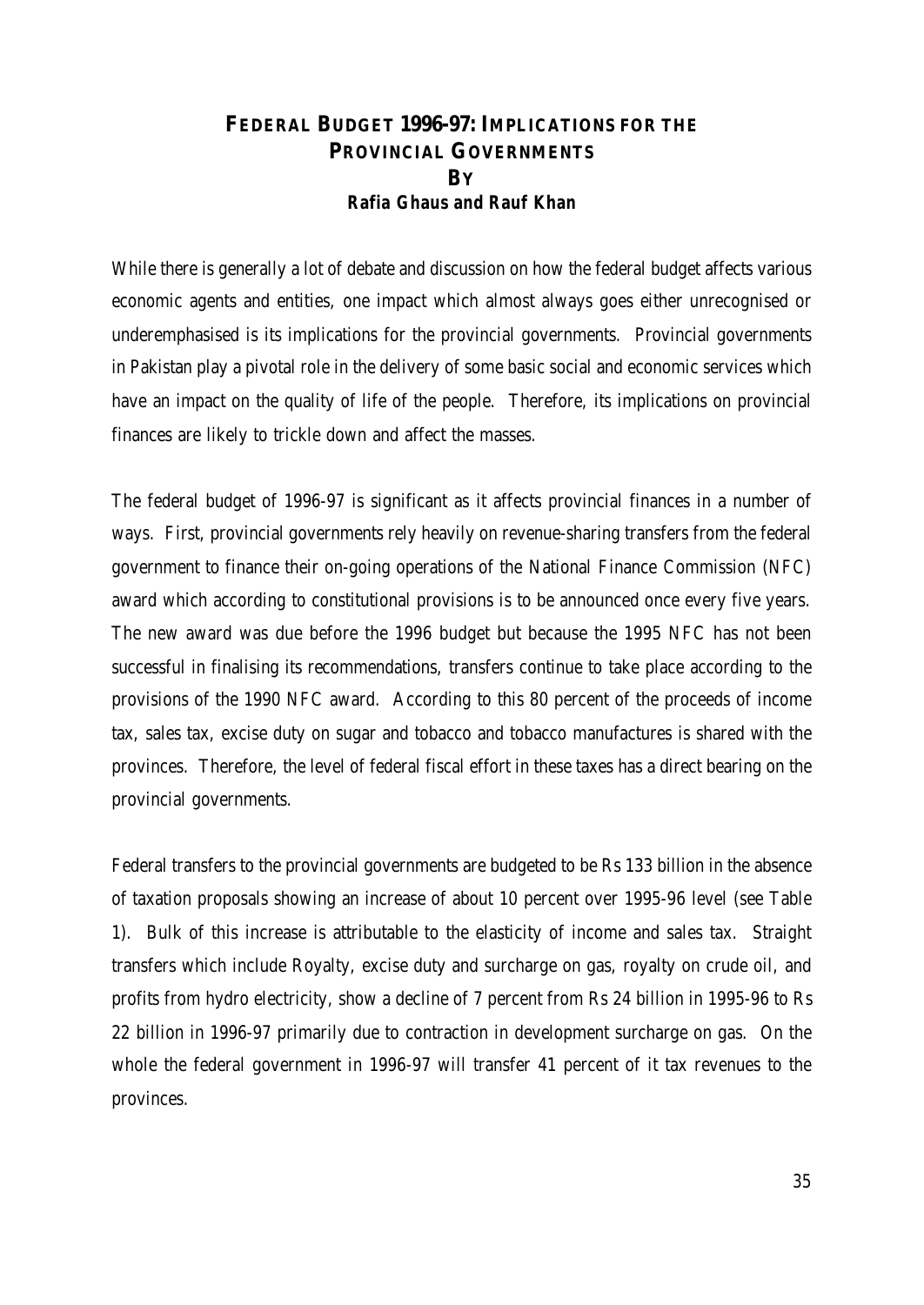# FEDERAL BUDGET 1996-97: IMPLICATIONS FOR THE PROVINCIAL GOVERNMENTS

**BY**

**Rafia Ghaus and Rauf Khan**

While there is generally a lot of debate and discussion on how the federal budget affects various economic agents and entities, one impact which almost always goes either unrecognised or underemphasised is its implications for the provincial governments. Provincial governments in Pakistan play a pivotal role in the delivery of some basic social and economic services which have an impact on the quality of life of the people. Therefore, its implications on provincial finances are likely to trickle down and affect the masses.

The federal budget of 1996-97 is significant as it affects provincial finances in a number of ways. First, provincial governments rely heavily on revenue-sharing transfers from the federal government to finance their on-going operations of the National Finance Commission (NFC) award which according to constitutional provisions is to be announced once every five years. The new award was due before the 1996 budget but because the 1995 NFC has not been successful in finalising its recommendations, transfers continue to take place according to the provisions of the 1990 NFC award. According to this 80 percent of the proceeds of income tax, sales tax, excise duty on sugar and tobacco and tobacco manufactures is shared with the provinces. Therefore, the level of federal fiscal effort in these taxes has a direct bearing on the provincial governments.

Federal transfers to the provincial governments are budgeted to be Rs 133 billion in the absence of taxation proposals showing an increase of about 10 percent over 1995-96 level (see Table 1). Bulk of this increase is attributable to the elasticity of income and sales tax. Straight transfers which include Royalty, excise duty and surcharge on gas, royalty on crude oil, and profits from hydro electricity, show a decline of 7 percent from Rs 24 billion in 1995-96 to Rs 22 billion in 1996-97 primarily due to contraction in development surcharge on gas. On the whole the federal government in 1996-97 will transfer 41 percent of it tax revenues to the provinces.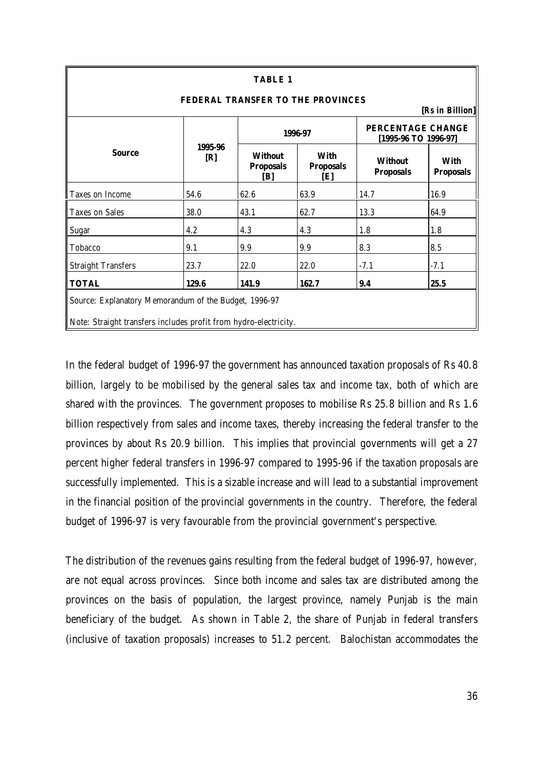**TABLE 1**

**FEDERAL TRANSFER TO THE PROVINCES**

**[Rs in Billion]**

| **Source** | **1995-96 [R]** | **1996-97** | | **PERCENTAGE CHANGE [1995-96 TO 1996-97]** | |
|---|---|---|---|---|---|
| | | **Without Proposals [B]** | **With Proposals [E]** | **Without Proposals** | **With Proposals** |
| Taxes on Income | 54.6 | 62.6 | 63.9 | 14.7 | 16.9 |
| Taxes on Sales | 38.0 | 43.1 | 62.7 | 13.3 | 64.9 |
| Sugar | 4.2 | 4.3 | 4.3 | 1.8 | 1.8 |
| Tobacco | 9.1 | 9.9 | 9.9 | 8.3 | 8.5 |
| Straight Transfers | 23.7 | 22.0 | 22.0 | -7.1 | -7.1 |
| **TOTAL** | **129.6** | **141.9** | **162.7** | **9.4** | **25.5** |

Source: Explanatory Memorandum of the Budget, 1996-97

Note: Straight transfers includes profit from hydro-electricity.

In the federal budget of 1996-97 the government has announced taxation proposals of Rs 40.8 billion, largely to be mobilised by the general sales tax and income tax, both of which are shared with the provinces. The government proposes to mobilise Rs 25.8 billion and Rs 1.6 billion respectively from sales and income taxes, thereby increasing the federal transfer to the provinces by about Rs 20.9 billion. This implies that provincial governments will get a 27 percent higher federal transfers in 1996-97 compared to 1995-96 if the taxation proposals are successfully implemented. This is a sizable increase and will lead to a substantial improvement in the financial position of the provincial governments in the country. Therefore, the federal budget of 1996-97 is very favourable from the provincial government's perspective.

The distribution of the revenues gains resulting from the federal budget of 1996-97, however, are not equal across provinces. Since both income and sales tax are distributed among the provinces on the basis of population, the largest province, namely Punjab is the main beneficiary of the budget. As shown in Table 2, the share of Punjab in federal transfers (inclusive of taxation proposals) increases to 51.2 percent. Balochistan accommodates the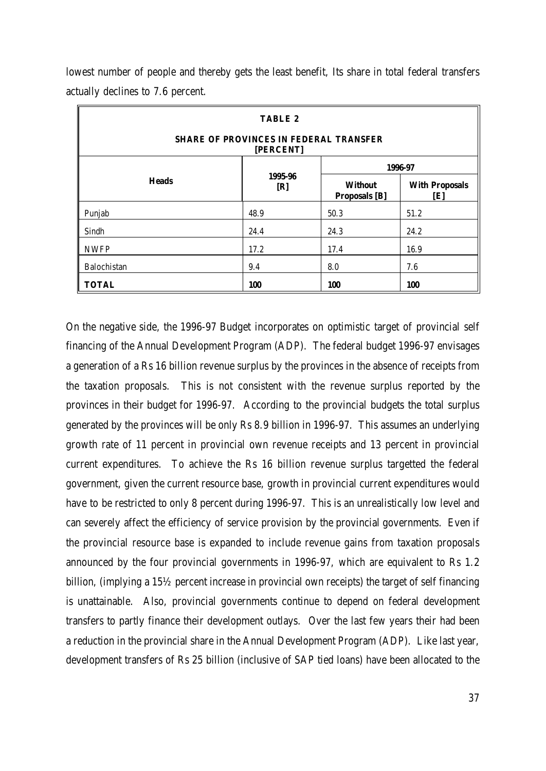lowest number of people and thereby gets the least benefit, Its share in total federal transfers actually declines to 7.6 percent.

**TABLE 2**

**SHARE OF PROVINCES IN FEDERAL TRANSFER [PERCENT]**

| Heads | 1995-96 [R] | 1996-97 | |
|---|---|---|---|
| | | Without Proposals [B] | With Proposals [E] |
| Punjab | 48.9 | 50.3 | 51.2 |
| Sindh | 24.4 | 24.3 | 24.2 |
| NWFP | 17.2 | 17.4 | 16.9 |
| Balochistan | 9.4 | 8.0 | 7.6 |
| **TOTAL** | **100** | **100** | **100** |

On the negative side, the 1996-97 Budget incorporates on optimistic target of provincial self financing of the Annual Development Program (ADP). The federal budget 1996-97 envisages a generation of a Rs 16 billion revenue surplus by the provinces in the absence of receipts from the taxation proposals. This is not consistent with the revenue surplus reported by the provinces in their budget for 1996-97. According to the provincial budgets the total surplus generated by the provinces will be only Rs 8.9 billion in 1996-97. This assumes an underlying growth rate of 11 percent in provincial own revenue receipts and 13 percent in provincial current expenditures. To achieve the Rs 16 billion revenue surplus targetted the federal government, given the current resource base, growth in provincial current expenditures would have to be restricted to only 8 percent during 1996-97. This is an unrealistically low level and can severely affect the efficiency of service provision by the provincial governments. Even if the provincial resource base is expanded to include revenue gains from taxation proposals announced by the four provincial governments in 1996-97, which are equivalent to Rs 1.2 billion, (implying a 15½ percent increase in provincial own receipts) the target of self financing is unattainable. Also, provincial governments continue to depend on federal development transfers to partly finance their development outlays. Over the last few years their had been a reduction in the provincial share in the Annual Development Program (ADP). Like last year, development transfers of Rs 25 billion (inclusive of SAP tied loans) have been allocated to the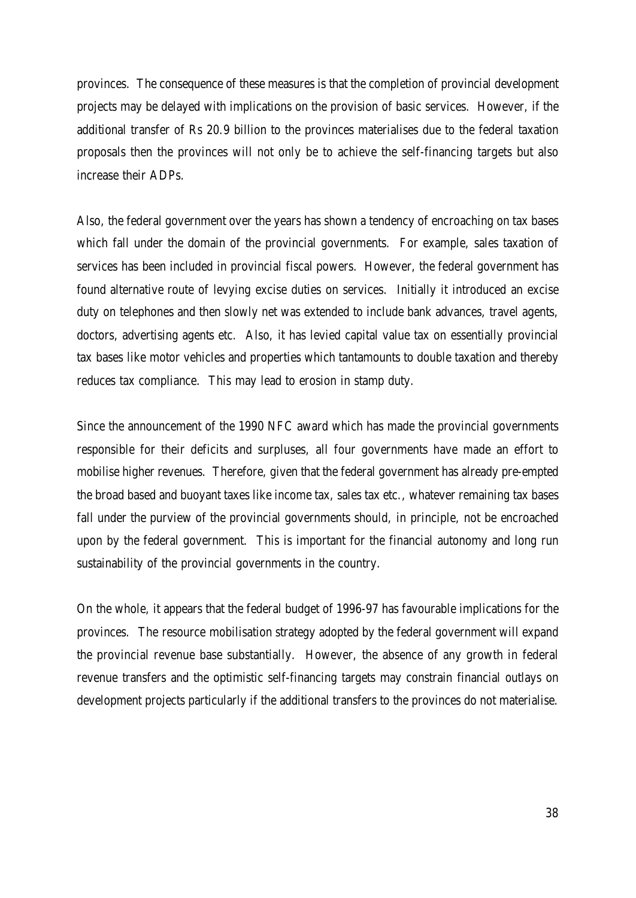provinces. The consequence of these measures is that the completion of provincial development projects may be delayed with implications on the provision of basic services. However, if the additional transfer of Rs 20.9 billion to the provinces materialises due to the federal taxation proposals then the provinces will not only be to achieve the self-financing targets but also increase their ADPs.

Also, the federal government over the years has shown a tendency of encroaching on tax bases which fall under the domain of the provincial governments. For example, sales taxation of services has been included in provincial fiscal powers. However, the federal government has found alternative route of levying excise duties on services. Initially it introduced an excise duty on telephones and then slowly net was extended to include bank advances, travel agents, doctors, advertising agents etc. Also, it has levied capital value tax on essentially provincial tax bases like motor vehicles and properties which tantamounts to double taxation and thereby reduces tax compliance. This may lead to erosion in stamp duty.

Since the announcement of the 1990 NFC award which has made the provincial governments responsible for their deficits and surpluses, all four governments have made an effort to mobilise higher revenues. Therefore, given that the federal government has already pre-empted the broad based and buoyant taxes like income tax, sales tax etc., whatever remaining tax bases fall under the purview of the provincial governments should, in principle, not be encroached upon by the federal government. This is important for the financial autonomy and long run sustainability of the provincial governments in the country.

On the whole, it appears that the federal budget of 1996-97 has favourable implications for the provinces. The resource mobilisation strategy adopted by the federal government will expand the provincial revenue base substantially. However, the absence of any growth in federal revenue transfers and the optimistic self-financing targets may constrain financial outlays on development projects particularly if the additional transfers to the provinces do not materialise.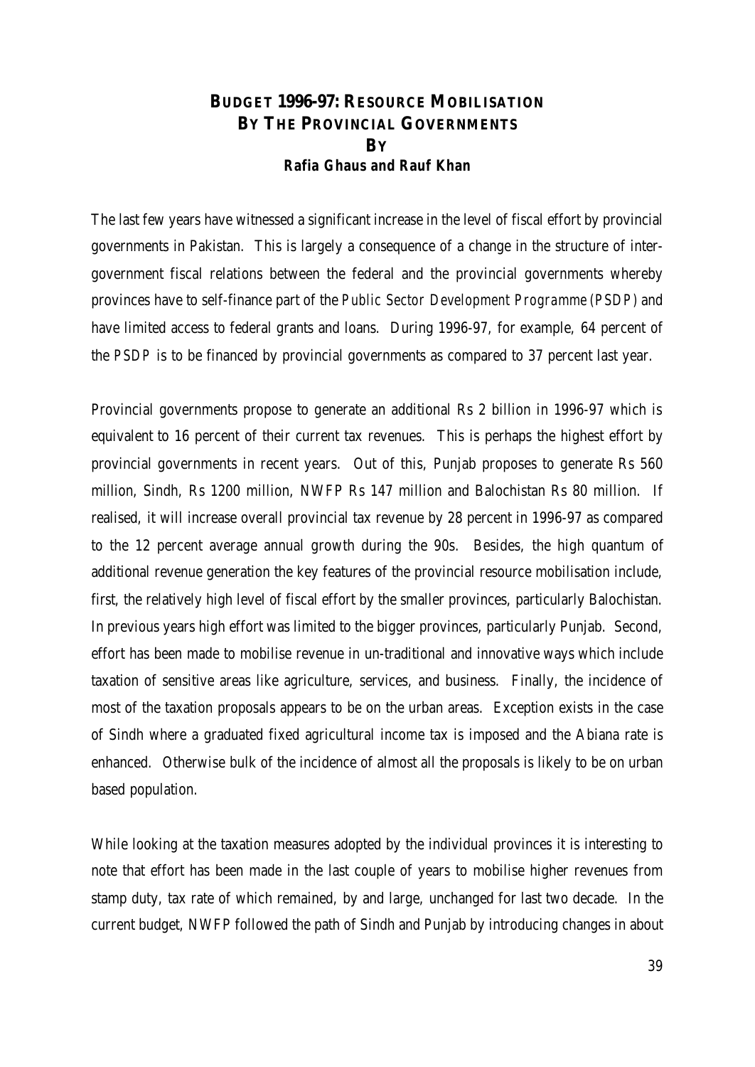# BUDGET 1996-97: RESOURCE MOBILISATION BY THE PROVINCIAL GOVERNMENTS

**BY**

**Rafia Ghaus and Rauf Khan**

The last few years have witnessed a significant increase in the level of fiscal effort by provincial governments in Pakistan. This is largely a consequence of a change in the structure of inter-government fiscal relations between the federal and the provincial governments whereby provinces have to self-finance part of the *Public Sector Development Programme (PSDP)* and have limited access to federal grants and loans. During 1996-97, for example, 64 percent of the *PSDP* is to be financed by provincial governments as compared to 37 percent last year.

Provincial governments propose to generate an additional Rs 2 billion in 1996-97 which is equivalent to 16 percent of their current tax revenues. This is perhaps the highest effort by provincial governments in recent years. Out of this, Punjab proposes to generate Rs 560 million, Sindh, Rs 1200 million, NWFP Rs 147 million and Balochistan Rs 80 million. If realised, it will increase overall provincial tax revenue by 28 percent in 1996-97 as compared to the 12 percent average annual growth during the 90s. Besides, the high quantum of additional revenue generation the key features of the provincial resource mobilisation include, first, the relatively high level of fiscal effort by the smaller provinces, particularly Balochistan. In previous years high effort was limited to the bigger provinces, particularly Punjab. Second, effort has been made to mobilise revenue in un-traditional and innovative ways which include taxation of sensitive areas like agriculture, services, and business. Finally, the incidence of most of the taxation proposals appears to be on the urban areas. Exception exists in the case of Sindh where a graduated fixed agricultural income tax is imposed and the Abiana rate is enhanced. Otherwise bulk of the incidence of almost all the proposals is likely to be on urban based population.

While looking at the taxation measures adopted by the individual provinces it is interesting to note that effort has been made in the last couple of years to mobilise higher revenues from stamp duty, tax rate of which remained, by and large, unchanged for last two decade. In the current budget, NWFP followed the path of Sindh and Punjab by introducing changes in about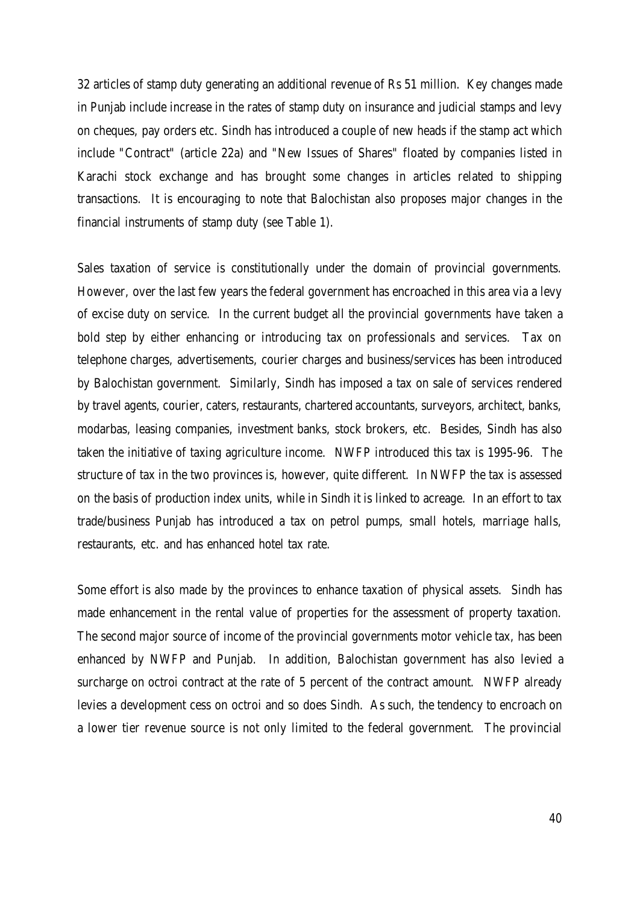32 articles of stamp duty generating an additional revenue of Rs 51 million. Key changes made in Punjab include increase in the rates of stamp duty on insurance and judicial stamps and levy on cheques, pay orders etc. Sindh has introduced a couple of new heads if the stamp act which include "Contract" (article 22a) and "New Issues of Shares" floated by companies listed in Karachi stock exchange and has brought some changes in articles related to shipping transactions. It is encouraging to note that Balochistan also proposes major changes in the financial instruments of stamp duty (see Table 1).

Sales taxation of service is constitutionally under the domain of provincial governments. However, over the last few years the federal government has encroached in this area via a levy of excise duty on service. In the current budget all the provincial governments have taken a bold step by either enhancing or introducing tax on professionals and services. Tax on telephone charges, advertisements, courier charges and business/services has been introduced by Balochistan government. Similarly, Sindh has imposed a tax on sale of services rendered by travel agents, courier, caters, restaurants, chartered accountants, surveyors, architect, banks, modarbas, leasing companies, investment banks, stock brokers, etc. Besides, Sindh has also taken the initiative of taxing agriculture income. NWFP introduced this tax is 1995-96. The structure of tax in the two provinces is, however, quite different. In NWFP the tax is assessed on the basis of production index units, while in Sindh it is linked to acreage. In an effort to tax trade/business Punjab has introduced a tax on petrol pumps, small hotels, marriage halls, restaurants, etc. and has enhanced hotel tax rate.

Some effort is also made by the provinces to enhance taxation of physical assets. Sindh has made enhancement in the rental value of properties for the assessment of property taxation. The second major source of income of the provincial governments motor vehicle tax, has been enhanced by NWFP and Punjab. In addition, Balochistan government has also levied a surcharge on octroi contract at the rate of 5 percent of the contract amount. NWFP already levies a development cess on octroi and so does Sindh. As such, the tendency to encroach on a lower tier revenue source is not only limited to the federal government. The provincial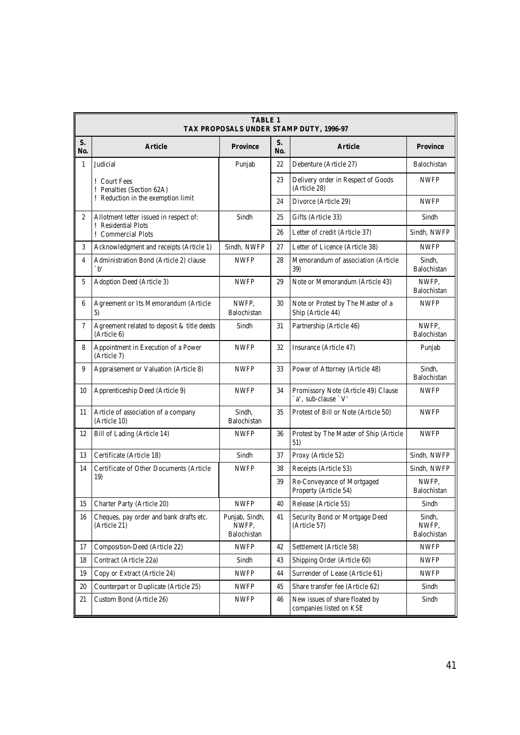**TABLE 1**
**TAX PROPOSALS UNDER STAMP DUTY, 1996-97**

| S. No. | Article | Province | S. No. | Article | Province |
|---|---|---|---|---|---|
| 1 | Judicial | Punjab | 22 | Debenture (Article 27) | Balochistan |
| | ! Court Fees<br>! Penalties (Section 62A)<br>! Reduction in the exemption limit | | 23 | Delivery order in Respect of Goods (Article 28) | NWFP |
| | | | 24 | Divorce (Article 29) | NWFP |
| 2 | Allotment letter issued in respect of:<br>! Residential Plots<br>! Commercial Plots | Sindh | 25 | Gifts (Article 33) | Sindh |
| | | | 26 | Letter of credit (Article 37) | Sindh, NWFP |
| 3 | Acknowledgment and receipts (Article 1) | Sindh, NWFP | 27 | Letter of Licence (Article 38) | NWFP |
| 4 | Administration Bond (Article 2) clause `b' | NWFP | 28 | Memorandum of association (Article 39) | Sindh, Balochistan |
| 5 | Adoption Deed (Article 3) | NWFP | 29 | Note or Memorandum (Article 43) | NWFP, Balochistan |
| 6 | Agreement or Its Memorandum (Article 5) | NWFP, Balochistan | 30 | Note or Protest by The Master of a Ship (Article 44) | NWFP |
| 7 | Agreement related to deposit & title deeds (Article 6) | Sindh | 31 | Partnership (Article 46) | NWFP, Balochistan |
| 8 | Appointment in Execution of a Power (Article 7) | NWFP | 32 | Insurance (Article 47) | Punjab |
| 9 | Appraisement or Valuation (Article 8) | NWFP | 33 | Power of Attorney (Article 48) | Sindh, Balochistan |
| 10 | Apprenticeship Deed (Article 9) | NWFP | 34 | Promissory Note (Article 49) Clause `a', sub-clause `V' | NWFP |
| 11 | Article of association of a company (Article 10) | Sindh, Balochistan | 35 | Protest of Bill or Note (Article 50) | NWFP |
| 12 | Bill of Lading (Article 14) | NWFP | 36 | Protest by The Master of Ship (Article 51) | NWFP |
| 13 | Certificate (Article 18) | Sindh | 37 | Proxy (Article 52) | Sindh, NWFP |
| 14 | Certificate of Other Documents (Article 19) | NWFP | 38 | Receipts (Article 53) | Sindh, NWFP |
| | | | 39 | Re-Conveyance of Mortgaged Property (Article 54) | NWFP, Balochistan |
| 15 | Charter Party (Article 20) | NWFP | 40 | Release (Article 55) | Sindh |
| 16 | Cheques, pay order and bank drafts etc. (Article 21) | Punjab, Sindh, NWFP, Balochistan | 41 | Security Bond or Mortgage Deed (Article 57) | Sindh, NWFP, Balochistan |
| 17 | Composition-Deed (Article 22) | NWFP | 42 | Settlement (Article 58) | NWFP |
| 18 | Contract (Article 22a) | Sindh | 43 | Shipping Order (Article 60) | NWFP |
| 19 | Copy or Extract (Article 24) | NWFP | 44 | Surrender of Lease (Article 61) | NWFP |
| 20 | Counterpart or Duplicate (Article 25) | NWFP | 45 | Share transfer fee (Article 62) | Sindh |
| 21 | Custom Bond (Article 26) | NWFP | 46 | New issues of share floated by companies listed on KSE | Sindh |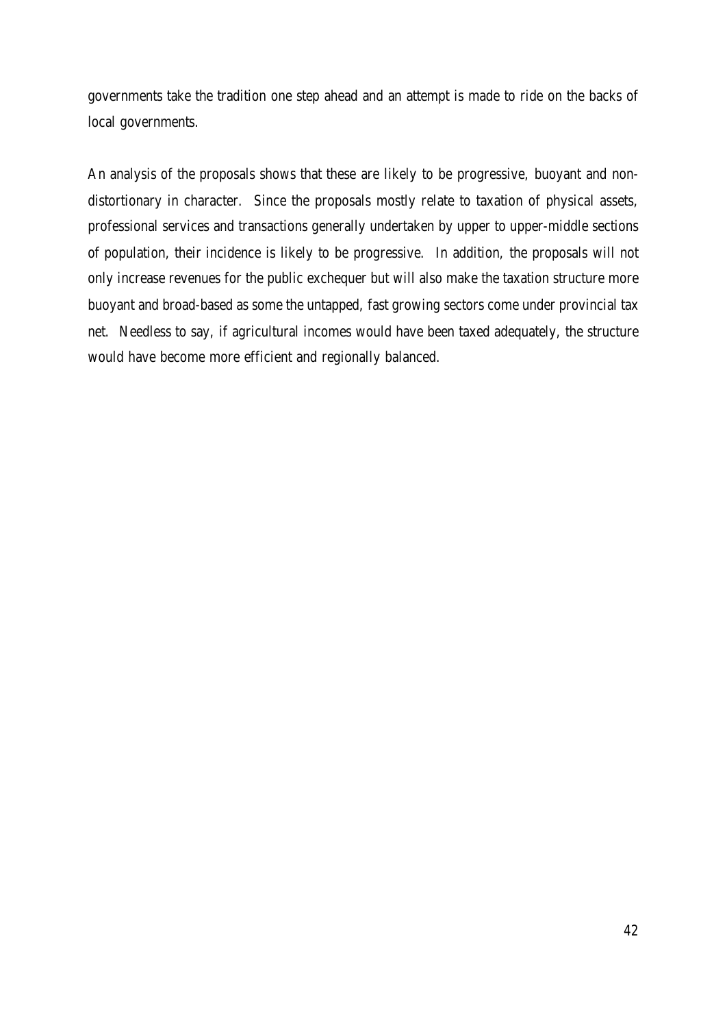governments take the tradition one step ahead and an attempt is made to ride on the backs of local governments.

An analysis of the proposals shows that these are likely to be progressive, buoyant and non-distortionary in character. Since the proposals mostly relate to taxation of physical assets, professional services and transactions generally undertaken by upper to upper-middle sections of population, their incidence is likely to be progressive. In addition, the proposals will not only increase revenues for the public exchequer but will also make the taxation structure more buoyant and broad-based as some the untapped, fast growing sectors come under provincial tax net. Needless to say, if agricultural incomes would have been taxed adequately, the structure would have become more efficient and regionally balanced.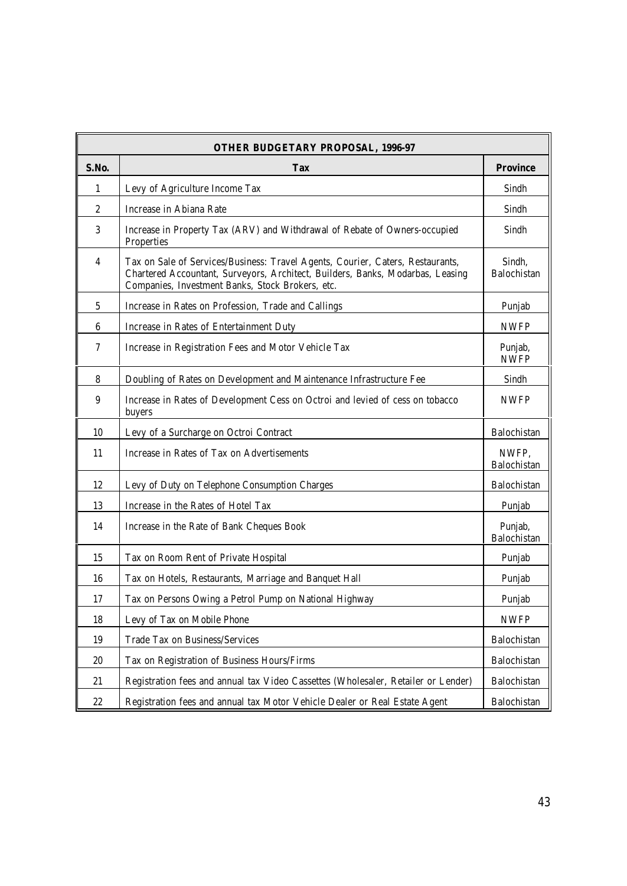| OTHER BUDGETARY PROPOSAL, 1996-97 | | |
|---|---|---|
| **S.No.** | **Tax** | **Province** |
| 1 | Levy of Agriculture Income Tax | Sindh |
| 2 | Increase in Abiana Rate | Sindh |
| 3 | Increase in Property Tax (ARV) and Withdrawal of Rebate of Owners-occupied Properties | Sindh |
| 4 | Tax on Sale of Services/Business: Travel Agents, Courier, Caters, Restaurants, Chartered Accountant, Surveyors, Architect, Builders, Banks, Modarbas, Leasing Companies, Investment Banks, Stock Brokers, etc. | Sindh, Balochistan |
| 5 | Increase in Rates on Profession, Trade and Callings | Punjab |
| 6 | Increase in Rates of Entertainment Duty | NWFP |
| 7 | Increase in Registration Fees and Motor Vehicle Tax | Punjab, NWFP |
| 8 | Doubling of Rates on Development and Maintenance Infrastructure Fee | Sindh |
| 9 | Increase in Rates of Development Cess on Octroi and levied of cess on tobacco buyers | NWFP |
| 10 | Levy of a Surcharge on Octroi Contract | Balochistan |
| 11 | Increase in Rates of Tax on Advertisements | NWFP, Balochistan |
| 12 | Levy of Duty on Telephone Consumption Charges | Balochistan |
| 13 | Increase in the Rates of Hotel Tax | Punjab |
| 14 | Increase in the Rate of Bank Cheques Book | Punjab, Balochistan |
| 15 | Tax on Room Rent of Private Hospital | Punjab |
| 16 | Tax on Hotels, Restaurants, Marriage and Banquet Hall | Punjab |
| 17 | Tax on Persons Owing a Petrol Pump on National Highway | Punjab |
| 18 | Levy of Tax on Mobile Phone | NWFP |
| 19 | Trade Tax on Business/Services | Balochistan |
| 20 | Tax on Registration of Business Hours/Firms | Balochistan |
| 21 | Registration fees and annual tax Video Cassettes (Wholesaler, Retailer or Lender) | Balochistan |
| 22 | Registration fees and annual tax Motor Vehicle Dealer or Real Estate Agent | Balochistan |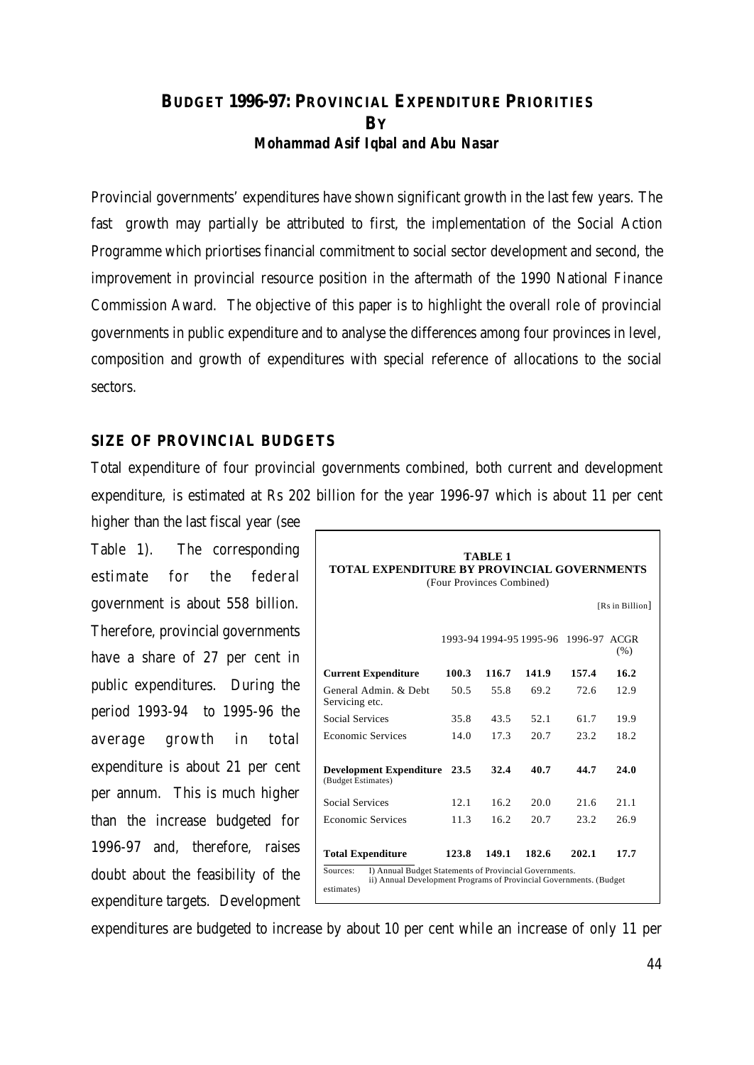# BUDGET 1996-97: PROVINCIAL EXPENDITURE PRIORITIES

**BY**

***Mohammad Asif Iqbal and Abu Nasar***

Provincial governments' expenditures have shown significant growth in the last few years. The fast growth may partially be attributed to first, the implementation of the Social Action Programme which priortises financial commitment to social sector development and second, the improvement in provincial resource position in the aftermath of the 1990 National Finance Commission Award. The objective of this paper is to highlight the overall role of provincial governments in public expenditure and to analyse the differences among four provinces in level, composition and growth of expenditures with special reference of allocations to the social sectors.

## SIZE OF PROVINCIAL BUDGETS

Total expenditure of four provincial governments combined, both current and development expenditure, is estimated at Rs 202 billion for the year 1996-97 which is about 11 per cent higher than the last fiscal year (see Table 1). The corresponding estimate for the federal government is about 558 billion. Therefore, provincial governments have a share of 27 per cent in public expenditures. During the period 1993-94 to 1995-96 the average growth in total expenditure is about 21 per cent per annum. This is much higher than the increase budgeted for 1996-97 and, therefore, raises doubt about the feasibility of the expenditure targets. Development expenditures are budgeted to increase by about 10 per cent while an increase of only 11 per

**TABLE 1**
**TOTAL EXPENDITURE BY PROVINCIAL GOVERNMENTS**
(Four Provinces Combined)

[Rs in Billion]

| | 1993-94 | 1994-95 | 1995-96 | 1996-97 | ACGR (%) |
|---|---|---|---|---|---|
| **Current Expenditure** | **100.3** | **116.7** | **141.9** | **157.4** | **16.2** |
| General Admin. & Debt Servicing etc. | 50.5 | 55.8 | 69.2 | 72.6 | 12.9 |
| Social Services | 35.8 | 43.5 | 52.1 | 61.7 | 19.9 |
| Economic Services | 14.0 | 17.3 | 20.7 | 23.2 | 18.2 |
| **Development Expenditure** (Budget Estimates) | **23.5** | **32.4** | **40.7** | **44.7** | **24.0** |
| Social Services | 12.1 | 16.2 | 20.0 | 21.6 | 21.1 |
| Economic Services | 11.3 | 16.2 | 20.7 | 23.2 | 26.9 |
| **Total Expenditure** | **123.8** | **149.1** | **182.6** | **202.1** | **17.7** |

Sources: I) Annual Budget Statements of Provincial Governments.
ii) Annual Development Programs of Provincial Governments. (Budget estimates)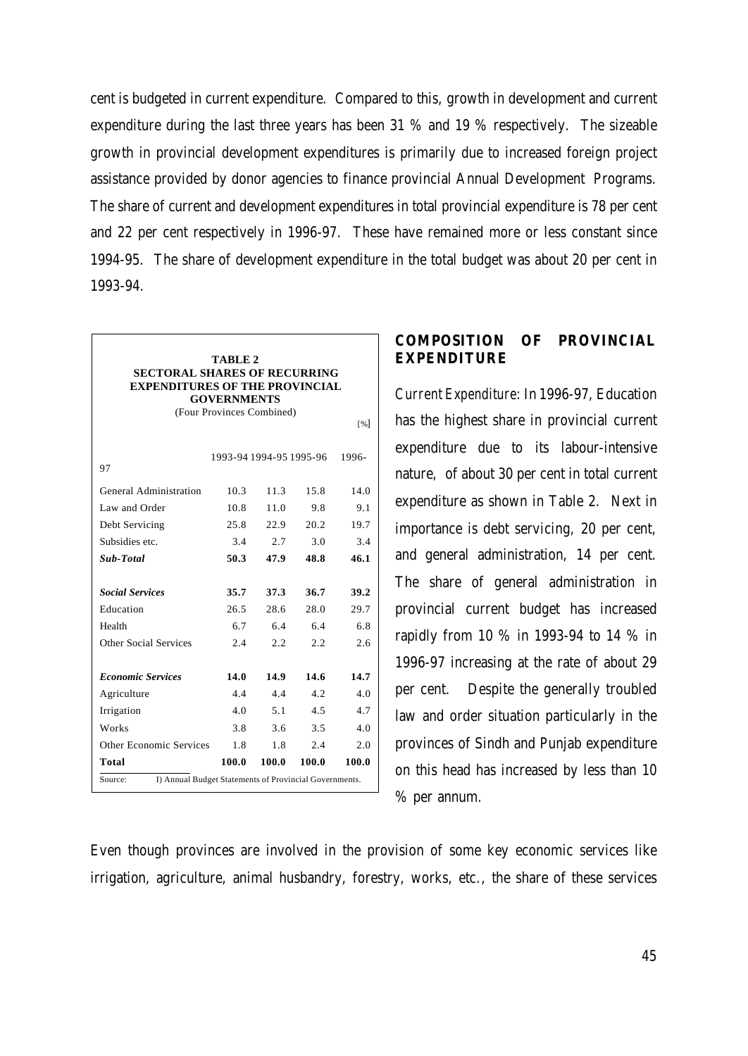cent is budgeted in current expenditure. Compared to this, growth in development and current expenditure during the last three years has been 31 % and 19 % respectively. The sizeable growth in provincial development expenditures is primarily due to increased foreign project assistance provided by donor agencies to finance provincial Annual Development Programs. The share of current and development expenditures in total provincial expenditure is 78 per cent and 22 per cent respectively in 1996-97. These have remained more or less constant since 1994-95. The share of development expenditure in the total budget was about 20 per cent in 1993-94.

**TABLE 2**
**SECTORAL SHARES OF RECURRING EXPENDITURES OF THE PROVINCIAL GOVERNMENTS**
(Four Provinces Combined)

[%]

| | 1993-94 | 1994-95 | 1995-96 | 1996-97 |
|---|---|---|---|---|
| General Administration | 10.3 | 11.3 | 15.8 | 14.0 |
| Law and Order | 10.8 | 11.0 | 9.8 | 9.1 |
| Debt Servicing | 25.8 | 22.9 | 20.2 | 19.7 |
| Subsidies etc. | 3.4 | 2.7 | 3.0 | 3.4 |
| ***Sub-Total*** | **50.3** | **47.9** | **48.8** | **46.1** |
| ***Social Services*** | **35.7** | **37.3** | **36.7** | **39.2** |
| Education | 26.5 | 28.6 | 28.0 | 29.7 |
| Health | 6.7 | 6.4 | 6.4 | 6.8 |
| Other Social Services | 2.4 | 2.2 | 2.2 | 2.6 |
| ***Economic Services*** | **14.0** | **14.9** | **14.6** | **14.7** |
| Agriculture | 4.4 | 4.4 | 4.2 | 4.0 |
| Irrigation | 4.0 | 5.1 | 4.5 | 4.7 |
| Works | 3.8 | 3.6 | 3.5 | 4.0 |
| Other Economic Services | 1.8 | 1.8 | 2.4 | 2.0 |
| **Total** | **100.0** | **100.0** | **100.0** | **100.0** |

Source: I) Annual Budget Statements of Provincial Governments.

## COMPOSITION OF PROVINCIAL EXPENDITURE

*Current Expenditure:* In 1996-97, Education has the highest share in provincial current expenditure due to its labour-intensive nature, of about 30 per cent in total current expenditure as shown in Table 2. Next in importance is debt servicing, 20 per cent, and general administration, 14 per cent. The share of general administration in provincial current budget has increased rapidly from 10 % in 1993-94 to 14 % in 1996-97 increasing at the rate of about 29 per cent. Despite the generally troubled law and order situation particularly in the provinces of Sindh and Punjab expenditure on this head has increased by less than 10 % per annum.

Even though provinces are involved in the provision of some key economic services like irrigation, agriculture, animal husbandry, forestry, works, etc., the share of these services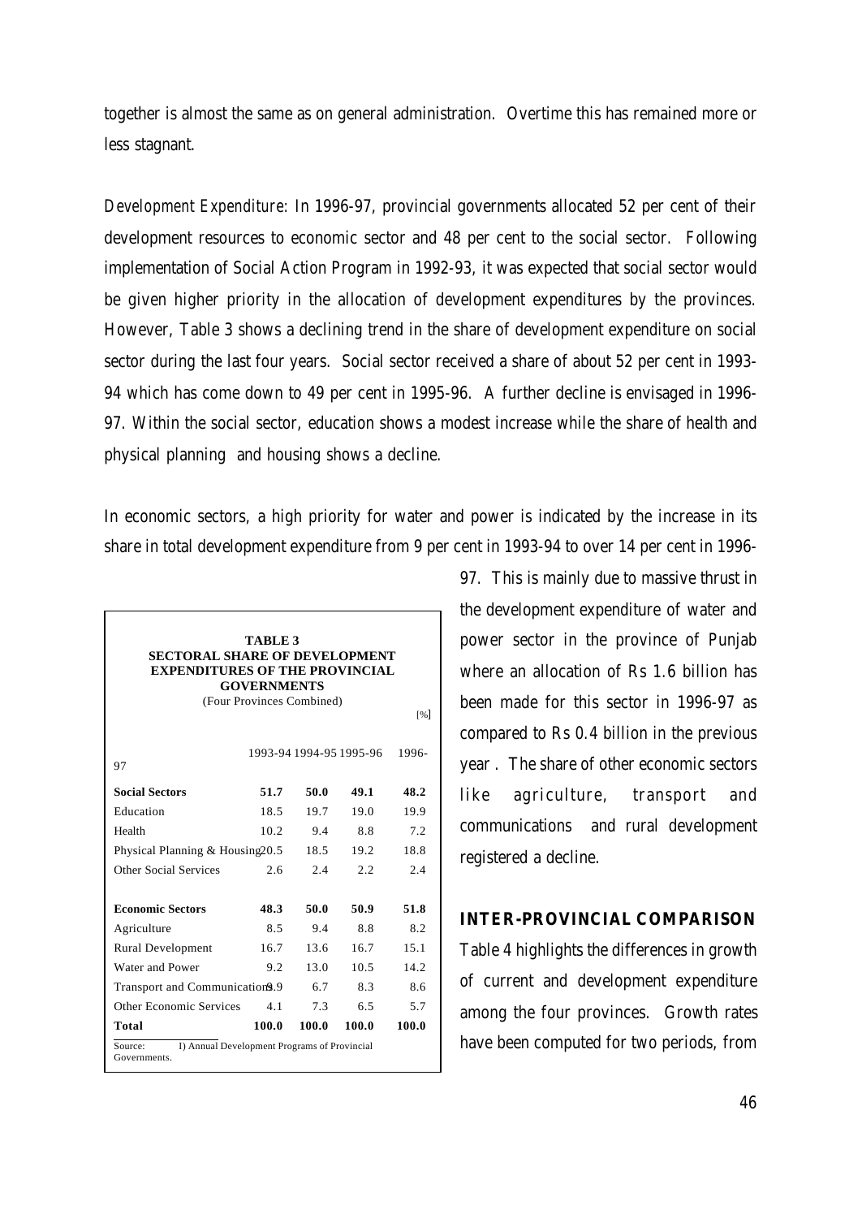together is almost the same as on general administration. Overtime this has remained more or less stagnant.

*Development Expenditure*: In 1996-97, provincial governments allocated 52 per cent of their development resources to economic sector and 48 per cent to the social sector. Following implementation of Social Action Program in 1992-93, it was expected that social sector would be given higher priority in the allocation of development expenditures by the provinces. However, Table 3 shows a declining trend in the share of development expenditure on social sector during the last four years. Social sector received a share of about 52 per cent in 1993-94 which has come down to 49 per cent in 1995-96. A further decline is envisaged in 1996-97. Within the social sector, education shows a modest increase while the share of health and physical planning and housing shows a decline.

In economic sectors, a high priority for water and power is indicated by the increase in its share in total development expenditure from 9 per cent in 1993-94 to over 14 per cent in 1996-97. This is mainly due to massive thrust in the development expenditure of water and power sector in the province of Punjab where an allocation of Rs 1.6 billion has been made for this sector in 1996-97 as compared to Rs 0.4 billion in the previous year . The share of other economic sectors like agriculture, transport and communications and rural development registered a decline.

**TABLE 3**
**SECTORAL SHARE OF DEVELOPMENT EXPENDITURES OF THE PROVINCIAL GOVERNMENTS**
(Four Provinces Combined)

[%]

| | 1993-94 | 1994-95 | 1995-96 | 1996-97 |
|---|---|---|---|---|
| **Social Sectors** | **51.7** | **50.0** | **49.1** | **48.2** |
| Education | 18.5 | 19.7 | 19.0 | 19.9 |
| Health | 10.2 | 9.4 | 8.8 | 7.2 |
| Physical Planning & Housing | 20.5 | 18.5 | 19.2 | 18.8 |
| Other Social Services | 2.6 | 2.4 | 2.2 | 2.4 |
| **Economic Sectors** | **48.3** | **50.0** | **50.9** | **51.8** |
| Agriculture | 8.5 | 9.4 | 8.8 | 8.2 |
| Rural Development | 16.7 | 13.6 | 16.7 | 15.1 |
| Water and Power | 9.2 | 13.0 | 10.5 | 14.2 |
| Transport and Communications | 9.9 | 6.7 | 8.3 | 8.6 |
| Other Economic Services | 4.1 | 7.3 | 6.5 | 5.7 |
| **Total** | **100.0** | **100.0** | **100.0** | **100.0** |

Source: I) Annual Development Programs of Provincial Governments.

## INTER-PROVINCIAL COMPARISON

Table 4 highlights the differences in growth of current and development expenditure among the four provinces. Growth rates have been computed for two periods, from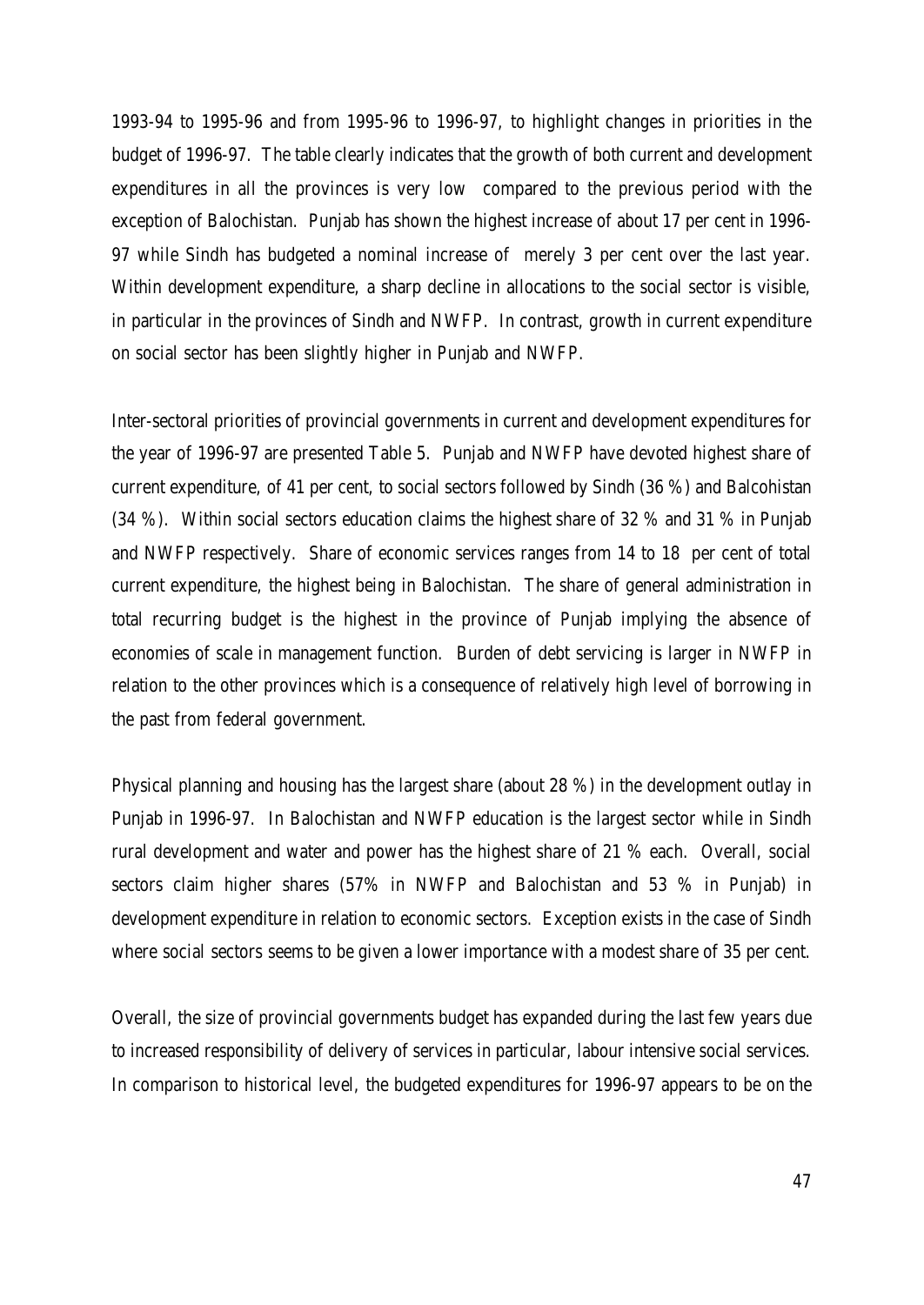1993-94 to 1995-96 and from 1995-96 to 1996-97, to highlight changes in priorities in the budget of 1996-97. The table clearly indicates that the growth of both current and development expenditures in all the provinces is very low compared to the previous period with the exception of Balochistan. Punjab has shown the highest increase of about 17 per cent in 1996-97 while Sindh has budgeted a nominal increase of merely 3 per cent over the last year. Within development expenditure, a sharp decline in allocations to the social sector is visible, in particular in the provinces of Sindh and NWFP. In contrast, growth in current expenditure on social sector has been slightly higher in Punjab and NWFP.

Inter-sectoral priorities of provincial governments in current and development expenditures for the year of 1996-97 are presented Table 5. Punjab and NWFP have devoted highest share of current expenditure, of 41 per cent, to social sectors followed by Sindh (36 %) and Balcohistan (34 %). Within social sectors education claims the highest share of 32 % and 31 % in Punjab and NWFP respectively. Share of economic services ranges from 14 to 18 per cent of total current expenditure, the highest being in Balochistan. The share of general administration in total recurring budget is the highest in the province of Punjab implying the absence of economies of scale in management function. Burden of debt servicing is larger in NWFP in relation to the other provinces which is a consequence of relatively high level of borrowing in the past from federal government.

Physical planning and housing has the largest share (about 28 %) in the development outlay in Punjab in 1996-97. In Balochistan and NWFP education is the largest sector while in Sindh rural development and water and power has the highest share of 21 % each. Overall, social sectors claim higher shares (57% in NWFP and Balochistan and 53 % in Punjab) in development expenditure in relation to economic sectors. Exception exists in the case of Sindh where social sectors seems to be given a lower importance with a modest share of 35 per cent.

Overall, the size of provincial governments budget has expanded during the last few years due to increased responsibility of delivery of services in particular, labour intensive social services. In comparison to historical level, the budgeted expenditures for 1996-97 appears to be on the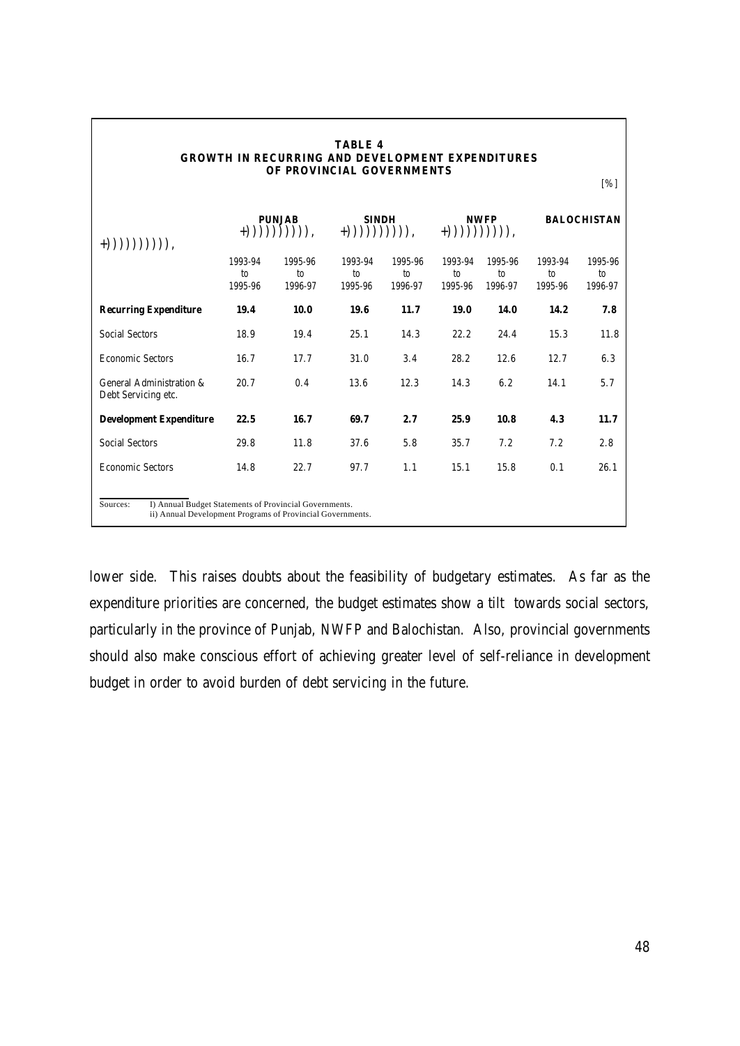**TABLE 4**
**GROWTH IN RECURRING AND DEVELOPMENT EXPENDITURES OF PROVINCIAL GOVERNMENTS**

[%]

| | **PUNJAB** | | **SINDH** | | **NWFP** | | **BALOCHISTAN** | |
|---|---|---|---|---|---|---|---|---|
| | 1993-94 to 1995-96 | 1995-96 to 1996-97 | 1993-94 to 1995-96 | 1995-96 to 1996-97 | 1993-94 to 1995-96 | 1995-96 to 1996-97 | 1993-94 to 1995-96 | 1995-96 to 1996-97 |
| **Recurring Expenditure** | **19.4** | **10.0** | **19.6** | **11.7** | **19.0** | **14.0** | **14.2** | **7.8** |
| Social Sectors | 18.9 | 19.4 | 25.1 | 14.3 | 22.2 | 24.4 | 15.3 | 11.8 |
| Economic Sectors | 16.7 | 17.7 | 31.0 | 3.4 | 28.2 | 12.6 | 12.7 | 6.3 |
| General Administration & Debt Servicing etc. | 20.7 | 0.4 | 13.6 | 12.3 | 14.3 | 6.2 | 14.1 | 5.7 |
| **Development Expenditure** | **22.5** | **16.7** | **69.7** | **2.7** | **25.9** | **10.8** | **4.3** | **11.7** |
| Social Sectors | 29.8 | 11.8 | 37.6 | 5.8 | 35.7 | 7.2 | 7.2 | 2.8 |
| Economic Sectors | 14.8 | 22.7 | 97.7 | 1.1 | 15.1 | 15.8 | 0.1 | 26.1 |

Sources: I) Annual Budget Statements of Provincial Governments.
ii) Annual Development Programs of Provincial Governments.

lower side. This raises doubts about the feasibility of budgetary estimates. As far as the expenditure priorities are concerned, the budget estimates show a tilt towards social sectors, particularly in the province of Punjab, NWFP and Balochistan. Also, provincial governments should also make conscious effort of achieving greater level of self-reliance in development budget in order to avoid burden of debt servicing in the future.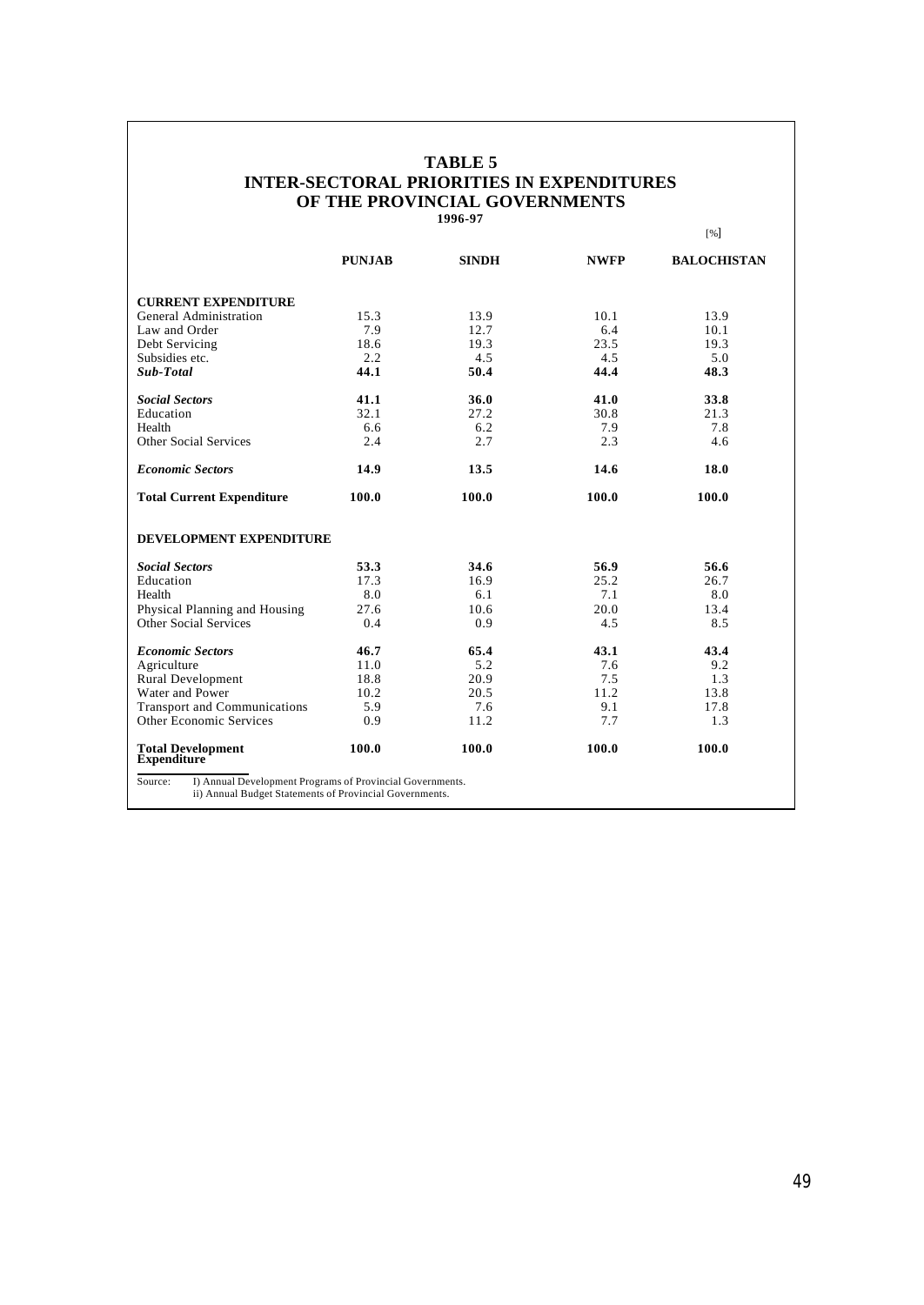# TABLE 5
## INTER-SECTORAL PRIORITIES IN EXPENDITURES OF THE PROVINCIAL GOVERNMENTS
**1996-97**

[%]

| | PUNJAB | SINDH | NWFP | BALOCHISTAN |
|---|---|---|---|---|
| **CURRENT EXPENDITURE** | | | | |
| General Administration | 15.3 | 13.9 | 10.1 | 13.9 |
| Law and Order | 7.9 | 12.7 | 6.4 | 10.1 |
| Debt Servicing | 18.6 | 19.3 | 23.5 | 19.3 |
| Subsidies etc. | 2.2 | 4.5 | 4.5 | 5.0 |
| ***Sub-Total*** | **44.1** | **50.4** | **44.4** | **48.3** |
| ***Social Sectors*** | **41.1** | **36.0** | **41.0** | **33.8** |
| Education | 32.1 | 27.2 | 30.8 | 21.3 |
| Health | 6.6 | 6.2 | 7.9 | 7.8 |
| Other Social Services | 2.4 | 2.7 | 2.3 | 4.6 |
| ***Economic Sectors*** | **14.9** | **13.5** | **14.6** | **18.0** |
| **Total Current Expenditure** | **100.0** | **100.0** | **100.0** | **100.0** |
| **DEVELOPMENT EXPENDITURE** | | | | |
| ***Social Sectors*** | **53.3** | **34.6** | **56.9** | **56.6** |
| Education | 17.3 | 16.9 | 25.2 | 26.7 |
| Health | 8.0 | 6.1 | 7.1 | 8.0 |
| Physical Planning and Housing | 27.6 | 10.6 | 20.0 | 13.4 |
| Other Social Services | 0.4 | 0.9 | 4.5 | 8.5 |
| ***Economic Sectors*** | **46.7** | **65.4** | **43.1** | **43.4** |
| Agriculture | 11.0 | 5.2 | 7.6 | 9.2 |
| Rural Development | 18.8 | 20.9 | 7.5 | 1.3 |
| Water and Power | 10.2 | 20.5 | 11.2 | 13.8 |
| Transport and Communications | 5.9 | 7.6 | 9.1 | 17.8 |
| Other Economic Services | 0.9 | 11.2 | 7.7 | 1.3 |
| **Total Development Expenditure** | **100.0** | **100.0** | **100.0** | **100.0** |

Source: I) Annual Development Programs of Provincial Governments.
ii) Annual Budget Statements of Provincial Governments.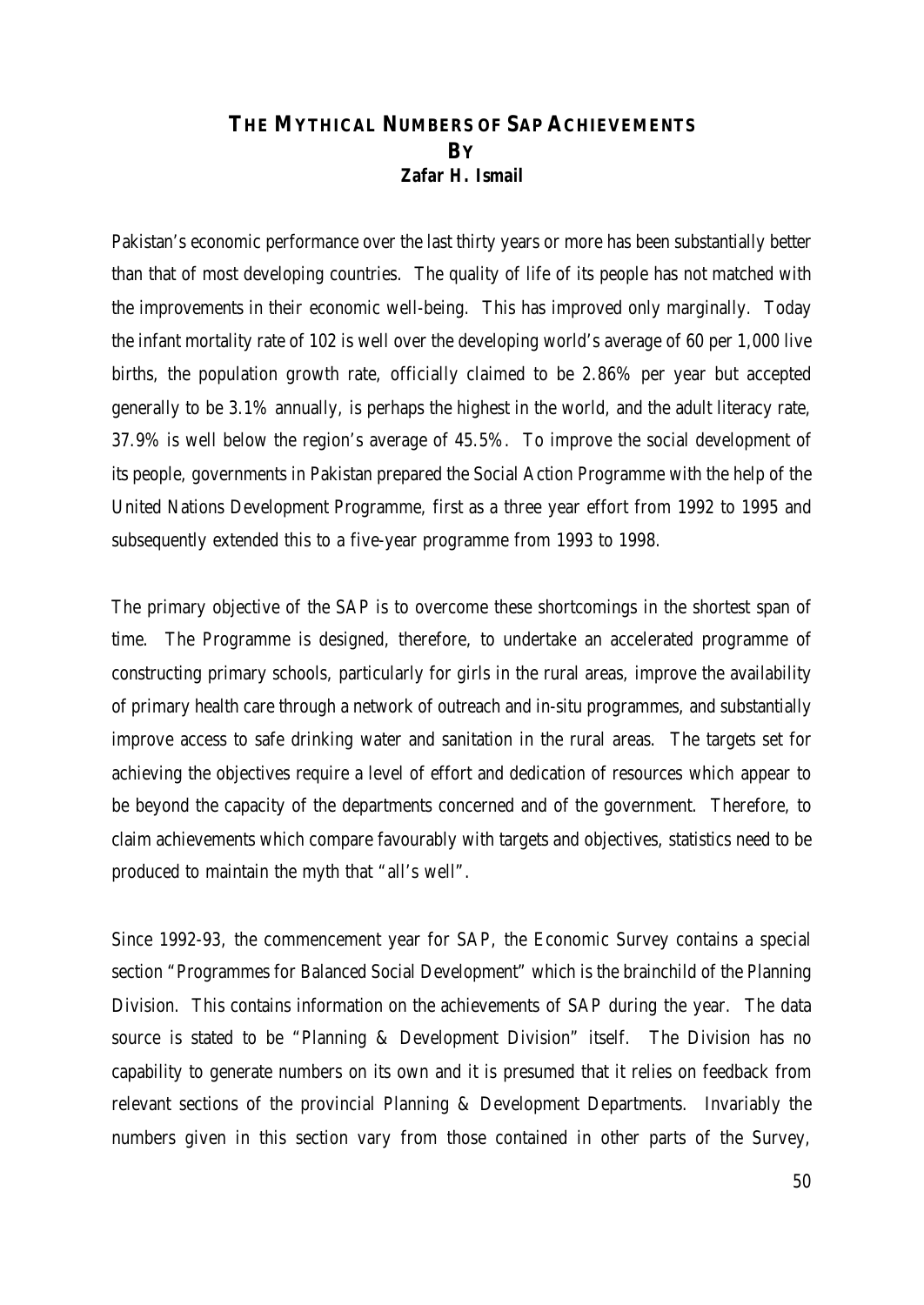# THE MYTHICAL NUMBERS OF SAP ACHIEVEMENTS

**BY**

**Zafar H. Ismail**

Pakistan's economic performance over the last thirty years or more has been substantially better than that of most developing countries. The quality of life of its people has not matched with the improvements in their economic well-being. This has improved only marginally. Today the infant mortality rate of 102 is well over the developing world's average of 60 per 1,000 live births, the population growth rate, officially claimed to be 2.86% per year but accepted generally to be 3.1% annually, is perhaps the highest in the world, and the adult literacy rate, 37.9% is well below the region's average of 45.5%. To improve the social development of its people, governments in Pakistan prepared the Social Action Programme with the help of the United Nations Development Programme, first as a three year effort from 1992 to 1995 and subsequently extended this to a five-year programme from 1993 to 1998.

The primary objective of the SAP is to overcome these shortcomings in the shortest span of time. The Programme is designed, therefore, to undertake an accelerated programme of constructing primary schools, particularly for girls in the rural areas, improve the availability of primary health care through a network of outreach and in-situ programmes, and substantially improve access to safe drinking water and sanitation in the rural areas. The targets set for achieving the objectives require a level of effort and dedication of resources which appear to be beyond the capacity of the departments concerned and of the government. Therefore, to claim achievements which compare favourably with targets and objectives, statistics need to be produced to maintain the myth that "all's well".

Since 1992-93, the commencement year for SAP, the Economic Survey contains a special section "Programmes for Balanced Social Development" which is the brainchild of the Planning Division. This contains information on the achievements of SAP during the year. The data source is stated to be "Planning & Development Division" itself. The Division has no capability to generate numbers on its own and it is presumed that it relies on feedback from relevant sections of the provincial Planning & Development Departments. Invariably the numbers given in this section vary from those contained in other parts of the Survey,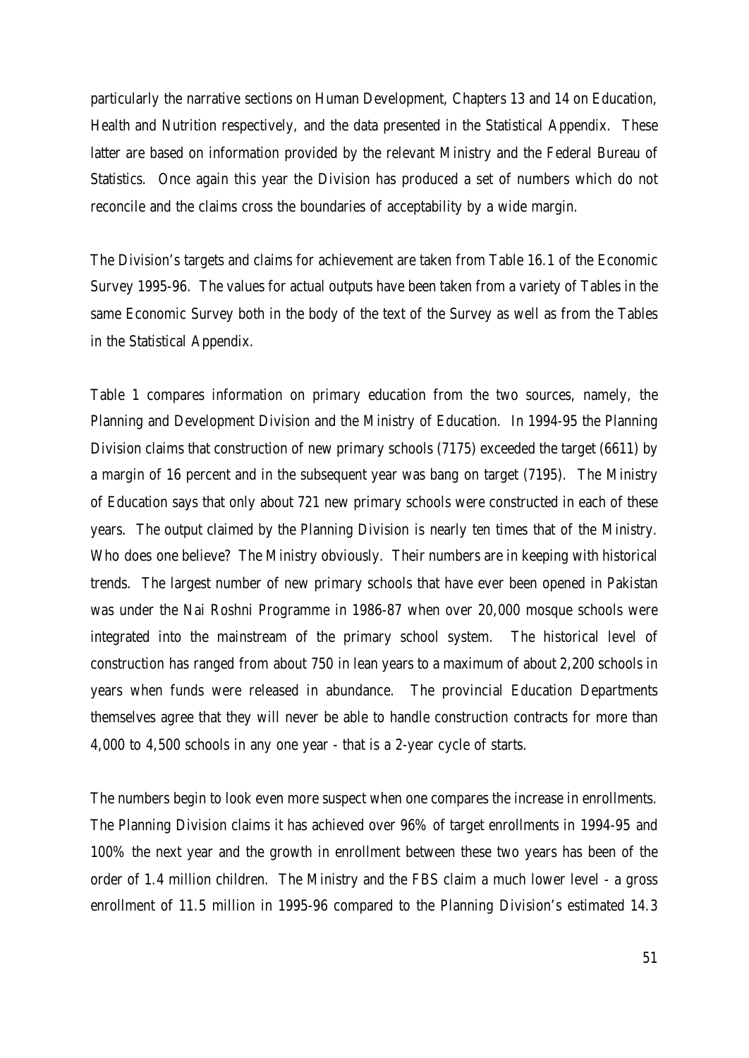particularly the narrative sections on Human Development, Chapters 13 and 14 on Education, Health and Nutrition respectively, and the data presented in the Statistical Appendix. These latter are based on information provided by the relevant Ministry and the Federal Bureau of Statistics. Once again this year the Division has produced a set of numbers which do not reconcile and the claims cross the boundaries of acceptability by a wide margin.

The Division's targets and claims for achievement are taken from Table 16.1 of the Economic Survey 1995-96. The values for actual outputs have been taken from a variety of Tables in the same Economic Survey both in the body of the text of the Survey as well as from the Tables in the Statistical Appendix.

Table 1 compares information on primary education from the two sources, namely, the Planning and Development Division and the Ministry of Education. In 1994-95 the Planning Division claims that construction of new primary schools (7175) exceeded the target (6611) by a margin of 16 percent and in the subsequent year was bang on target (7195). The Ministry of Education says that only about 721 new primary schools were constructed in each of these years. The output claimed by the Planning Division is nearly ten times that of the Ministry. Who does one believe? The Ministry obviously. Their numbers are in keeping with historical trends. The largest number of new primary schools that have ever been opened in Pakistan was under the Nai Roshni Programme in 1986-87 when over 20,000 mosque schools were integrated into the mainstream of the primary school system. The historical level of construction has ranged from about 750 in lean years to a maximum of about 2,200 schools in years when funds were released in abundance. The provincial Education Departments themselves agree that they will never be able to handle construction contracts for more than 4,000 to 4,500 schools in any one year - that is a 2-year cycle of starts.

The numbers begin to look even more suspect when one compares the increase in enrollments. The Planning Division claims it has achieved over 96% of target enrollments in 1994-95 and 100% the next year and the growth in enrollment between these two years has been of the order of 1.4 million children. The Ministry and the FBS claim a much lower level - a gross enrollment of 11.5 million in 1995-96 compared to the Planning Division's estimated 14.3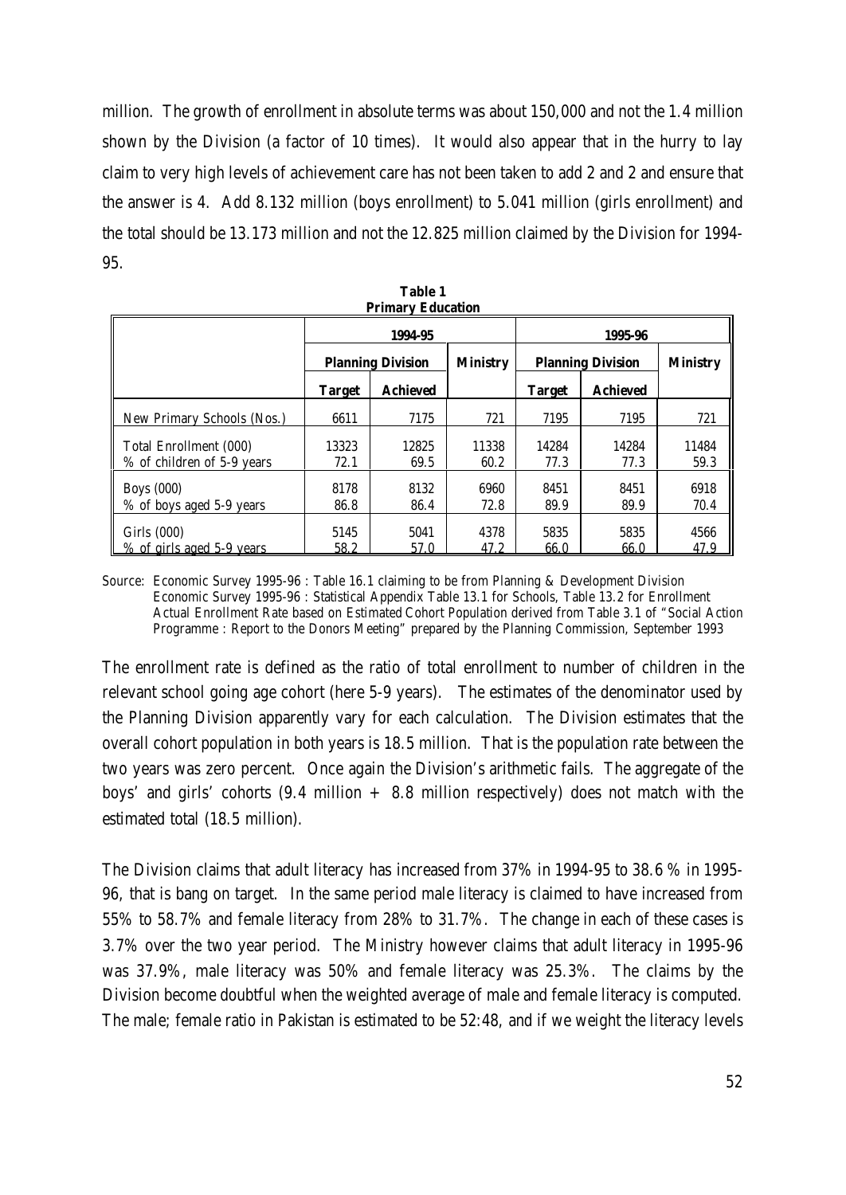million. The growth of enrollment in absolute terms was about 150,000 and not the 1.4 million shown by the Division (a factor of 10 times). It would also appear that in the hurry to lay claim to very high levels of achievement care has not been taken to add 2 and 2 and ensure that the answer is 4. Add 8.132 million (boys enrollment) to 5.041 million (girls enrollment) and the total should be 13.173 million and not the 12.825 million claimed by the Division for 1994-95.

**Table 1**
**Primary Education**

| | 1994-95 | | | 1995-96 | | |
|---|---|---|---|---|---|---|
| | Planning Division | | Ministry | Planning Division | | Ministry |
| | Target | Achieved | | Target | Achieved | |
| New Primary Schools (Nos.) | 6611 | 7175 | 721 | 7195 | 7195 | 721 |
| Total Enrollment (000) | 13323 | 12825 | 11338 | 14284 | 14284 | 11484 |
| % of children of 5-9 years | 72.1 | 69.5 | 60.2 | 77.3 | 77.3 | 59.3 |
| Boys (000) | 8178 | 8132 | 6960 | 8451 | 8451 | 6918 |
| % of boys aged 5-9 years | 86.8 | 86.4 | 72.8 | 89.9 | 89.9 | 70.4 |
| Girls (000) | 5145 | 5041 | 4378 | 5835 | 5835 | 4566 |
| % of girls aged 5-9 years | 58.2 | 57.0 | 47.2 | 66.0 | 66.0 | 47.9 |

Source: Economic Survey 1995-96 : Table 16.1 claiming to be from Planning & Development Division
Economic Survey 1995-96 : Statistical Appendix Table 13.1 for Schools, Table 13.2 for Enrollment
Actual Enrollment Rate based on Estimated Cohort Population derived from Table 3.1 of "Social Action Programme : Report to the Donors Meeting" prepared by the Planning Commission, September 1993

The enrollment rate is defined as the ratio of total enrollment to number of children in the relevant school going age cohort (here 5-9 years). The estimates of the denominator used by the Planning Division apparently vary for each calculation. The Division estimates that the overall cohort population in both years is 18.5 million. That is the population rate between the two years was zero percent. Once again the Division's arithmetic fails. The aggregate of the boys' and girls' cohorts (9.4 million + 8.8 million respectively) does not match with the estimated total (18.5 million).

The Division claims that adult literacy has increased from 37% in 1994-95 to 38.6 % in 1995-96, that is bang on target. In the same period male literacy is claimed to have increased from 55% to 58.7% and female literacy from 28% to 31.7%. The change in each of these cases is 3.7% over the two year period. The Ministry however claims that adult literacy in 1995-96 was 37.9%, male literacy was 50% and female literacy was 25.3%. The claims by the Division become doubtful when the weighted average of male and female literacy is computed. The male; female ratio in Pakistan is estimated to be 52:48, and if we weight the literacy levels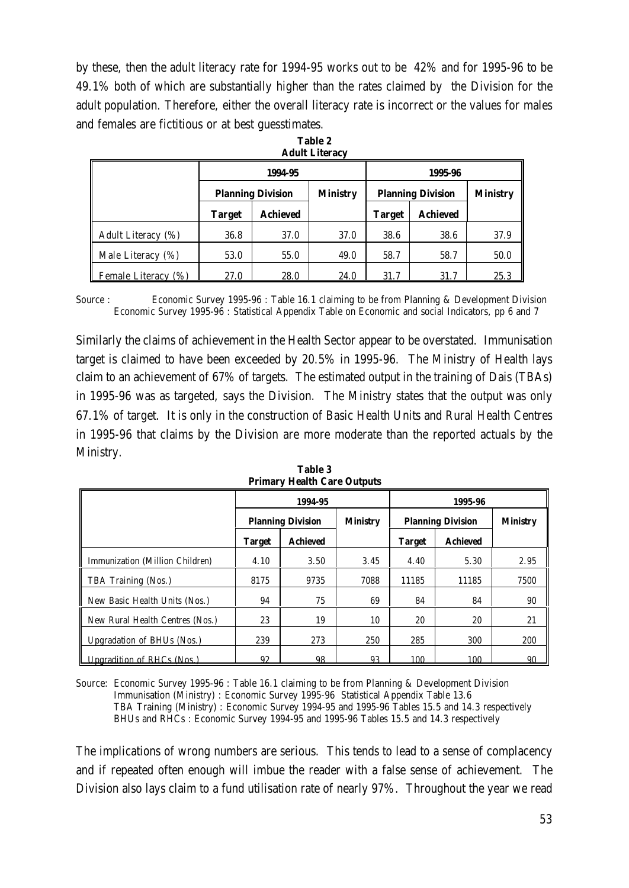by these, then the adult literacy rate for 1994-95 works out to be 42% and for 1995-96 to be 49.1% both of which are substantially higher than the rates claimed by the Division for the adult population. Therefore, either the overall literacy rate is incorrect or the values for males and females are fictitious or at best guesstimates.

**Table 2**
**Adult Literacy**

| | 1994-95 | | | 1995-96 | | |
|---|---|---|---|---|---|---|
| | Planning Division | | Ministry | Planning Division | | Ministry |
| | Target | Achieved | | Target | Achieved | |
| Adult Literacy (%) | 36.8 | 37.0 | 37.0 | 38.6 | 38.6 | 37.9 |
| Male Literacy (%) | 53.0 | 55.0 | 49.0 | 58.7 | 58.7 | 50.0 |
| Female Literacy (%) | 27.0 | 28.0 | 24.0 | 31.7 | 31.7 | 25.3 |

Source : Economic Survey 1995-96 : Table 16.1 claiming to be from Planning & Development Division
Economic Survey 1995-96 : Statistical Appendix Table on Economic and social Indicators, pp 6 and 7

Similarly the claims of achievement in the Health Sector appear to be overstated. Immunisation target is claimed to have been exceeded by 20.5% in 1995-96. The Ministry of Health lays claim to an achievement of 67% of targets. The estimated output in the training of Dais (TBAs) in 1995-96 was as targeted, says the Division. The Ministry states that the output was only 67.1% of target. It is only in the construction of Basic Health Units and Rural Health Centres in 1995-96 that claims by the Division are more moderate than the reported actuals by the Ministry.

**Table 3**
**Primary Health Care Outputs**

| | 1994-95 | | | 1995-96 | | |
|---|---|---|---|---|---|---|
| | Planning Division | | Ministry | Planning Division | | Ministry |
| | Target | Achieved | | Target | Achieved | |
| Immunization (Million Children) | 4.10 | 3.50 | 3.45 | 4.40 | 5.30 | 2.95 |
| TBA Training (Nos.) | 8175 | 9735 | 7088 | 11185 | 11185 | 7500 |
| New Basic Health Units (Nos.) | 94 | 75 | 69 | 84 | 84 | 90 |
| New Rural Health Centres (Nos.) | 23 | 19 | 10 | 20 | 20 | 21 |
| Upgradation of BHUs (Nos.) | 239 | 273 | 250 | 285 | 300 | 200 |
| Upgradition of RHCs (Nos.) | 92 | 98 | 93 | 100 | 100 | 90 |

Source: Economic Survey 1995-96 : Table 16.1 claiming to be from Planning & Development Division
Immunisation (Ministry) : Economic Survey 1995-96 Statistical Appendix Table 13.6
TBA Training (Ministry) : Economic Survey 1994-95 and 1995-96 Tables 15.5 and 14.3 respectively
BHUs and RHCs : Economic Survey 1994-95 and 1995-96 Tables 15.5 and 14.3 respectively

The implications of wrong numbers are serious. This tends to lead to a sense of complacency and if repeated often enough will imbue the reader with a false sense of achievement. The Division also lays claim to a fund utilisation rate of nearly 97%. Throughout the year we read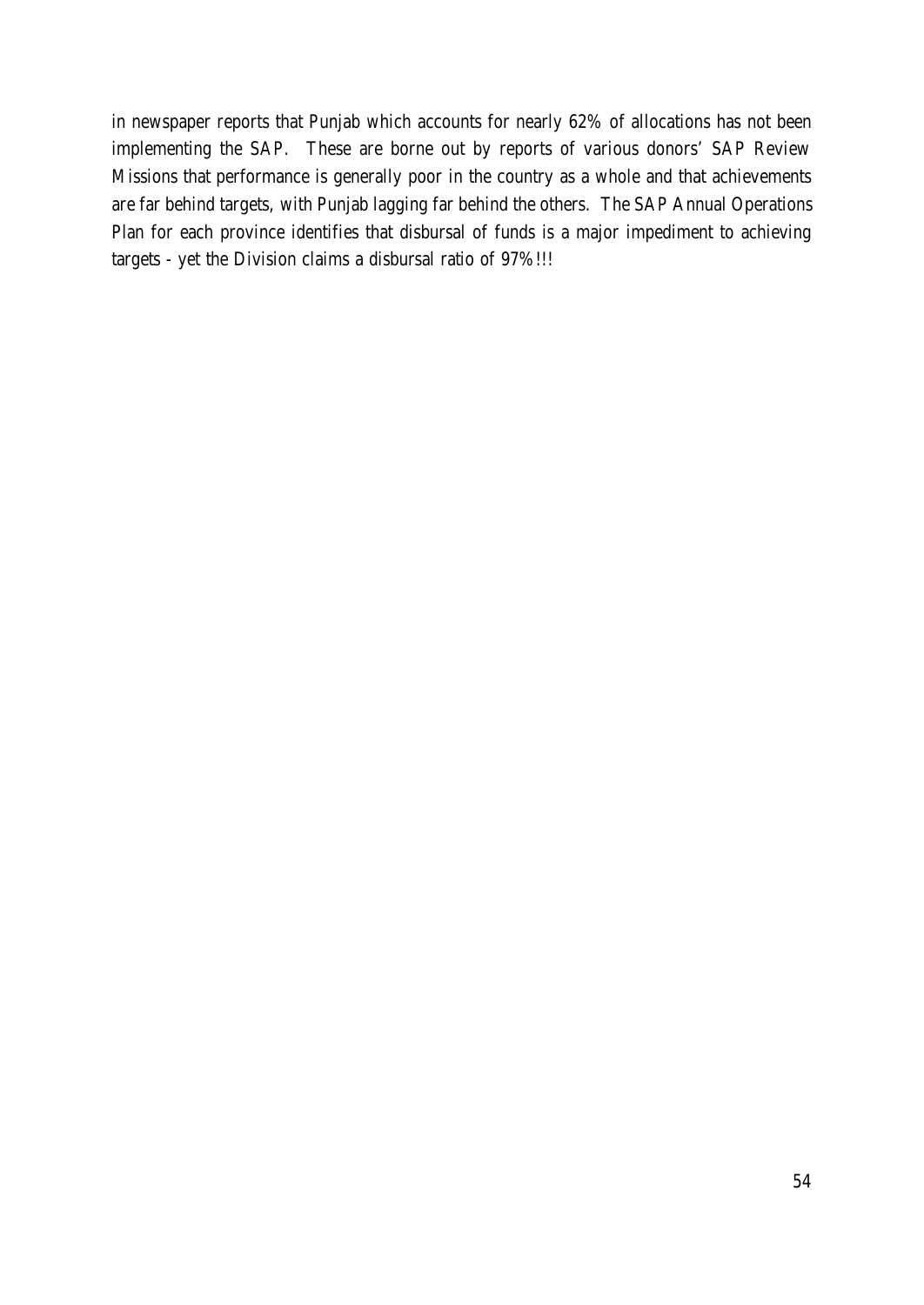in newspaper reports that Punjab which accounts for nearly 62% of allocations has not been implementing the SAP. These are borne out by reports of various donors' SAP Review Missions that performance is generally poor in the country as a whole and that achievements are far behind targets, with Punjab lagging far behind the others. The SAP Annual Operations Plan for each province identifies that disbursal of funds is a major impediment to achieving targets - yet the Division claims a disbursal ratio of 97%!!!